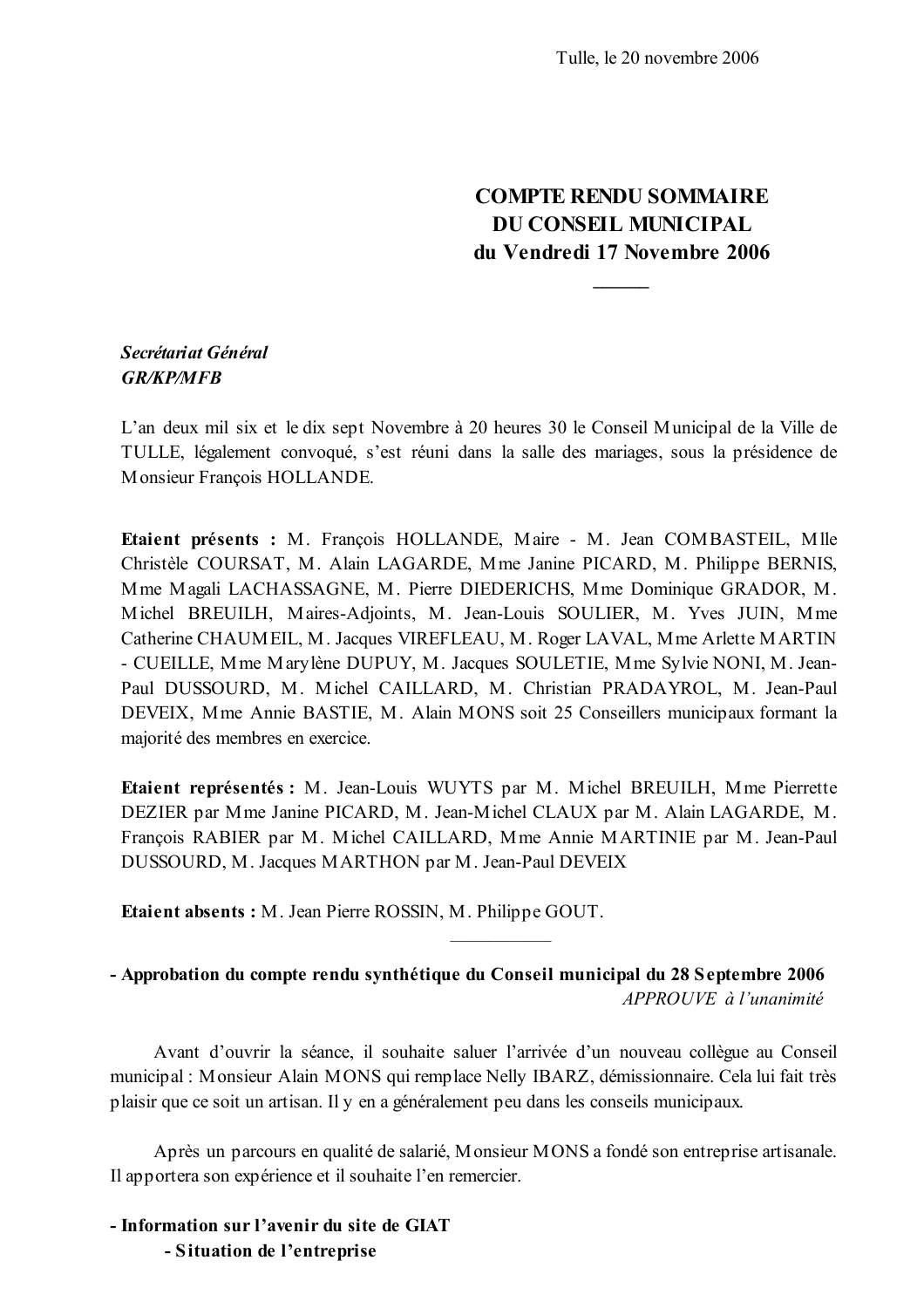Tulle, le 20 novembre 2006

# COMPTE RENDU SOMMAIRE DU CONSEIL MUNICIPAL du Vendredi 17 Novembre 2006

***Secrétariat Général***
***GR/KP/MFB***

L'an deux mil six et le dix sept Novembre à 20 heures 30 le Conseil Municipal de la Ville de TULLE, légalement convoqué, s'est réuni dans la salle des mariages, sous la présidence de Monsieur François HOLLANDE.

**Etaient présents :** M. François HOLLANDE, Maire - M. Jean COMBASTEIL, Mlle Christèle COURSAT, M. Alain LAGARDE, Mme Janine PICARD, M. Philippe BERNIS, Mme Magali LACHASSAGNE, M. Pierre DIEDERICHS, Mme Dominique GRADOR, M. Michel BREUILH, Maires-Adjoints, M. Jean-Louis SOULIER, M. Yves JUIN, Mme Catherine CHAUMEIL, M. Jacques VIREFLEAU, M. Roger LAVAL, Mme Arlette MARTIN - CUEILLE, Mme Marylène DUPUY, M. Jacques SOULETIE, Mme Sylvie NONI, M. Jean-Paul DUSSOURD, M. Michel CAILLARD, M. Christian PRADAYROL, M. Jean-Paul DEVEIX, Mme Annie BASTIE, M. Alain MONS soit 25 Conseillers municipaux formant la majorité des membres en exercice.

**Etaient représentés :** M. Jean-Louis WUYTS par M. Michel BREUILH, Mme Pierrette DEZIER par Mme Janine PICARD, M. Jean-Michel CLAUX par M. Alain LAGARDE, M. François RABIER par M. Michel CAILLARD, Mme Annie MARTINIE par M. Jean-Paul DUSSOURD, M. Jacques MARTHON par M. Jean-Paul DEVEIX

**Etaient absents :** M. Jean Pierre ROSSIN, M. Philippe GOUT.

---

**- Approbation du compte rendu synthétique du Conseil municipal du 28 Septembre 2006**

*APPROUVE à l'unanimité*

Avant d'ouvrir la séance, il souhaite saluer l'arrivée d'un nouveau collègue au Conseil municipal : Monsieur Alain MONS qui remplace Nelly IBARZ, démissionnaire. Cela lui fait très plaisir que ce soit un artisan. Il y en a généralement peu dans les conseils municipaux.

Après un parcours en qualité de salarié, Monsieur MONS a fondé son entreprise artisanale. Il apportera son expérience et il souhaite l'en remercier.

**- Information sur l'avenir du site de GIAT**

**- Situation de l'entreprise**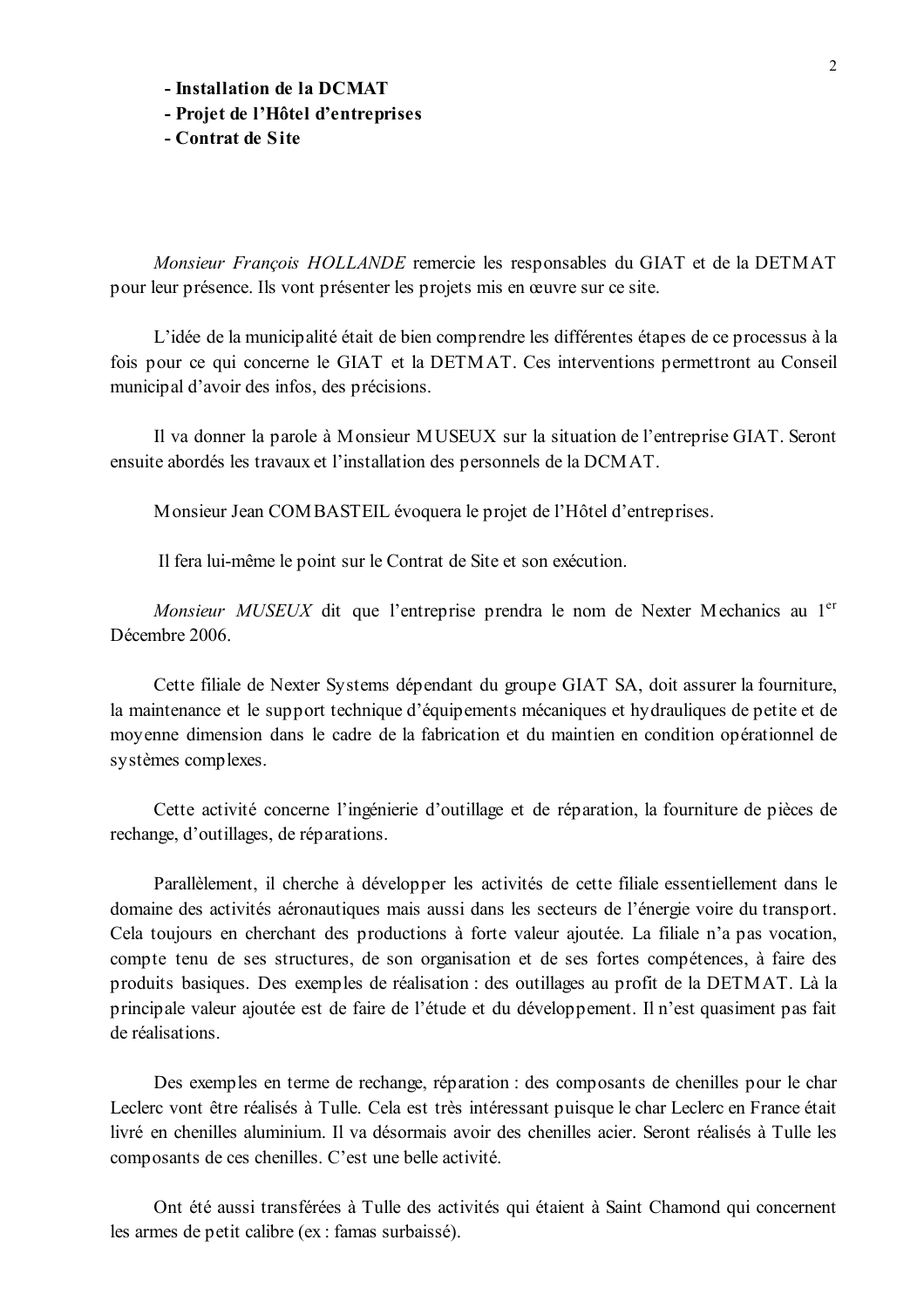- **Installation de la DCMAT**
- **Projet de l'Hôtel d'entreprises**
- **Contrat de Site**

*Monsieur François HOLLANDE* remercie les responsables du GIAT et de la DETMAT pour leur présence. Ils vont présenter les projets mis en œuvre sur ce site.

L'idée de la municipalité était de bien comprendre les différentes étapes de ce processus à la fois pour ce qui concerne le GIAT et la DETMAT. Ces interventions permettront au Conseil municipal d'avoir des infos, des précisions.

Il va donner la parole à Monsieur MUSEUX sur la situation de l'entreprise GIAT. Seront ensuite abordés les travaux et l'installation des personnels de la DCMAT.

Monsieur Jean COMBASTEIL évoquera le projet de l'Hôtel d'entreprises.

Il fera lui-même le point sur le Contrat de Site et son exécution.

*Monsieur MUSEUX* dit que l'entreprise prendra le nom de Nexter Mechanics au 1er Décembre 2006.

Cette filiale de Nexter Systems dépendant du groupe GIAT SA, doit assurer la fourniture, la maintenance et le support technique d'équipements mécaniques et hydrauliques de petite et de moyenne dimension dans le cadre de la fabrication et du maintien en condition opérationnel de systèmes complexes.

Cette activité concerne l'ingénierie d'outillage et de réparation, la fourniture de pièces de rechange, d'outillages, de réparations.

Parallèlement, il cherche à développer les activités de cette filiale essentiellement dans le domaine des activités aéronautiques mais aussi dans les secteurs de l'énergie voire du transport. Cela toujours en cherchant des productions à forte valeur ajoutée. La filiale n'a pas vocation, compte tenu de ses structures, de son organisation et de ses fortes compétences, à faire des produits basiques. Des exemples de réalisation : des outillages au profit de la DETMAT. Là la principale valeur ajoutée est de faire de l'étude et du développement. Il n'est quasiment pas fait de réalisations.

Des exemples en terme de rechange, réparation : des composants de chenilles pour le char Leclerc vont être réalisés à Tulle. Cela est très intéressant puisque le char Leclerc en France était livré en chenilles aluminium. Il va désormais avoir des chenilles acier. Seront réalisés à Tulle les composants de ces chenilles. C'est une belle activité.

Ont été aussi transférées à Tulle des activités qui étaient à Saint Chamond qui concernent les armes de petit calibre (ex : famas surbaissé).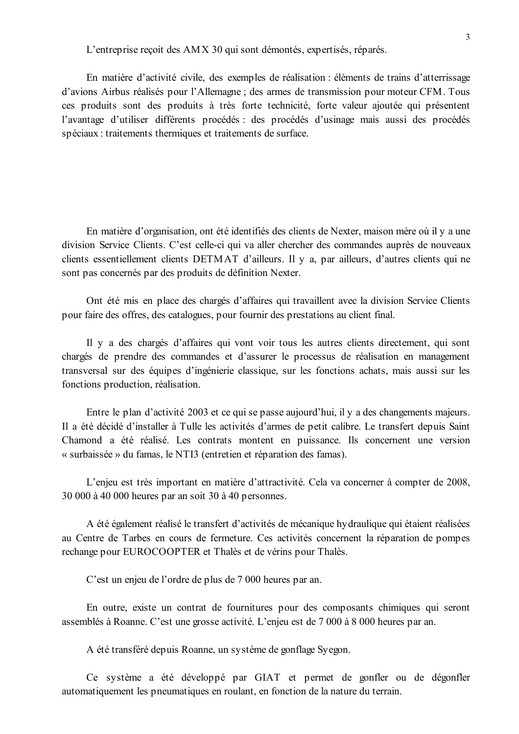L'entreprise reçoit des AMX 30 qui sont démontés, expertisés, réparés.

En matière d'activité civile, des exemples de réalisation : éléments de trains d'atterrissage d'avions Airbus réalisés pour l'Allemagne ; des armes de transmission pour moteur CFM. Tous ces produits sont des produits à très forte technicité, forte valeur ajoutée qui présentent l'avantage d'utiliser différents procédés : des procédés d'usinage mais aussi des procédés spéciaux : traitements thermiques et traitements de surface.

En matière d'organisation, ont été identifiés des clients de Nexter, maison mère où il y a une division Service Clients. C'est celle-ci qui va aller chercher des commandes auprès de nouveaux clients essentiellement clients DETMAT d'ailleurs. Il y a, par ailleurs, d'autres clients qui ne sont pas concernés par des produits de définition Nexter.

Ont été mis en place des chargés d'affaires qui travaillent avec la division Service Clients pour faire des offres, des catalogues, pour fournir des prestations au client final.

Il y a des chargés d'affaires qui vont voir tous les autres clients directement, qui sont chargés de prendre des commandes et d'assurer le processus de réalisation en management transversal sur des équipes d'ingénierie classique, sur les fonctions achats, mais aussi sur les fonctions production, réalisation.

Entre le plan d'activité 2003 et ce qui se passe aujourd'hui, il y a des changements majeurs. Il a été décidé d'installer à Tulle les activités d'armes de petit calibre. Le transfert depuis Saint Chamond a été réalisé. Les contrats montent en puissance. Ils concernent une version « surbaissée » du famas, le NTI3 (entretien et réparation des famas).

L'enjeu est très important en matière d'attractivité. Cela va concerner à compter de 2008, 30 000 à 40 000 heures par an soit 30 à 40 personnes.

A été également réalisé le transfert d'activités de mécanique hydraulique qui étaient réalisées au Centre de Tarbes en cours de fermeture. Ces activités concernent la réparation de pompes rechange pour EUROCOOPTER et Thalès et de vérins pour Thalès.

C'est un enjeu de l'ordre de plus de 7 000 heures par an.

En outre, existe un contrat de fournitures pour des composants chimiques qui seront assemblés à Roanne. C'est une grosse activité. L'enjeu est de 7 000 à 8 000 heures par an.

A été transféré depuis Roanne, un système de gonflage Syegon.

Ce système a été développé par GIAT et permet de gonfler ou de dégonfler automatiquement les pneumatiques en roulant, en fonction de la nature du terrain.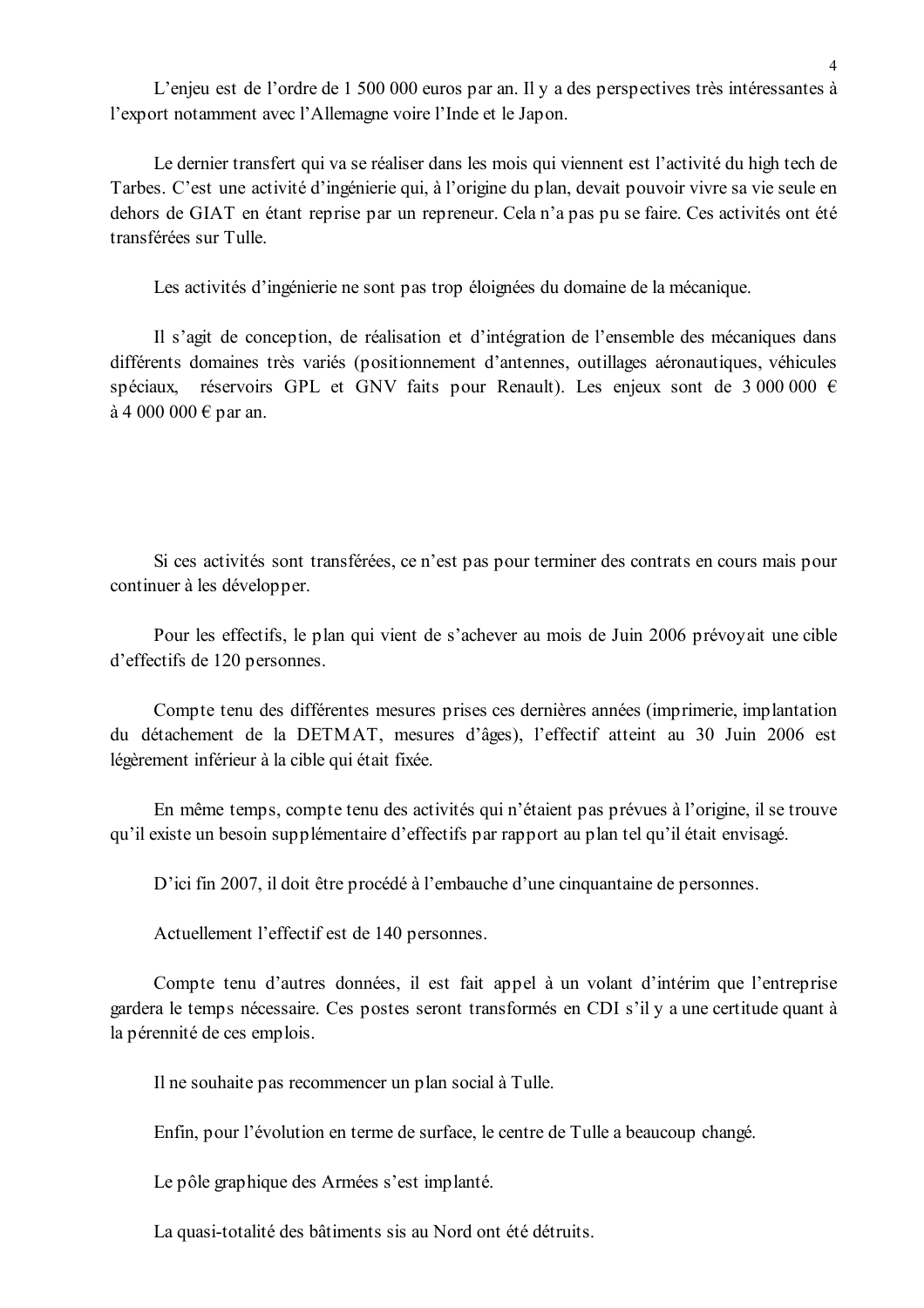L'enjeu est de l'ordre de 1 500 000 euros par an. Il y a des perspectives très intéressantes à l'export notamment avec l'Allemagne voire l'Inde et le Japon.

Le dernier transfert qui va se réaliser dans les mois qui viennent est l'activité du high tech de Tarbes. C'est une activité d'ingénierie qui, à l'origine du plan, devait pouvoir vivre sa vie seule en dehors de GIAT en étant reprise par un repreneur. Cela n'a pas pu se faire. Ces activités ont été transférées sur Tulle.

Les activités d'ingénierie ne sont pas trop éloignées du domaine de la mécanique.

Il s'agit de conception, de réalisation et d'intégration de l'ensemble des mécaniques dans différents domaines très variés (positionnement d'antennes, outillages aéronautiques, véhicules spéciaux, réservoirs GPL et GNV faits pour Renault). Les enjeux sont de 3 000 000 € à 4 000 000 € par an.

Si ces activités sont transférées, ce n'est pas pour terminer des contrats en cours mais pour continuer à les développer.

Pour les effectifs, le plan qui vient de s'achever au mois de Juin 2006 prévoyait une cible d'effectifs de 120 personnes.

Compte tenu des différentes mesures prises ces dernières années (imprimerie, implantation du détachement de la DETMAT, mesures d'âges), l'effectif atteint au 30 Juin 2006 est légèrement inférieur à la cible qui était fixée.

En même temps, compte tenu des activités qui n'étaient pas prévues à l'origine, il se trouve qu'il existe un besoin supplémentaire d'effectifs par rapport au plan tel qu'il était envisagé.

D'ici fin 2007, il doit être procédé à l'embauche d'une cinquantaine de personnes.

Actuellement l'effectif est de 140 personnes.

Compte tenu d'autres données, il est fait appel à un volant d'intérim que l'entreprise gardera le temps nécessaire. Ces postes seront transformés en CDI s'il y a une certitude quant à la pérennité de ces emplois.

Il ne souhaite pas recommencer un plan social à Tulle.

Enfin, pour l'évolution en terme de surface, le centre de Tulle a beaucoup changé.

Le pôle graphique des Armées s'est implanté.

La quasi-totalité des bâtiments sis au Nord ont été détruits.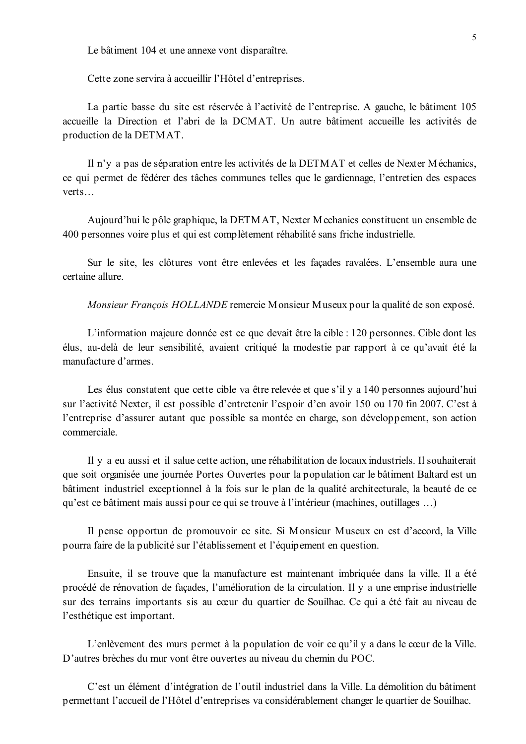Le bâtiment 104 et une annexe vont disparaître.

Cette zone servira à accueillir l'Hôtel d'entreprises.

La partie basse du site est réservée à l'activité de l'entreprise. A gauche, le bâtiment 105 accueille la Direction et l'abri de la DCMAT. Un autre bâtiment accueille les activités de production de la DETMAT.

Il n'y a pas de séparation entre les activités de la DETMAT et celles de Nexter Méchanics, ce qui permet de fédérer des tâches communes telles que le gardiennage, l'entretien des espaces verts…

Aujourd'hui le pôle graphique, la DETMAT, Nexter Mechanics constituent un ensemble de 400 personnes voire plus et qui est complètement réhabilité sans friche industrielle.

Sur le site, les clôtures vont être enlevées et les façades ravalées. L'ensemble aura une certaine allure.

*Monsieur François HOLLANDE* remercie Monsieur Museux pour la qualité de son exposé.

L'information majeure donnée est ce que devait être la cible : 120 personnes. Cible dont les élus, au-delà de leur sensibilité, avaient critiqué la modestie par rapport à ce qu'avait été la manufacture d'armes.

Les élus constatent que cette cible va être relevée et que s'il y a 140 personnes aujourd'hui sur l'activité Nexter, il est possible d'entretenir l'espoir d'en avoir 150 ou 170 fin 2007. C'est à l'entreprise d'assurer autant que possible sa montée en charge, son développement, son action commerciale.

Il y a eu aussi et il salue cette action, une réhabilitation de locaux industriels. Il souhaiterait que soit organisée une journée Portes Ouvertes pour la population car le bâtiment Baltard est un bâtiment industriel exceptionnel à la fois sur le plan de la qualité architecturale, la beauté de ce qu'est ce bâtiment mais aussi pour ce qui se trouve à l'intérieur (machines, outillages …)

Il pense opportun de promouvoir ce site. Si Monsieur Museux en est d'accord, la Ville pourra faire de la publicité sur l'établissement et l'équipement en question.

Ensuite, il se trouve que la manufacture est maintenant imbriquée dans la ville. Il a été procédé de rénovation de façades, l'amélioration de la circulation. Il y a une emprise industrielle sur des terrains importants sis au cœur du quartier de Souilhac. Ce qui a été fait au niveau de l'esthétique est important.

L'enlèvement des murs permet à la population de voir ce qu'il y a dans le cœur de la Ville. D'autres brèches du mur vont être ouvertes au niveau du chemin du POC.

C'est un élément d'intégration de l'outil industriel dans la Ville. La démolition du bâtiment permettant l'accueil de l'Hôtel d'entreprises va considérablement changer le quartier de Souilhac.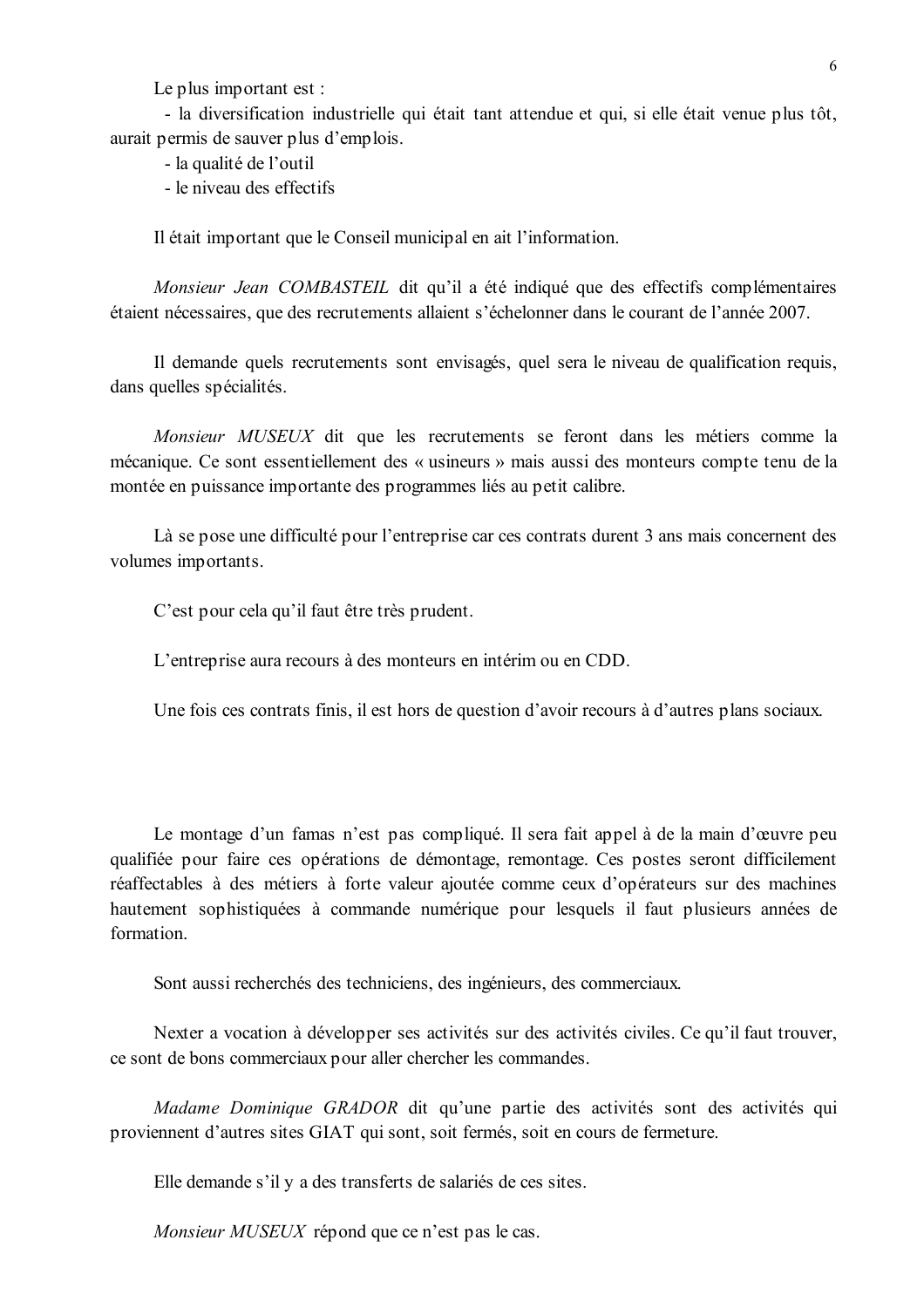Le plus important est :

- la diversification industrielle qui était tant attendue et qui, si elle était venue plus tôt, aurait permis de sauver plus d'emplois.
- la qualité de l'outil
- le niveau des effectifs

Il était important que le Conseil municipal en ait l'information.

*Monsieur Jean COMBASTEIL* dit qu'il a été indiqué que des effectifs complémentaires étaient nécessaires, que des recrutements allaient s'échelonner dans le courant de l'année 2007.

Il demande quels recrutements sont envisagés, quel sera le niveau de qualification requis, dans quelles spécialités.

*Monsieur MUSEUX* dit que les recrutements se feront dans les métiers comme la mécanique. Ce sont essentiellement des « usineurs » mais aussi des monteurs compte tenu de la montée en puissance importante des programmes liés au petit calibre.

Là se pose une difficulté pour l'entreprise car ces contrats durent 3 ans mais concernent des volumes importants.

C'est pour cela qu'il faut être très prudent.

L'entreprise aura recours à des monteurs en intérim ou en CDD.

Une fois ces contrats finis, il est hors de question d'avoir recours à d'autres plans sociaux.

Le montage d'un famas n'est pas compliqué. Il sera fait appel à de la main d'œuvre peu qualifiée pour faire ces opérations de démontage, remontage. Ces postes seront difficilement réaffectables à des métiers à forte valeur ajoutée comme ceux d'opérateurs sur des machines hautement sophistiquées à commande numérique pour lesquels il faut plusieurs années de formation.

Sont aussi recherchés des techniciens, des ingénieurs, des commerciaux.

Nexter a vocation à développer ses activités sur des activités civiles. Ce qu'il faut trouver, ce sont de bons commerciaux pour aller chercher les commandes.

*Madame Dominique GRADOR* dit qu'une partie des activités sont des activités qui proviennent d'autres sites GIAT qui sont, soit fermés, soit en cours de fermeture.

Elle demande s'il y a des transferts de salariés de ces sites.

*Monsieur MUSEUX* répond que ce n'est pas le cas.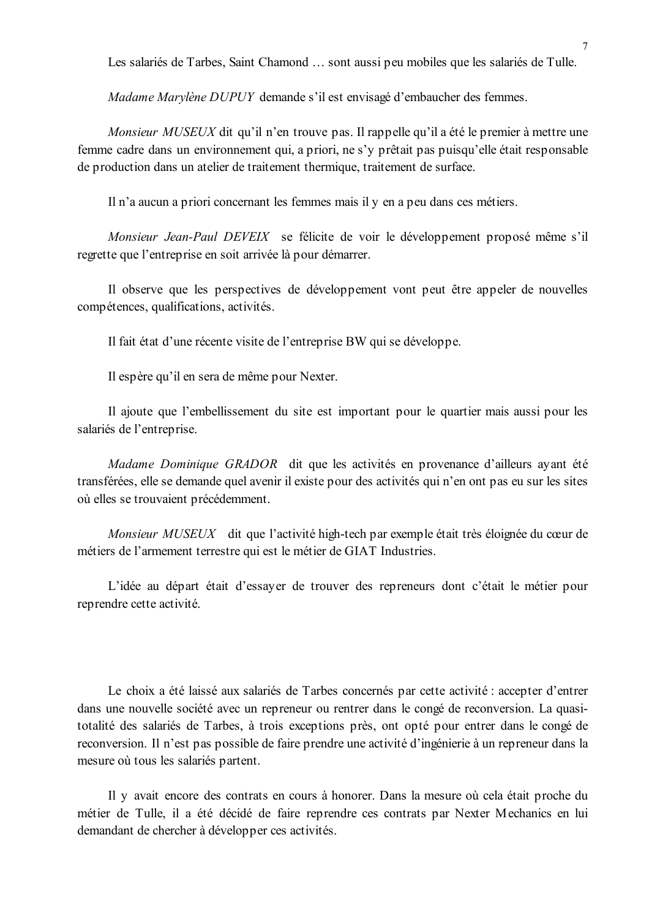Les salariés de Tarbes, Saint Chamond … sont aussi peu mobiles que les salariés de Tulle.

*Madame Marylène DUPUY* demande s'il est envisagé d'embaucher des femmes.

*Monsieur MUSEUX* dit qu'il n'en trouve pas. Il rappelle qu'il a été le premier à mettre une femme cadre dans un environnement qui, a priori, ne s'y prêtait pas puisqu'elle était responsable de production dans un atelier de traitement thermique, traitement de surface.

Il n'a aucun a priori concernant les femmes mais il y en a peu dans ces métiers.

*Monsieur Jean-Paul DEVEIX* se félicite de voir le développement proposé même s'il regrette que l'entreprise en soit arrivée là pour démarrer.

Il observe que les perspectives de développement vont peut être appeler de nouvelles compétences, qualifications, activités.

Il fait état d'une récente visite de l'entreprise BW qui se développe.

Il espère qu'il en sera de même pour Nexter.

Il ajoute que l'embellissement du site est important pour le quartier mais aussi pour les salariés de l'entreprise.

*Madame Dominique GRADOR* dit que les activités en provenance d'ailleurs ayant été transférées, elle se demande quel avenir il existe pour des activités qui n'en ont pas eu sur les sites où elles se trouvaient précédemment.

*Monsieur MUSEUX* dit que l'activité high-tech par exemple était très éloignée du cœur de métiers de l'armement terrestre qui est le métier de GIAT Industries.

L'idée au départ était d'essayer de trouver des repreneurs dont c'était le métier pour reprendre cette activité.

Le choix a été laissé aux salariés de Tarbes concernés par cette activité : accepter d'entrer dans une nouvelle société avec un repreneur ou rentrer dans le congé de reconversion. La quasi-totalité des salariés de Tarbes, à trois exceptions près, ont opté pour entrer dans le congé de reconversion. Il n'est pas possible de faire prendre une activité d'ingénierie à un repreneur dans la mesure où tous les salariés partent.

Il y avait encore des contrats en cours à honorer. Dans la mesure où cela était proche du métier de Tulle, il a été décidé de faire reprendre ces contrats par Nexter Mechanics en lui demandant de chercher à développer ces activités.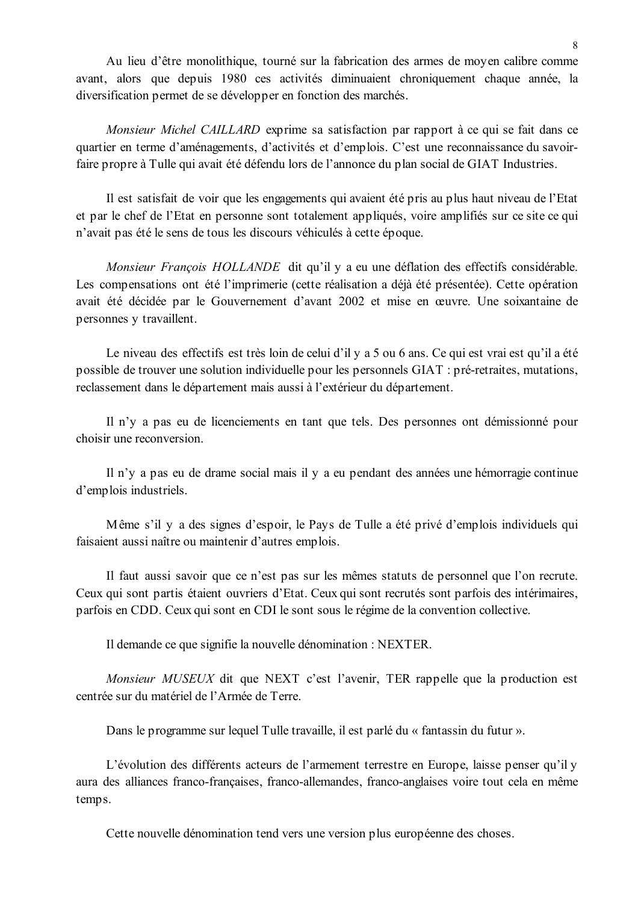Au lieu d'être monolithique, tourné sur la fabrication des armes de moyen calibre comme avant, alors que depuis 1980 ces activités diminuaient chroniquement chaque année, la diversification permet de se développer en fonction des marchés.

*Monsieur Michel CAILLARD* exprime sa satisfaction par rapport à ce qui se fait dans ce quartier en terme d'aménagements, d'activités et d'emplois. C'est une reconnaissance du savoir-faire propre à Tulle qui avait été défendu lors de l'annonce du plan social de GIAT Industries.

Il est satisfait de voir que les engagements qui avaient été pris au plus haut niveau de l'Etat et par le chef de l'Etat en personne sont totalement appliqués, voire amplifiés sur ce site ce qui n'avait pas été le sens de tous les discours véhiculés à cette époque.

*Monsieur François HOLLANDE* dit qu'il y a eu une déflation des effectifs considérable. Les compensations ont été l'imprimerie (cette réalisation a déjà été présentée). Cette opération avait été décidée par le Gouvernement d'avant 2002 et mise en œuvre. Une soixantaine de personnes y travaillent.

Le niveau des effectifs est très loin de celui d'il y a 5 ou 6 ans. Ce qui est vrai est qu'il a été possible de trouver une solution individuelle pour les personnels GIAT : pré-retraites, mutations, reclassement dans le département mais aussi à l'extérieur du département.

Il n'y a pas eu de licenciements en tant que tels. Des personnes ont démissionné pour choisir une reconversion.

Il n'y a pas eu de drame social mais il y a eu pendant des années une hémorragie continue d'emplois industriels.

Même s'il y a des signes d'espoir, le Pays de Tulle a été privé d'emplois individuels qui faisaient aussi naître ou maintenir d'autres emplois.

Il faut aussi savoir que ce n'est pas sur les mêmes statuts de personnel que l'on recrute. Ceux qui sont partis étaient ouvriers d'Etat. Ceux qui sont recrutés sont parfois des intérimaires, parfois en CDD. Ceux qui sont en CDI le sont sous le régime de la convention collective.

Il demande ce que signifie la nouvelle dénomination : NEXTER.

*Monsieur MUSEUX* dit que NEXT c'est l'avenir, TER rappelle que la production est centrée sur du matériel de l'Armée de Terre.

Dans le programme sur lequel Tulle travaille, il est parlé du « fantassin du futur ».

L'évolution des différents acteurs de l'armement terrestre en Europe, laisse penser qu'il y aura des alliances franco-françaises, franco-allemandes, franco-anglaises voire tout cela en même temps.

Cette nouvelle dénomination tend vers une version plus européenne des choses.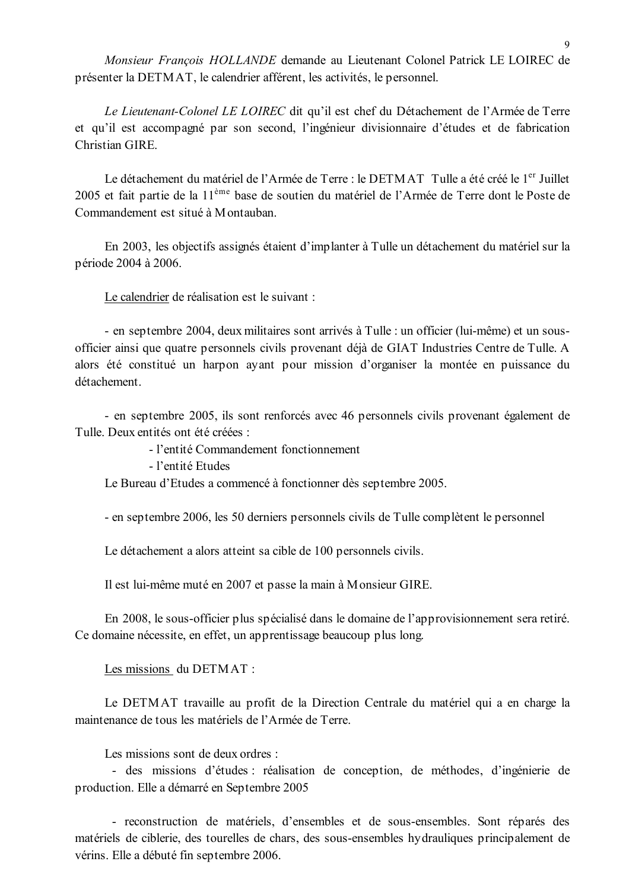*Monsieur François HOLLANDE* demande au Lieutenant Colonel Patrick LE LOIREC de présenter la DETMAT, le calendrier afférent, les activités, le personnel.

*Le Lieutenant-Colonel LE LOIREC* dit qu'il est chef du Détachement de l'Armée de Terre et qu'il est accompagné par son second, l'ingénieur divisionnaire d'études et de fabrication Christian GIRE.

Le détachement du matériel de l'Armée de Terre : le DETMAT Tulle a été créé le 1er Juillet 2005 et fait partie de la 11ème base de soutien du matériel de l'Armée de Terre dont le Poste de Commandement est situé à Montauban.

En 2003, les objectifs assignés étaient d'implanter à Tulle un détachement du matériel sur la période 2004 à 2006.

Le calendrier de réalisation est le suivant :

- en septembre 2004, deux militaires sont arrivés à Tulle : un officier (lui-même) et un sous-officier ainsi que quatre personnels civils provenant déjà de GIAT Industries Centre de Tulle. A alors été constitué un harpon ayant pour mission d'organiser la montée en puissance du détachement.

- en septembre 2005, ils sont renforcés avec 46 personnels civils provenant également de Tulle. Deux entités ont été créées :
  - l'entité Commandement fonctionnement
  - l'entité Etudes

Le Bureau d'Etudes a commencé à fonctionner dès septembre 2005.

- en septembre 2006, les 50 derniers personnels civils de Tulle complètent le personnel

Le détachement a alors atteint sa cible de 100 personnels civils.

Il est lui-même muté en 2007 et passe la main à Monsieur GIRE.

En 2008, le sous-officier plus spécialisé dans le domaine de l'approvisionnement sera retiré. Ce domaine nécessite, en effet, un apprentissage beaucoup plus long.

Les missions du DETMAT :

Le DETMAT travaille au profit de la Direction Centrale du matériel qui a en charge la maintenance de tous les matériels de l'Armée de Terre.

Les missions sont de deux ordres :

- des missions d'études : réalisation de conception, de méthodes, d'ingénierie de production. Elle a démarré en Septembre 2005

- reconstruction de matériels, d'ensembles et de sous-ensembles. Sont réparés des matériels de ciblerie, des tourelles de chars, des sous-ensembles hydrauliques principalement de vérins. Elle a débuté fin septembre 2006.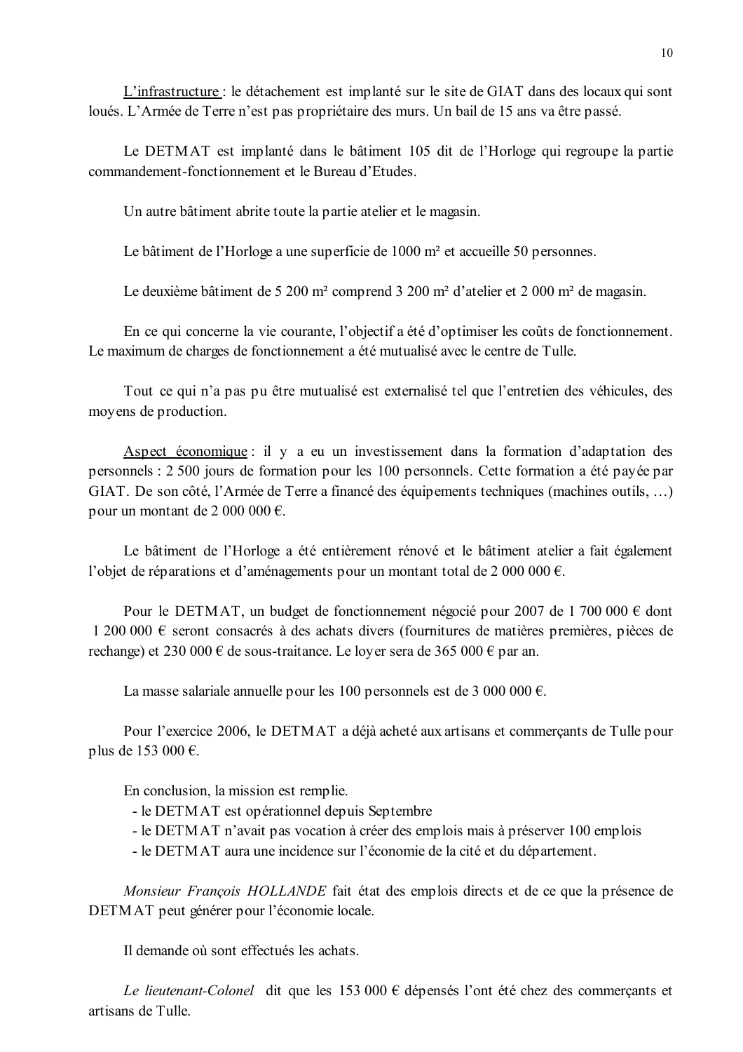L'infrastructure : le détachement est implanté sur le site de GIAT dans des locaux qui sont loués. L'Armée de Terre n'est pas propriétaire des murs. Un bail de 15 ans va être passé.

Le DETMAT est implanté dans le bâtiment 105 dit de l'Horloge qui regroupe la partie commandement-fonctionnement et le Bureau d'Etudes.

Un autre bâtiment abrite toute la partie atelier et le magasin.

Le bâtiment de l'Horloge a une superficie de 1000 m² et accueille 50 personnes.

Le deuxième bâtiment de 5 200 m² comprend 3 200 m² d'atelier et 2 000 m² de magasin.

En ce qui concerne la vie courante, l'objectif a été d'optimiser les coûts de fonctionnement. Le maximum de charges de fonctionnement a été mutualisé avec le centre de Tulle.

Tout ce qui n'a pas pu être mutualisé est externalisé tel que l'entretien des véhicules, des moyens de production.

Aspect économique : il y a eu un investissement dans la formation d'adaptation des personnels : 2 500 jours de formation pour les 100 personnels. Cette formation a été payée par GIAT. De son côté, l'Armée de Terre a financé des équipements techniques (machines outils, …) pour un montant de 2 000 000 €.

Le bâtiment de l'Horloge a été entièrement rénové et le bâtiment atelier a fait également l'objet de réparations et d'aménagements pour un montant total de 2 000 000 €.

Pour le DETMAT, un budget de fonctionnement négocié pour 2007 de 1 700 000 € dont 1 200 000 € seront consacrés à des achats divers (fournitures de matières premières, pièces de rechange) et 230 000 € de sous-traitance. Le loyer sera de 365 000 € par an.

La masse salariale annuelle pour les 100 personnels est de 3 000 000 €.

Pour l'exercice 2006, le DETMAT a déjà acheté aux artisans et commerçants de Tulle pour plus de 153 000 €.

En conclusion, la mission est remplie.

- le DETMAT est opérationnel depuis Septembre
- le DETMAT n'avait pas vocation à créer des emplois mais à préserver 100 emplois
- le DETMAT aura une incidence sur l'économie de la cité et du département.

*Monsieur François HOLLANDE* fait état des emplois directs et de ce que la présence de DETMAT peut générer pour l'économie locale.

Il demande où sont effectués les achats.

*Le lieutenant-Colonel* dit que les 153 000 € dépensés l'ont été chez des commerçants et artisans de Tulle.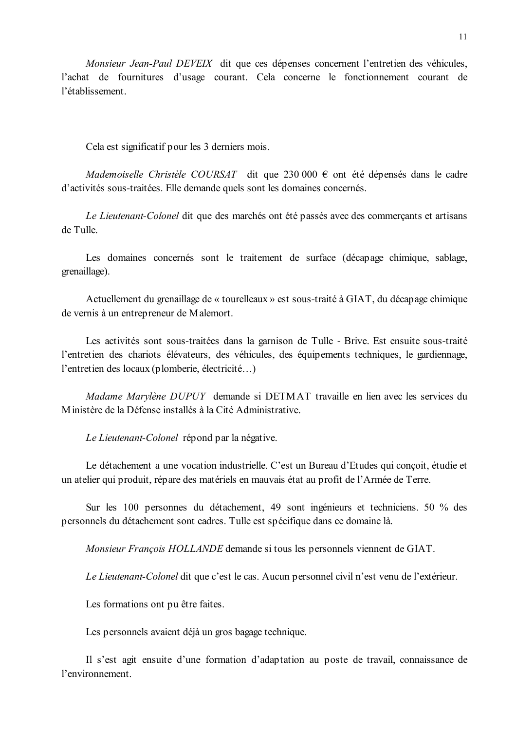*Monsieur Jean-Paul DEVEIX* dit que ces dépenses concernent l'entretien des véhicules, l'achat de fournitures d'usage courant. Cela concerne le fonctionnement courant de l'établissement.

Cela est significatif pour les 3 derniers mois.

*Mademoiselle Christèle COURSAT* dit que 230 000 € ont été dépensés dans le cadre d'activités sous-traitées. Elle demande quels sont les domaines concernés.

*Le Lieutenant-Colonel* dit que des marchés ont été passés avec des commerçants et artisans de Tulle.

Les domaines concernés sont le traitement de surface (décapage chimique, sablage, grenaillage).

Actuellement du grenaillage de « tourelleaux » est sous-traité à GIAT, du décapage chimique de vernis à un entrepreneur de Malemort.

Les activités sont sous-traitées dans la garnison de Tulle - Brive. Est ensuite sous-traité l'entretien des chariots élévateurs, des véhicules, des équipements techniques, le gardiennage, l'entretien des locaux (plomberie, électricité…)

*Madame Marylène DUPUY* demande si DETMAT travaille en lien avec les services du Ministère de la Défense installés à la Cité Administrative.

*Le Lieutenant-Colonel* répond par la négative.

Le détachement a une vocation industrielle. C'est un Bureau d'Etudes qui conçoit, étudie et un atelier qui produit, répare des matériels en mauvais état au profit de l'Armée de Terre.

Sur les 100 personnes du détachement, 49 sont ingénieurs et techniciens. 50 % des personnels du détachement sont cadres. Tulle est spécifique dans ce domaine là.

*Monsieur François HOLLANDE* demande si tous les personnels viennent de GIAT.

*Le Lieutenant-Colonel* dit que c'est le cas. Aucun personnel civil n'est venu de l'extérieur.

Les formations ont pu être faites.

Les personnels avaient déjà un gros bagage technique.

Il s'est agit ensuite d'une formation d'adaptation au poste de travail, connaissance de l'environnement.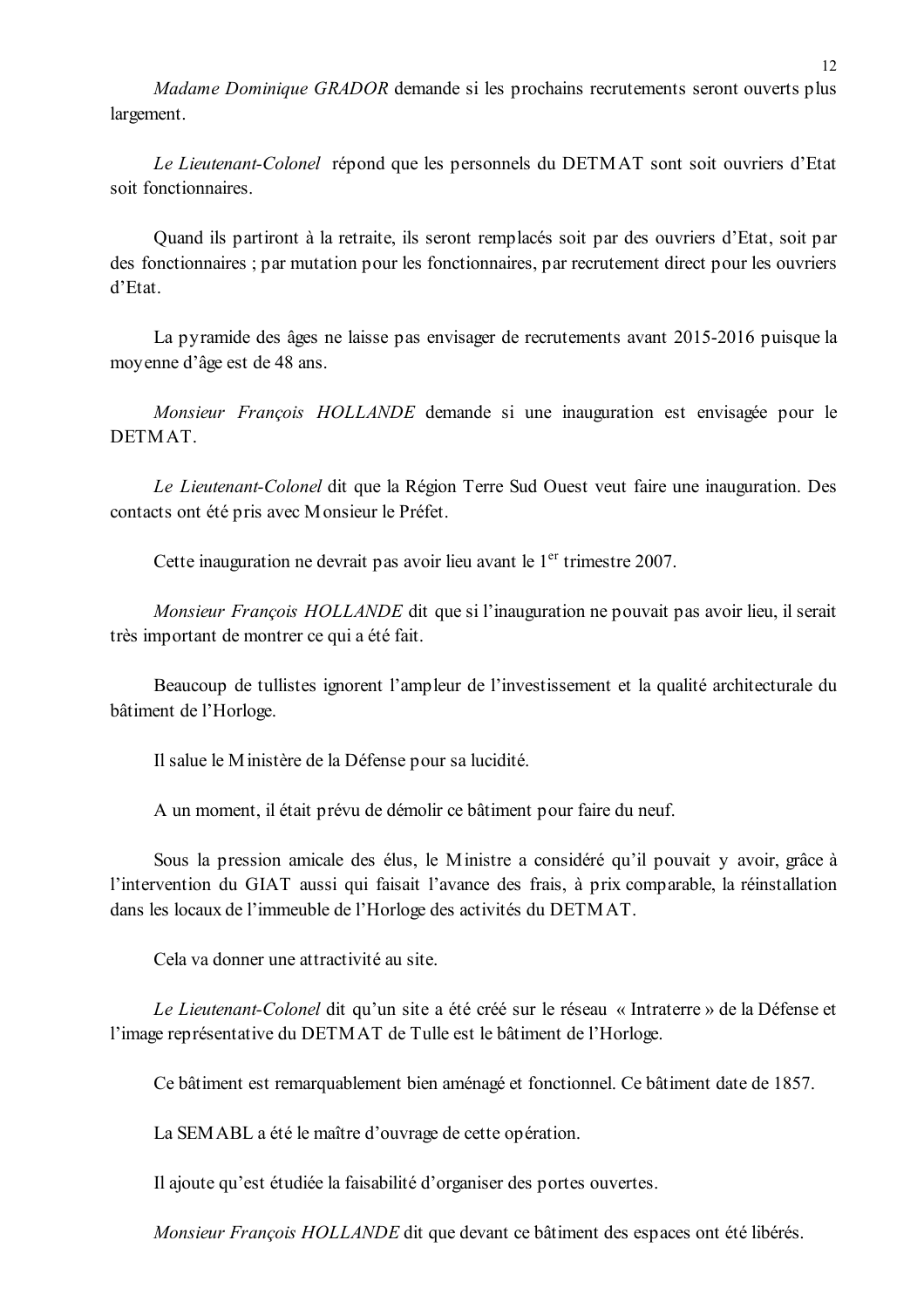*Madame Dominique GRADOR* demande si les prochains recrutements seront ouverts plus largement.

*Le Lieutenant-Colonel* répond que les personnels du DETMAT sont soit ouvriers d'Etat soit fonctionnaires.

Quand ils partiront à la retraite, ils seront remplacés soit par des ouvriers d'Etat, soit par des fonctionnaires ; par mutation pour les fonctionnaires, par recrutement direct pour les ouvriers d'Etat.

La pyramide des âges ne laisse pas envisager de recrutements avant 2015-2016 puisque la moyenne d'âge est de 48 ans.

*Monsieur François HOLLANDE* demande si une inauguration est envisagée pour le DETMAT.

*Le Lieutenant-Colonel* dit que la Région Terre Sud Ouest veut faire une inauguration. Des contacts ont été pris avec Monsieur le Préfet.

Cette inauguration ne devrait pas avoir lieu avant le 1er trimestre 2007.

*Monsieur François HOLLANDE* dit que si l'inauguration ne pouvait pas avoir lieu, il serait très important de montrer ce qui a été fait.

Beaucoup de tullistes ignorent l'ampleur de l'investissement et la qualité architecturale du bâtiment de l'Horloge.

Il salue le Ministère de la Défense pour sa lucidité.

A un moment, il était prévu de démolir ce bâtiment pour faire du neuf.

Sous la pression amicale des élus, le Ministre a considéré qu'il pouvait y avoir, grâce à l'intervention du GIAT aussi qui faisait l'avance des frais, à prix comparable, la réinstallation dans les locaux de l'immeuble de l'Horloge des activités du DETMAT.

Cela va donner une attractivité au site.

*Le Lieutenant-Colonel* dit qu'un site a été créé sur le réseau « Intraterre » de la Défense et l'image représentative du DETMAT de Tulle est le bâtiment de l'Horloge.

Ce bâtiment est remarquablement bien aménagé et fonctionnel. Ce bâtiment date de 1857.

La SEMABL a été le maître d'ouvrage de cette opération.

Il ajoute qu'est étudiée la faisabilité d'organiser des portes ouvertes.

*Monsieur François HOLLANDE* dit que devant ce bâtiment des espaces ont été libérés.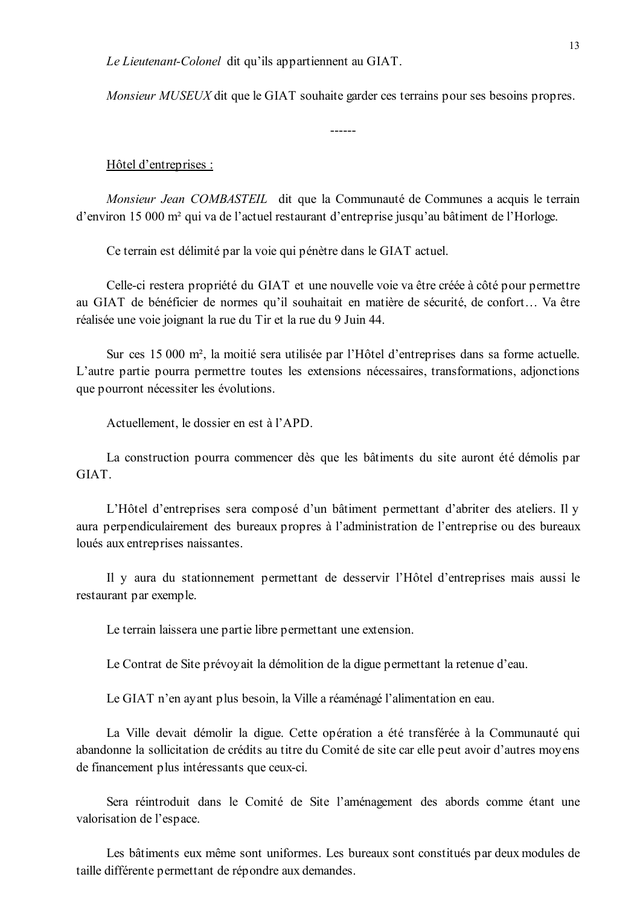*Le Lieutenant-Colonel* dit qu'ils appartiennent au GIAT.

*Monsieur MUSEUX* dit que le GIAT souhaite garder ces terrains pour ses besoins propres.

------

Hôtel d'entreprises :

*Monsieur Jean COMBASTEIL* dit que la Communauté de Communes a acquis le terrain d'environ 15 000 m² qui va de l'actuel restaurant d'entreprise jusqu'au bâtiment de l'Horloge.

Ce terrain est délimité par la voie qui pénètre dans le GIAT actuel.

Celle-ci restera propriété du GIAT et une nouvelle voie va être créée à côté pour permettre au GIAT de bénéficier de normes qu'il souhaitait en matière de sécurité, de confort… Va être réalisée une voie joignant la rue du Tir et la rue du 9 Juin 44.

Sur ces 15 000 m², la moitié sera utilisée par l'Hôtel d'entreprises dans sa forme actuelle. L'autre partie pourra permettre toutes les extensions nécessaires, transformations, adjonctions que pourront nécessiter les évolutions.

Actuellement, le dossier en est à l'APD.

La construction pourra commencer dès que les bâtiments du site auront été démolis par GIAT.

L'Hôtel d'entreprises sera composé d'un bâtiment permettant d'abriter des ateliers. Il y aura perpendiculairement des bureaux propres à l'administration de l'entreprise ou des bureaux loués aux entreprises naissantes.

Il y aura du stationnement permettant de desservir l'Hôtel d'entreprises mais aussi le restaurant par exemple.

Le terrain laissera une partie libre permettant une extension.

Le Contrat de Site prévoyait la démolition de la digue permettant la retenue d'eau.

Le GIAT n'en ayant plus besoin, la Ville a réaménagé l'alimentation en eau.

La Ville devait démolir la digue. Cette opération a été transférée à la Communauté qui abandonne la sollicitation de crédits au titre du Comité de site car elle peut avoir d'autres moyens de financement plus intéressants que ceux-ci.

Sera réintroduit dans le Comité de Site l'aménagement des abords comme étant une valorisation de l'espace.

Les bâtiments eux même sont uniformes. Les bureaux sont constitués par deux modules de taille différente permettant de répondre aux demandes.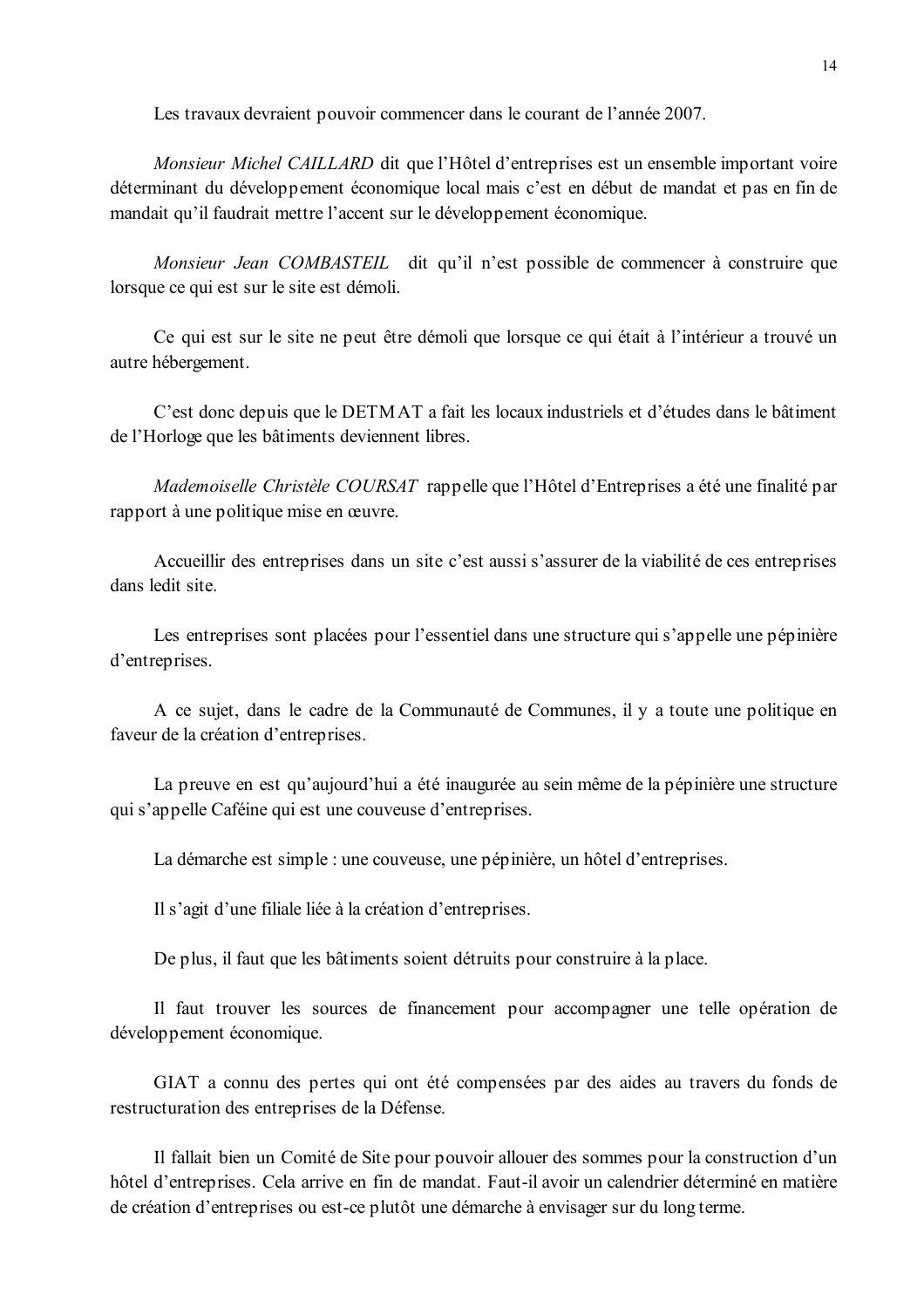Les travaux devraient pouvoir commencer dans le courant de l'année 2007.

*Monsieur Michel CAILLARD* dit que l'Hôtel d'entreprises est un ensemble important voire déterminant du développement économique local mais c'est en début de mandat et pas en fin de mandait qu'il faudrait mettre l'accent sur le développement économique.

*Monsieur Jean COMBASTEIL* dit qu'il n'est possible de commencer à construire que lorsque ce qui est sur le site est démoli.

Ce qui est sur le site ne peut être démoli que lorsque ce qui était à l'intérieur a trouvé un autre hébergement.

C'est donc depuis que le DETMAT a fait les locaux industriels et d'études dans le bâtiment de l'Horloge que les bâtiments deviennent libres.

*Mademoiselle Christèle COURSAT* rappelle que l'Hôtel d'Entreprises a été une finalité par rapport à une politique mise en œuvre.

Accueillir des entreprises dans un site c'est aussi s'assurer de la viabilité de ces entreprises dans ledit site.

Les entreprises sont placées pour l'essentiel dans une structure qui s'appelle une pépinière d'entreprises.

A ce sujet, dans le cadre de la Communauté de Communes, il y a toute une politique en faveur de la création d'entreprises.

La preuve en est qu'aujourd'hui a été inaugurée au sein même de la pépinière une structure qui s'appelle Caféine qui est une couveuse d'entreprises.

La démarche est simple : une couveuse, une pépinière, un hôtel d'entreprises.

Il s'agit d'une filiale liée à la création d'entreprises.

De plus, il faut que les bâtiments soient détruits pour construire à la place.

Il faut trouver les sources de financement pour accompagner une telle opération de développement économique.

GIAT a connu des pertes qui ont été compensées par des aides au travers du fonds de restructuration des entreprises de la Défense.

Il fallait bien un Comité de Site pour pouvoir allouer des sommes pour la construction d'un hôtel d'entreprises. Cela arrive en fin de mandat. Faut-il avoir un calendrier déterminé en matière de création d'entreprises ou est-ce plutôt une démarche à envisager sur du long terme.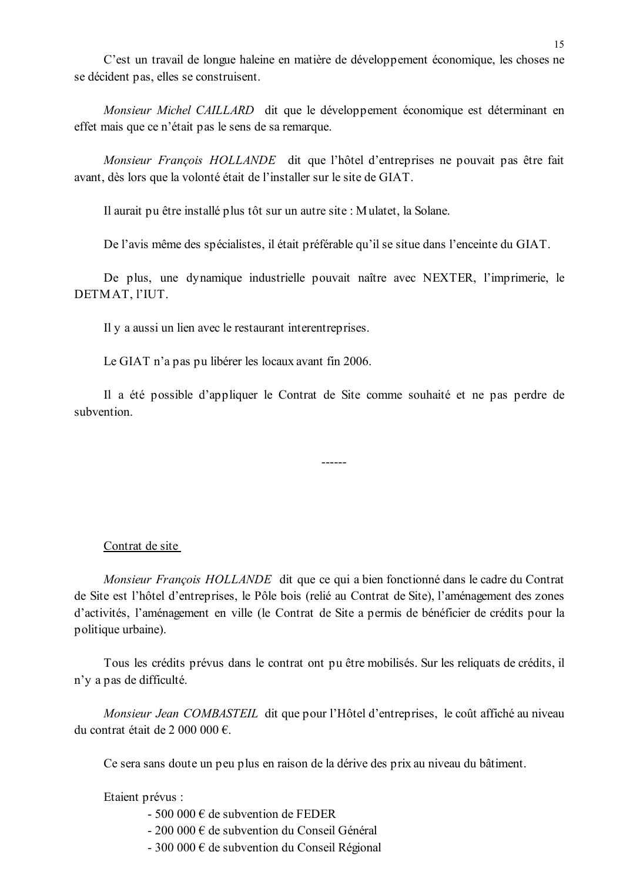C'est un travail de longue haleine en matière de développement économique, les choses ne se décident pas, elles se construisent.

*Monsieur Michel CAILLARD* dit que le développement économique est déterminant en effet mais que ce n'était pas le sens de sa remarque.

*Monsieur François HOLLANDE* dit que l'hôtel d'entreprises ne pouvait pas être fait avant, dès lors que la volonté était de l'installer sur le site de GIAT.

Il aurait pu être installé plus tôt sur un autre site : Mulatet, la Solane.

De l'avis même des spécialistes, il était préférable qu'il se situe dans l'enceinte du GIAT.

De plus, une dynamique industrielle pouvait naître avec NEXTER, l'imprimerie, le DETMAT, l'IUT.

Il y a aussi un lien avec le restaurant interentreprises.

Le GIAT n'a pas pu libérer les locaux avant fin 2006.

Il a été possible d'appliquer le Contrat de Site comme souhaité et ne pas perdre de subvention.

------

<u>Contrat de site</u>

*Monsieur François HOLLANDE* dit que ce qui a bien fonctionné dans le cadre du Contrat de Site est l'hôtel d'entreprises, le Pôle bois (relié au Contrat de Site), l'aménagement des zones d'activités, l'aménagement en ville (le Contrat de Site a permis de bénéficier de crédits pour la politique urbaine).

Tous les crédits prévus dans le contrat ont pu être mobilisés. Sur les reliquats de crédits, il n'y a pas de difficulté.

*Monsieur Jean COMBASTEIL* dit que pour l'Hôtel d'entreprises, le coût affiché au niveau du contrat était de 2 000 000 €.

Ce sera sans doute un peu plus en raison de la dérive des prix au niveau du bâtiment.

Etaient prévus :

- 500 000 € de subvention de FEDER
- 200 000 € de subvention du Conseil Général
- 300 000 € de subvention du Conseil Régional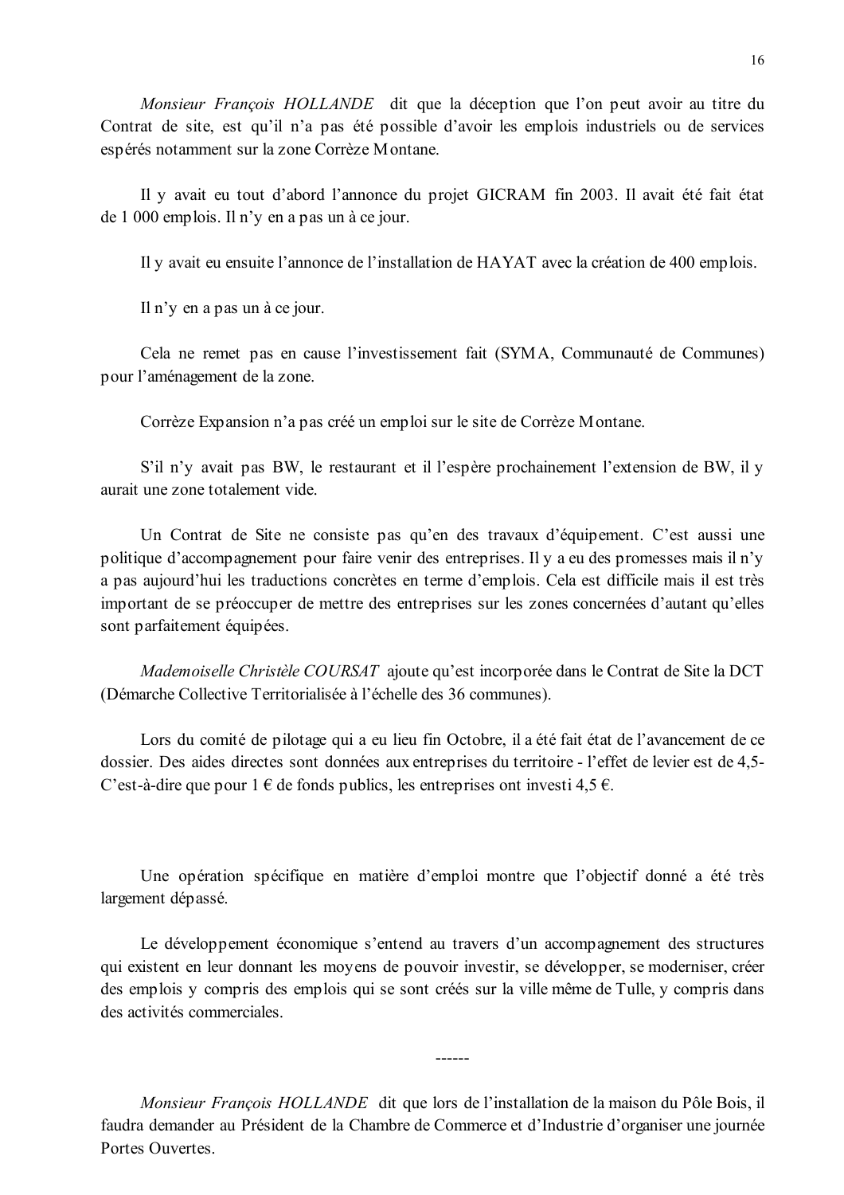*Monsieur François HOLLANDE* dit que la déception que l'on peut avoir au titre du Contrat de site, est qu'il n'a pas été possible d'avoir les emplois industriels ou de services espérés notamment sur la zone Corrèze Montane.

Il y avait eu tout d'abord l'annonce du projet GICRAM fin 2003. Il avait été fait état de 1 000 emplois. Il n'y en a pas un à ce jour.

Il y avait eu ensuite l'annonce de l'installation de HAYAT avec la création de 400 emplois.

Il n'y en a pas un à ce jour.

Cela ne remet pas en cause l'investissement fait (SYMA, Communauté de Communes) pour l'aménagement de la zone.

Corrèze Expansion n'a pas créé un emploi sur le site de Corrèze Montane.

S'il n'y avait pas BW, le restaurant et il l'espère prochainement l'extension de BW, il y aurait une zone totalement vide.

Un Contrat de Site ne consiste pas qu'en des travaux d'équipement. C'est aussi une politique d'accompagnement pour faire venir des entreprises. Il y a eu des promesses mais il n'y a pas aujourd'hui les traductions concrètes en terme d'emplois. Cela est difficile mais il est très important de se préoccuper de mettre des entreprises sur les zones concernées d'autant qu'elles sont parfaitement équipées.

*Mademoiselle Christèle COURSAT* ajoute qu'est incorporée dans le Contrat de Site la DCT (Démarche Collective Territorialisée à l'échelle des 36 communes).

Lors du comité de pilotage qui a eu lieu fin Octobre, il a été fait état de l'avancement de ce dossier. Des aides directes sont données aux entreprises du territoire - l'effet de levier est de 4,5- C'est-à-dire que pour 1 € de fonds publics, les entreprises ont investi 4,5 €.

Une opération spécifique en matière d'emploi montre que l'objectif donné a été très largement dépassé.

Le développement économique s'entend au travers d'un accompagnement des structures qui existent en leur donnant les moyens de pouvoir investir, se développer, se moderniser, créer des emplois y compris des emplois qui se sont créés sur la ville même de Tulle, y compris dans des activités commerciales.

------

*Monsieur François HOLLANDE* dit que lors de l'installation de la maison du Pôle Bois, il faudra demander au Président de la Chambre de Commerce et d'Industrie d'organiser une journée Portes Ouvertes.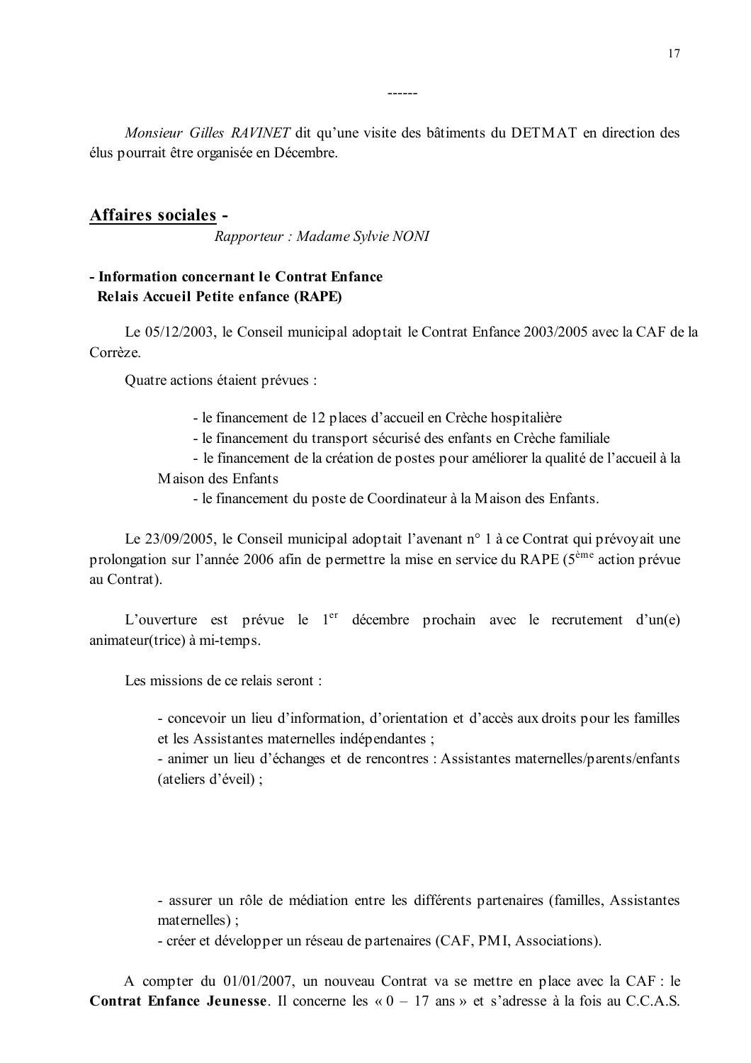------

*Monsieur Gilles RAVINET* dit qu'une visite des bâtiments du DETMAT en direction des élus pourrait être organisée en Décembre.

## Affaires sociales -

*Rapporteur : Madame Sylvie NONI*

**- Information concernant le Contrat Enfance Relais Accueil Petite enfance (RAPE)**

Le 05/12/2003, le Conseil municipal adoptait le Contrat Enfance 2003/2005 avec la CAF de la Corrèze.

Quatre actions étaient prévues :

- le financement de 12 places d'accueil en Crèche hospitalière
- le financement du transport sécurisé des enfants en Crèche familiale
- le financement de la création de postes pour améliorer la qualité de l'accueil à la Maison des Enfants
- le financement du poste de Coordinateur à la Maison des Enfants.

Le 23/09/2005, le Conseil municipal adoptait l'avenant n° 1 à ce Contrat qui prévoyait une prolongation sur l'année 2006 afin de permettre la mise en service du RAPE (5ème action prévue au Contrat).

L'ouverture est prévue le 1er décembre prochain avec le recrutement d'un(e) animateur(trice) à mi-temps.

Les missions de ce relais seront :

- concevoir un lieu d'information, d'orientation et d'accès aux droits pour les familles et les Assistantes maternelles indépendantes ;
- animer un lieu d'échanges et de rencontres : Assistantes maternelles/parents/enfants (ateliers d'éveil) ;
- assurer un rôle de médiation entre les différents partenaires (familles, Assistantes maternelles) ;
- créer et développer un réseau de partenaires (CAF, PMI, Associations).

A compter du 01/01/2007, un nouveau Contrat va se mettre en place avec la CAF : le **Contrat Enfance Jeunesse**. Il concerne les « 0 – 17 ans » et s'adresse à la fois au C.C.A.S.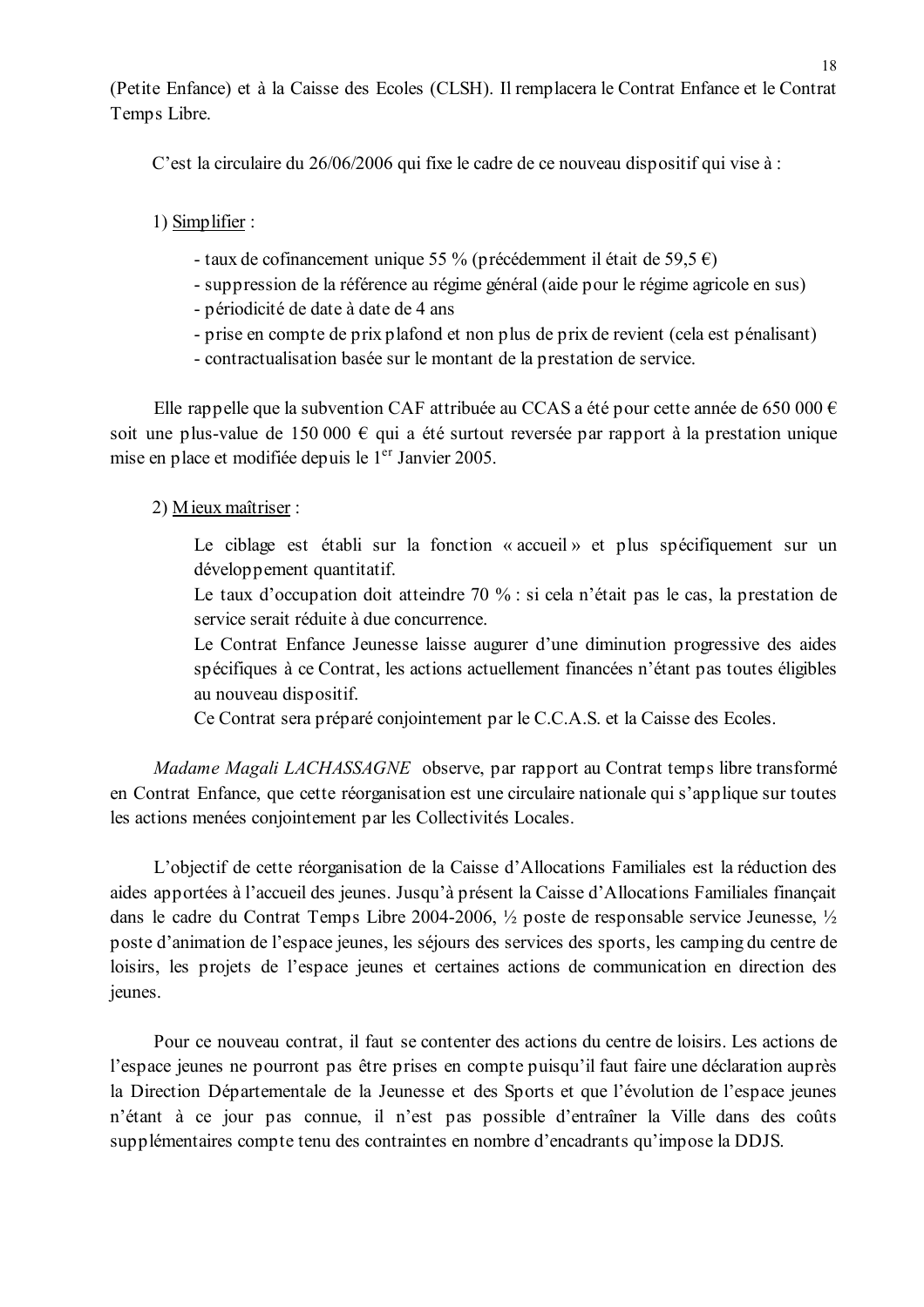(Petite Enfance) et à la Caisse des Ecoles (CLSH). Il remplacera le Contrat Enfance et le Contrat Temps Libre.

C'est la circulaire du 26/06/2006 qui fixe le cadre de ce nouveau dispositif qui vise à :

1) <u>Simplifier</u> :

- taux de cofinancement unique 55 % (précédemment il était de 59,5 €)
- suppression de la référence au régime général (aide pour le régime agricole en sus)
- périodicité de date à date de 4 ans
- prise en compte de prix plafond et non plus de prix de revient (cela est pénalisant)
- contractualisation basée sur le montant de la prestation de service.

Elle rappelle que la subvention CAF attribuée au CCAS a été pour cette année de 650 000 € soit une plus-value de 150 000 € qui a été surtout reversée par rapport à la prestation unique mise en place et modifiée depuis le 1er Janvier 2005.

2) <u>Mieux maîtriser</u> :

Le ciblage est établi sur la fonction « accueil » et plus spécifiquement sur un développement quantitatif.
Le taux d'occupation doit atteindre 70 % : si cela n'était pas le cas, la prestation de service serait réduite à due concurrence.
Le Contrat Enfance Jeunesse laisse augurer d'une diminution progressive des aides spécifiques à ce Contrat, les actions actuellement financées n'étant pas toutes éligibles au nouveau dispositif.
Ce Contrat sera préparé conjointement par le C.C.A.S. et la Caisse des Ecoles.

*Madame Magali LACHASSAGNE* observe, par rapport au Contrat temps libre transformé en Contrat Enfance, que cette réorganisation est une circulaire nationale qui s'applique sur toutes les actions menées conjointement par les Collectivités Locales.

L'objectif de cette réorganisation de la Caisse d'Allocations Familiales est la réduction des aides apportées à l'accueil des jeunes. Jusqu'à présent la Caisse d'Allocations Familiales finançait dans le cadre du Contrat Temps Libre 2004-2006, ½ poste de responsable service Jeunesse, ½ poste d'animation de l'espace jeunes, les séjours des services des sports, les camping du centre de loisirs, les projets de l'espace jeunes et certaines actions de communication en direction des jeunes.

Pour ce nouveau contrat, il faut se contenter des actions du centre de loisirs. Les actions de l'espace jeunes ne pourront pas être prises en compte puisqu'il faut faire une déclaration auprès la Direction Départementale de la Jeunesse et des Sports et que l'évolution de l'espace jeunes n'étant à ce jour pas connue, il n'est pas possible d'entraîner la Ville dans des coûts supplémentaires compte tenu des contraintes en nombre d'encadrants qu'impose la DDJS.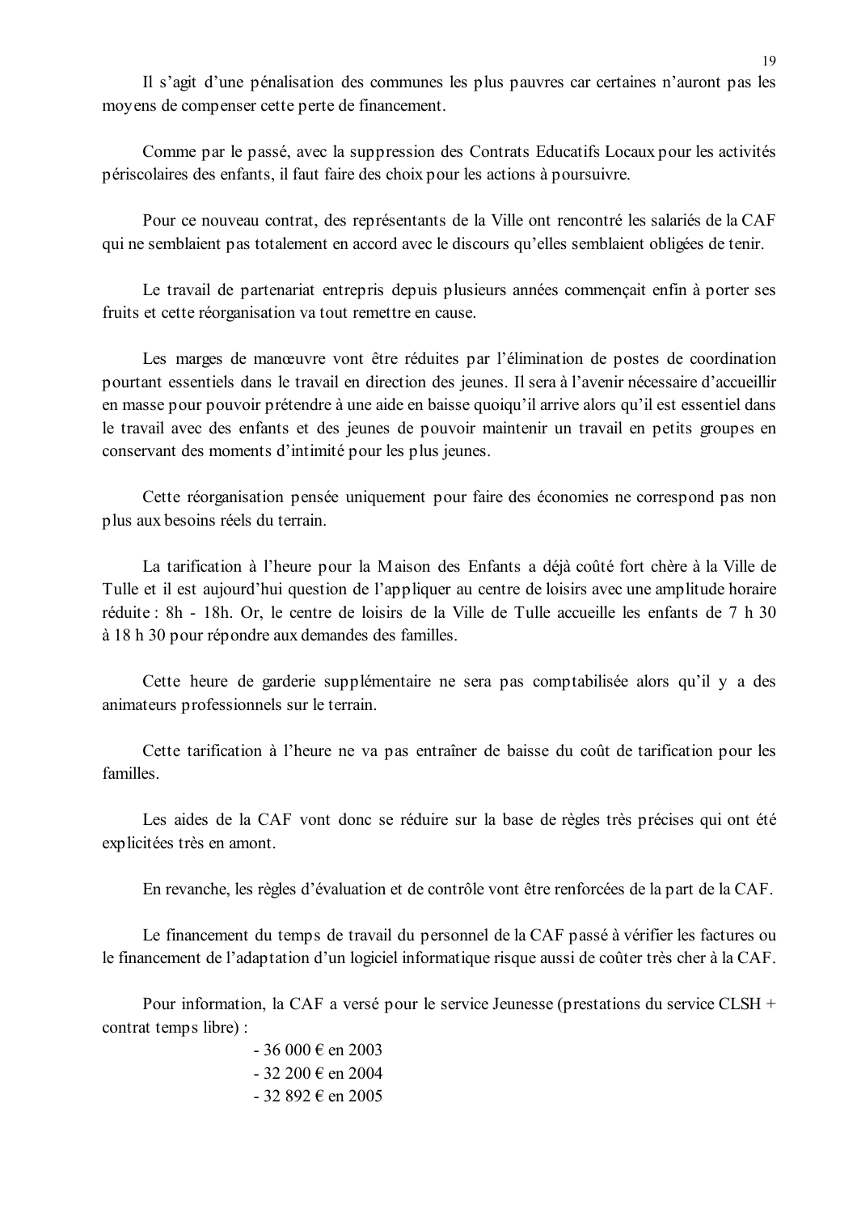Il s'agit d'une pénalisation des communes les plus pauvres car certaines n'auront pas les moyens de compenser cette perte de financement.

Comme par le passé, avec la suppression des Contrats Educatifs Locaux pour les activités périscolaires des enfants, il faut faire des choix pour les actions à poursuivre.

Pour ce nouveau contrat, des représentants de la Ville ont rencontré les salariés de la CAF qui ne semblaient pas totalement en accord avec le discours qu'elles semblaient obligées de tenir.

Le travail de partenariat entrepris depuis plusieurs années commençait enfin à porter ses fruits et cette réorganisation va tout remettre en cause.

Les marges de manœuvre vont être réduites par l'élimination de postes de coordination pourtant essentiels dans le travail en direction des jeunes. Il sera à l'avenir nécessaire d'accueillir en masse pour pouvoir prétendre à une aide en baisse quoiqu'il arrive alors qu'il est essentiel dans le travail avec des enfants et des jeunes de pouvoir maintenir un travail en petits groupes en conservant des moments d'intimité pour les plus jeunes.

Cette réorganisation pensée uniquement pour faire des économies ne correspond pas non plus aux besoins réels du terrain.

La tarification à l'heure pour la Maison des Enfants a déjà coûté fort chère à la Ville de Tulle et il est aujourd'hui question de l'appliquer au centre de loisirs avec une amplitude horaire réduite : 8h - 18h. Or, le centre de loisirs de la Ville de Tulle accueille les enfants de 7 h 30 à 18 h 30 pour répondre aux demandes des familles.

Cette heure de garderie supplémentaire ne sera pas comptabilisée alors qu'il y a des animateurs professionnels sur le terrain.

Cette tarification à l'heure ne va pas entraîner de baisse du coût de tarification pour les familles.

Les aides de la CAF vont donc se réduire sur la base de règles très précises qui ont été explicitées très en amont.

En revanche, les règles d'évaluation et de contrôle vont être renforcées de la part de la CAF.

Le financement du temps de travail du personnel de la CAF passé à vérifier les factures ou le financement de l'adaptation d'un logiciel informatique risque aussi de coûter très cher à la CAF.

Pour information, la CAF a versé pour le service Jeunesse (prestations du service CLSH + contrat temps libre) :

- 36 000 € en 2003
- 32 200 € en 2004
- 32 892 € en 2005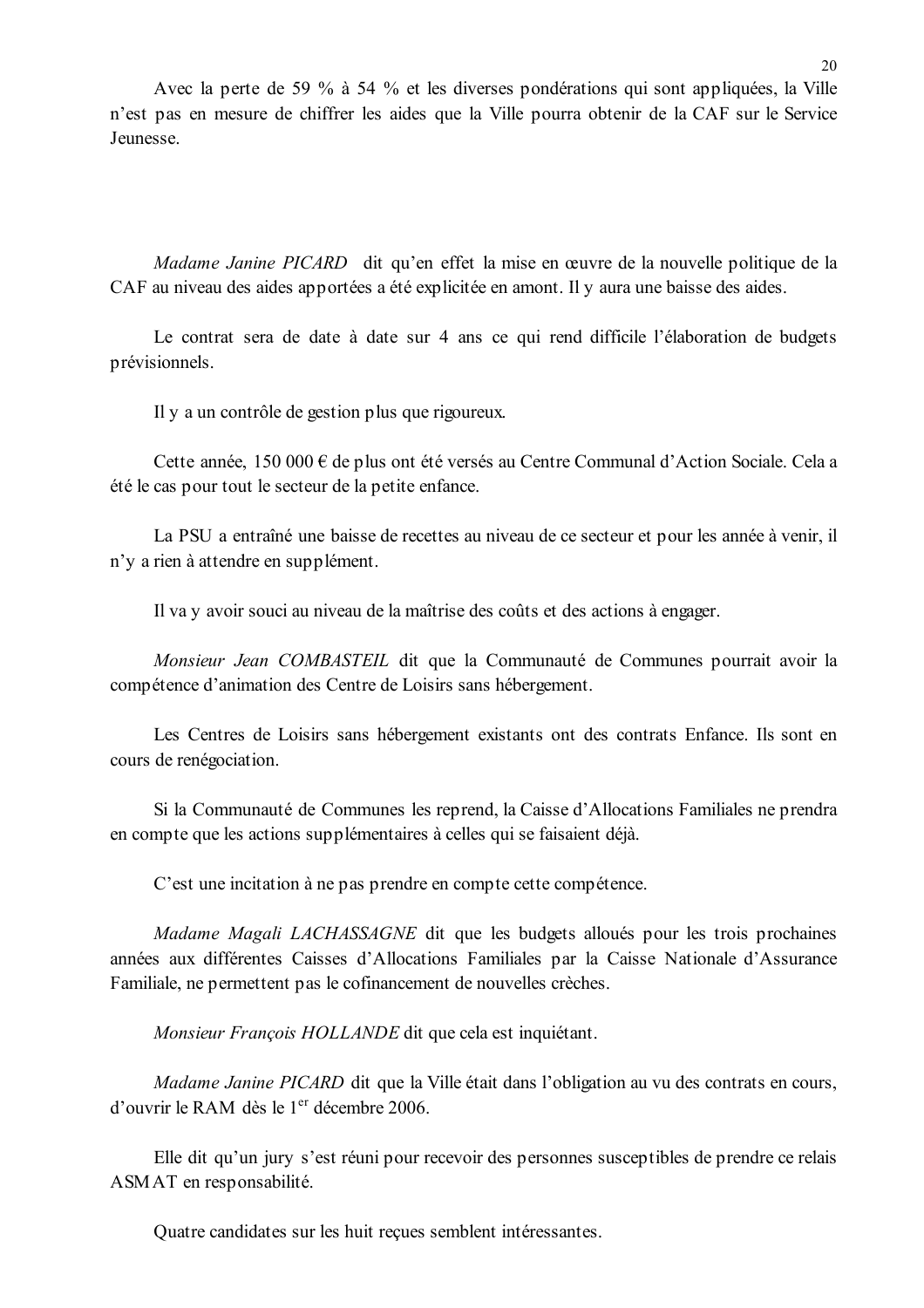Avec la perte de 59 % à 54 % et les diverses pondérations qui sont appliquées, la Ville n'est pas en mesure de chiffrer les aides que la Ville pourra obtenir de la CAF sur le Service Jeunesse.

*Madame Janine PICARD* dit qu'en effet la mise en œuvre de la nouvelle politique de la CAF au niveau des aides apportées a été explicitée en amont. Il y aura une baisse des aides.

Le contrat sera de date à date sur 4 ans ce qui rend difficile l'élaboration de budgets prévisionnels.

Il y a un contrôle de gestion plus que rigoureux.

Cette année, 150 000 € de plus ont été versés au Centre Communal d'Action Sociale. Cela a été le cas pour tout le secteur de la petite enfance.

La PSU a entraîné une baisse de recettes au niveau de ce secteur et pour les année à venir, il n'y a rien à attendre en supplément.

Il va y avoir souci au niveau de la maîtrise des coûts et des actions à engager.

*Monsieur Jean COMBASTEIL* dit que la Communauté de Communes pourrait avoir la compétence d'animation des Centre de Loisirs sans hébergement.

Les Centres de Loisirs sans hébergement existants ont des contrats Enfance. Ils sont en cours de renégociation.

Si la Communauté de Communes les reprend, la Caisse d'Allocations Familiales ne prendra en compte que les actions supplémentaires à celles qui se faisaient déjà.

C'est une incitation à ne pas prendre en compte cette compétence.

*Madame Magali LACHASSAGNE* dit que les budgets alloués pour les trois prochaines années aux différentes Caisses d'Allocations Familiales par la Caisse Nationale d'Assurance Familiale, ne permettent pas le cofinancement de nouvelles crèches.

*Monsieur François HOLLANDE* dit que cela est inquiétant.

*Madame Janine PICARD* dit que la Ville était dans l'obligation au vu des contrats en cours, d'ouvrir le RAM dès le 1er décembre 2006.

Elle dit qu'un jury s'est réuni pour recevoir des personnes susceptibles de prendre ce relais ASMAT en responsabilité.

Quatre candidates sur les huit reçues semblent intéressantes.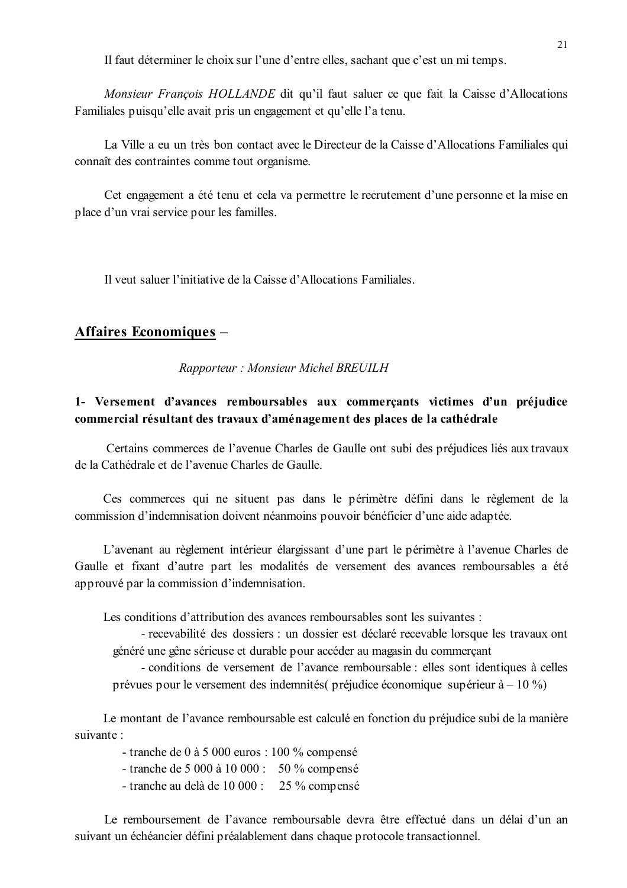Il faut déterminer le choix sur l'une d'entre elles, sachant que c'est un mi temps.

*Monsieur François HOLLANDE* dit qu'il faut saluer ce que fait la Caisse d'Allocations Familiales puisqu'elle avait pris un engagement et qu'elle l'a tenu.

La Ville a eu un très bon contact avec le Directeur de la Caisse d'Allocations Familiales qui connaît des contraintes comme tout organisme.

Cet engagement a été tenu et cela va permettre le recrutement d'une personne et la mise en place d'un vrai service pour les familles.

Il veut saluer l'initiative de la Caisse d'Allocations Familiales.

## <u>Affaires Economiques</u> –

*Rapporteur : Monsieur Michel BREUILH*

### 1- Versement d'avances remboursables aux commerçants victimes d'un préjudice commercial résultant des travaux d'aménagement des places de la cathédrale

Certains commerces de l'avenue Charles de Gaulle ont subi des préjudices liés aux travaux de la Cathédrale et de l'avenue Charles de Gaulle.

Ces commerces qui ne situent pas dans le périmètre défini dans le règlement de la commission d'indemnisation doivent néanmoins pouvoir bénéficier d'une aide adaptée.

L'avenant au règlement intérieur élargissant d'une part le périmètre à l'avenue Charles de Gaulle et fixant d'autre part les modalités de versement des avances remboursables a été approuvé par la commission d'indemnisation.

Les conditions d'attribution des avances remboursables sont les suivantes :

- recevabilité des dossiers : un dossier est déclaré recevable lorsque les travaux ont généré une gêne sérieuse et durable pour accéder au magasin du commerçant
- conditions de versement de l'avance remboursable : elles sont identiques à celles prévues pour le versement des indemnités( préjudice économique supérieur à – 10 %)

Le montant de l'avance remboursable est calculé en fonction du préjudice subi de la manière suivante :

- tranche de 0 à 5 000 euros : 100 % compensé
- tranche de 5 000 à 10 000 : 50 % compensé
- tranche au delà de 10 000 : 25 % compensé

Le remboursement de l'avance remboursable devra être effectué dans un délai d'un an suivant un échéancier défini préalablement dans chaque protocole transactionnel.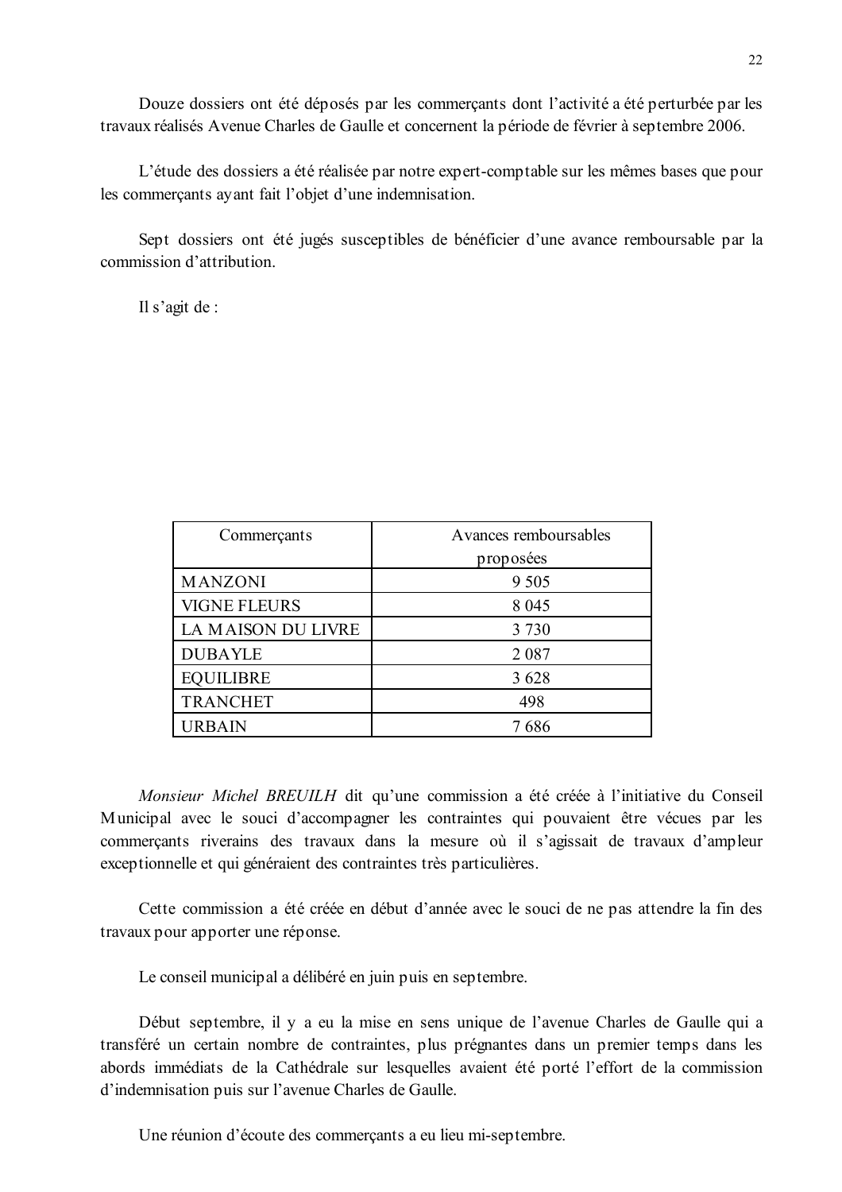Douze dossiers ont été déposés par les commerçants dont l'activité a été perturbée par les travaux réalisés Avenue Charles de Gaulle et concernent la période de février à septembre 2006.

L'étude des dossiers a été réalisée par notre expert-comptable sur les mêmes bases que pour les commerçants ayant fait l'objet d'une indemnisation.

Sept dossiers ont été jugés susceptibles de bénéficier d'une avance remboursable par la commission d'attribution.

Il s'agit de :

| Commerçants | Avances remboursables proposées |
|---|---|
| MANZONI | 9 505 |
| VIGNE FLEURS | 8 045 |
| LA MAISON DU LIVRE | 3 730 |
| DUBAYLE | 2 087 |
| EQUILIBRE | 3 628 |
| TRANCHET | 498 |
| URBAIN | 7 686 |

*Monsieur Michel BREUILH* dit qu'une commission a été créée à l'initiative du Conseil Municipal avec le souci d'accompagner les contraintes qui pouvaient être vécues par les commerçants riverains des travaux dans la mesure où il s'agissait de travaux d'ampleur exceptionnelle et qui généraient des contraintes très particulières.

Cette commission a été créée en début d'année avec le souci de ne pas attendre la fin des travaux pour apporter une réponse.

Le conseil municipal a délibéré en juin puis en septembre.

Début septembre, il y a eu la mise en sens unique de l'avenue Charles de Gaulle qui a transféré un certain nombre de contraintes, plus prégnantes dans un premier temps dans les abords immédiats de la Cathédrale sur lesquelles avaient été porté l'effort de la commission d'indemnisation puis sur l'avenue Charles de Gaulle.

Une réunion d'écoute des commerçants a eu lieu mi-septembre.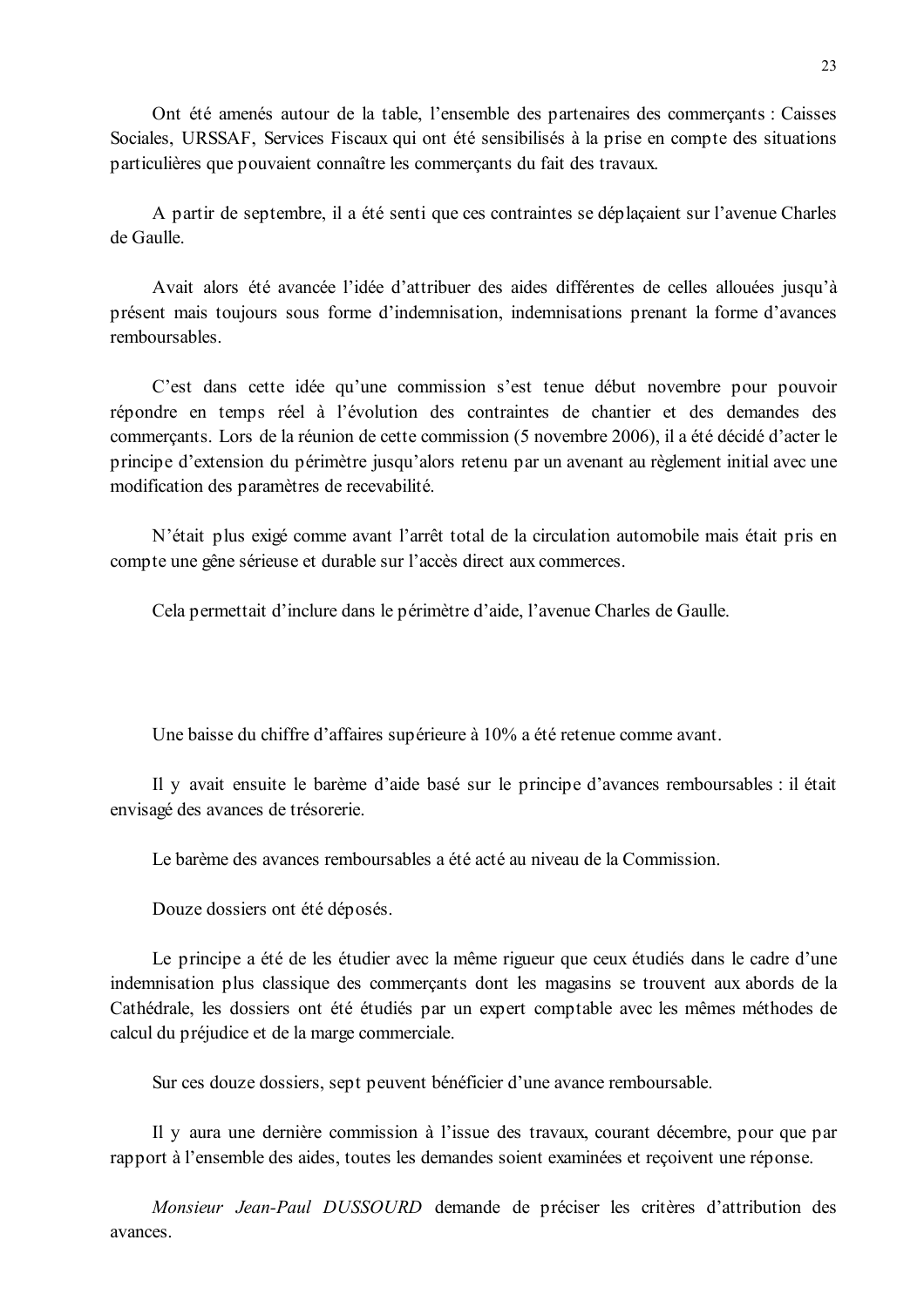Ont été amenés autour de la table, l'ensemble des partenaires des commerçants : Caisses Sociales, URSSAF, Services Fiscaux qui ont été sensibilisés à la prise en compte des situations particulières que pouvaient connaître les commerçants du fait des travaux.

A partir de septembre, il a été senti que ces contraintes se déplaçaient sur l'avenue Charles de Gaulle.

Avait alors été avancée l'idée d'attribuer des aides différentes de celles allouées jusqu'à présent mais toujours sous forme d'indemnisation, indemnisations prenant la forme d'avances remboursables.

C'est dans cette idée qu'une commission s'est tenue début novembre pour pouvoir répondre en temps réel à l'évolution des contraintes de chantier et des demandes des commerçants. Lors de la réunion de cette commission (5 novembre 2006), il a été décidé d'acter le principe d'extension du périmètre jusqu'alors retenu par un avenant au règlement initial avec une modification des paramètres de recevabilité.

N'était plus exigé comme avant l'arrêt total de la circulation automobile mais était pris en compte une gêne sérieuse et durable sur l'accès direct aux commerces.

Cela permettait d'inclure dans le périmètre d'aide, l'avenue Charles de Gaulle.

Une baisse du chiffre d'affaires supérieure à 10% a été retenue comme avant.

Il y avait ensuite le barème d'aide basé sur le principe d'avances remboursables : il était envisagé des avances de trésorerie.

Le barème des avances remboursables a été acté au niveau de la Commission.

Douze dossiers ont été déposés.

Le principe a été de les étudier avec la même rigueur que ceux étudiés dans le cadre d'une indemnisation plus classique des commerçants dont les magasins se trouvent aux abords de la Cathédrale, les dossiers ont été étudiés par un expert comptable avec les mêmes méthodes de calcul du préjudice et de la marge commerciale.

Sur ces douze dossiers, sept peuvent bénéficier d'une avance remboursable.

Il y aura une dernière commission à l'issue des travaux, courant décembre, pour que par rapport à l'ensemble des aides, toutes les demandes soient examinées et reçoivent une réponse.

*Monsieur Jean-Paul DUSSOURD* demande de préciser les critères d'attribution des avances.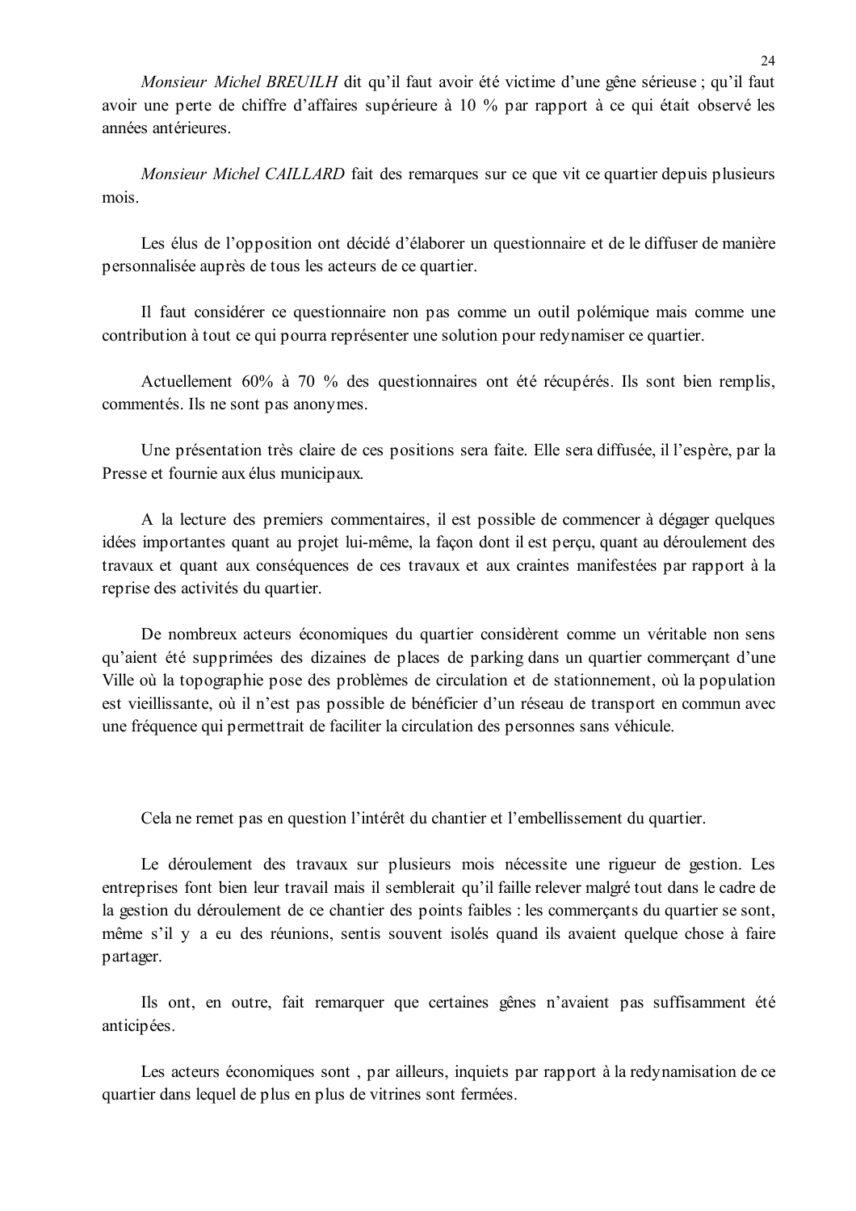*Monsieur Michel BREUILH* dit qu'il faut avoir été victime d'une gêne sérieuse ; qu'il faut avoir une perte de chiffre d'affaires supérieure à 10 % par rapport à ce qui était observé les années antérieures.

*Monsieur Michel CAILLARD* fait des remarques sur ce que vit ce quartier depuis plusieurs mois.

Les élus de l'opposition ont décidé d'élaborer un questionnaire et de le diffuser de manière personnalisée auprès de tous les acteurs de ce quartier.

Il faut considérer ce questionnaire non pas comme un outil polémique mais comme une contribution à tout ce qui pourra représenter une solution pour redynamiser ce quartier.

Actuellement 60% à 70 % des questionnaires ont été récupérés. Ils sont bien remplis, commentés. Ils ne sont pas anonymes.

Une présentation très claire de ces positions sera faite. Elle sera diffusée, il l'espère, par la Presse et fournie aux élus municipaux.

A la lecture des premiers commentaires, il est possible de commencer à dégager quelques idées importantes quant au projet lui-même, la façon dont il est perçu, quant au déroulement des travaux et quant aux conséquences de ces travaux et aux craintes manifestées par rapport à la reprise des activités du quartier.

De nombreux acteurs économiques du quartier considèrent comme un véritable non sens qu'aient été supprimées des dizaines de places de parking dans un quartier commerçant d'une Ville où la topographie pose des problèmes de circulation et de stationnement, où la population est vieillissante, où il n'est pas possible de bénéficier d'un réseau de transport en commun avec une fréquence qui permettrait de faciliter la circulation des personnes sans véhicule.

Cela ne remet pas en question l'intérêt du chantier et l'embellissement du quartier.

Le déroulement des travaux sur plusieurs mois nécessite une rigueur de gestion. Les entreprises font bien leur travail mais il semblerait qu'il faille relever malgré tout dans le cadre de la gestion du déroulement de ce chantier des points faibles : les commerçants du quartier se sont, même s'il y a eu des réunions, sentis souvent isolés quand ils avaient quelque chose à faire partager.

Ils ont, en outre, fait remarquer que certaines gênes n'avaient pas suffisamment été anticipées.

Les acteurs économiques sont , par ailleurs, inquiets par rapport à la redynamisation de ce quartier dans lequel de plus en plus de vitrines sont fermées.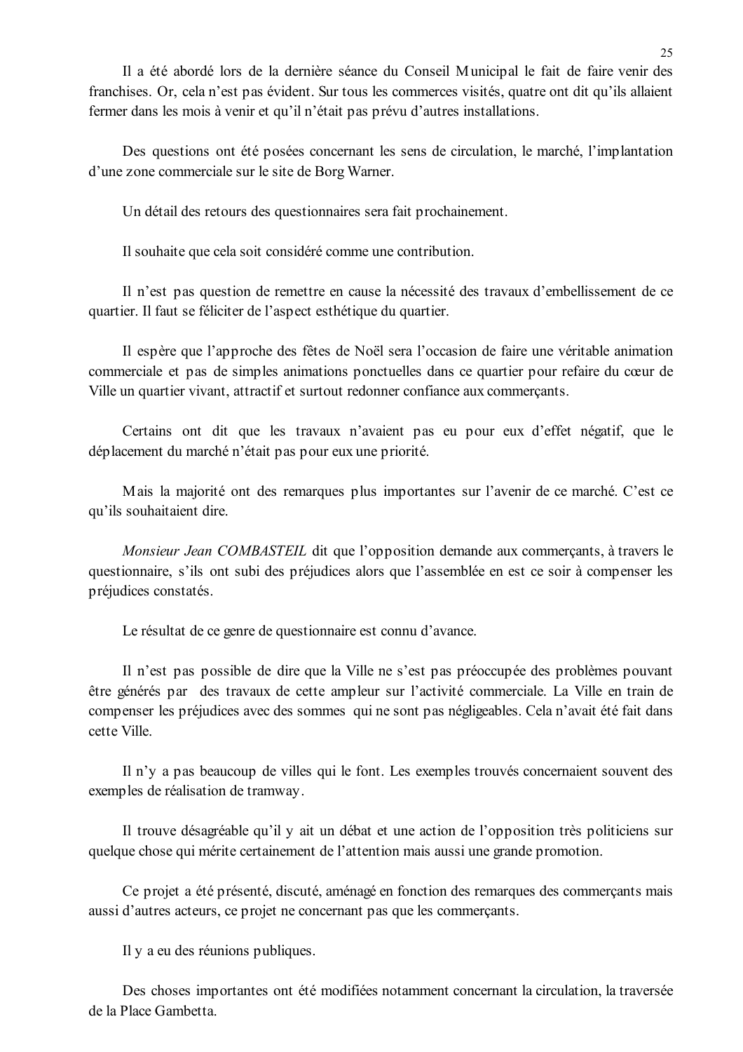Il a été abordé lors de la dernière séance du Conseil Municipal le fait de faire venir des franchises. Or, cela n'est pas évident. Sur tous les commerces visités, quatre ont dit qu'ils allaient fermer dans les mois à venir et qu'il n'était pas prévu d'autres installations.

Des questions ont été posées concernant les sens de circulation, le marché, l'implantation d'une zone commerciale sur le site de Borg Warner.

Un détail des retours des questionnaires sera fait prochainement.

Il souhaite que cela soit considéré comme une contribution.

Il n'est pas question de remettre en cause la nécessité des travaux d'embellissement de ce quartier. Il faut se féliciter de l'aspect esthétique du quartier.

Il espère que l'approche des fêtes de Noël sera l'occasion de faire une véritable animation commerciale et pas de simples animations ponctuelles dans ce quartier pour refaire du cœur de Ville un quartier vivant, attractif et surtout redonner confiance aux commerçants.

Certains ont dit que les travaux n'avaient pas eu pour eux d'effet négatif, que le déplacement du marché n'était pas pour eux une priorité.

Mais la majorité ont des remarques plus importantes sur l'avenir de ce marché. C'est ce qu'ils souhaitaient dire.

*Monsieur Jean COMBASTEIL* dit que l'opposition demande aux commerçants, à travers le questionnaire, s'ils ont subi des préjudices alors que l'assemblée en est ce soir à compenser les préjudices constatés.

Le résultat de ce genre de questionnaire est connu d'avance.

Il n'est pas possible de dire que la Ville ne s'est pas préoccupée des problèmes pouvant être générés par des travaux de cette ampleur sur l'activité commerciale. La Ville en train de compenser les préjudices avec des sommes qui ne sont pas négligeables. Cela n'avait été fait dans cette Ville.

Il n'y a pas beaucoup de villes qui le font. Les exemples trouvés concernaient souvent des exemples de réalisation de tramway.

Il trouve désagréable qu'il y ait un débat et une action de l'opposition très politiciens sur quelque chose qui mérite certainement de l'attention mais aussi une grande promotion.

Ce projet a été présenté, discuté, aménagé en fonction des remarques des commerçants mais aussi d'autres acteurs, ce projet ne concernant pas que les commerçants.

Il y a eu des réunions publiques.

Des choses importantes ont été modifiées notamment concernant la circulation, la traversée de la Place Gambetta.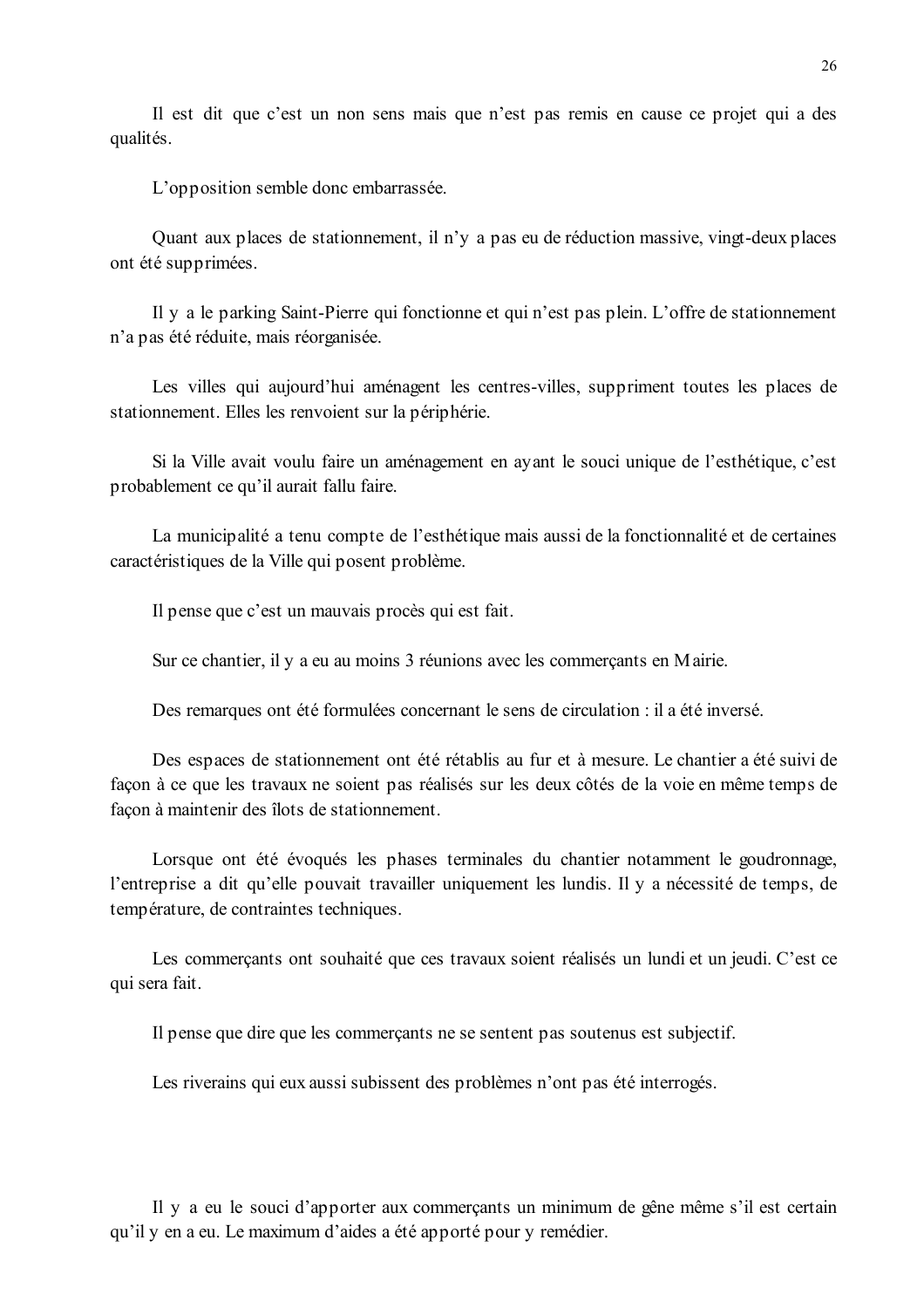Il est dit que c'est un non sens mais que n'est pas remis en cause ce projet qui a des qualités.

L'opposition semble donc embarrassée.

Quant aux places de stationnement, il n'y a pas eu de réduction massive, vingt-deux places ont été supprimées.

Il y a le parking Saint-Pierre qui fonctionne et qui n'est pas plein. L'offre de stationnement n'a pas été réduite, mais réorganisée.

Les villes qui aujourd'hui aménagent les centres-villes, suppriment toutes les places de stationnement. Elles les renvoient sur la périphérie.

Si la Ville avait voulu faire un aménagement en ayant le souci unique de l'esthétique, c'est probablement ce qu'il aurait fallu faire.

La municipalité a tenu compte de l'esthétique mais aussi de la fonctionnalité et de certaines caractéristiques de la Ville qui posent problème.

Il pense que c'est un mauvais procès qui est fait.

Sur ce chantier, il y a eu au moins 3 réunions avec les commerçants en Mairie.

Des remarques ont été formulées concernant le sens de circulation : il a été inversé.

Des espaces de stationnement ont été rétablis au fur et à mesure. Le chantier a été suivi de façon à ce que les travaux ne soient pas réalisés sur les deux côtés de la voie en même temps de façon à maintenir des îlots de stationnement.

Lorsque ont été évoqués les phases terminales du chantier notamment le goudronnage, l'entreprise a dit qu'elle pouvait travailler uniquement les lundis. Il y a nécessité de temps, de température, de contraintes techniques.

Les commerçants ont souhaité que ces travaux soient réalisés un lundi et un jeudi. C'est ce qui sera fait.

Il pense que dire que les commerçants ne se sentent pas soutenus est subjectif.

Les riverains qui eux aussi subissent des problèmes n'ont pas été interrogés.

Il y a eu le souci d'apporter aux commerçants un minimum de gêne même s'il est certain qu'il y en a eu. Le maximum d'aides a été apporté pour y remédier.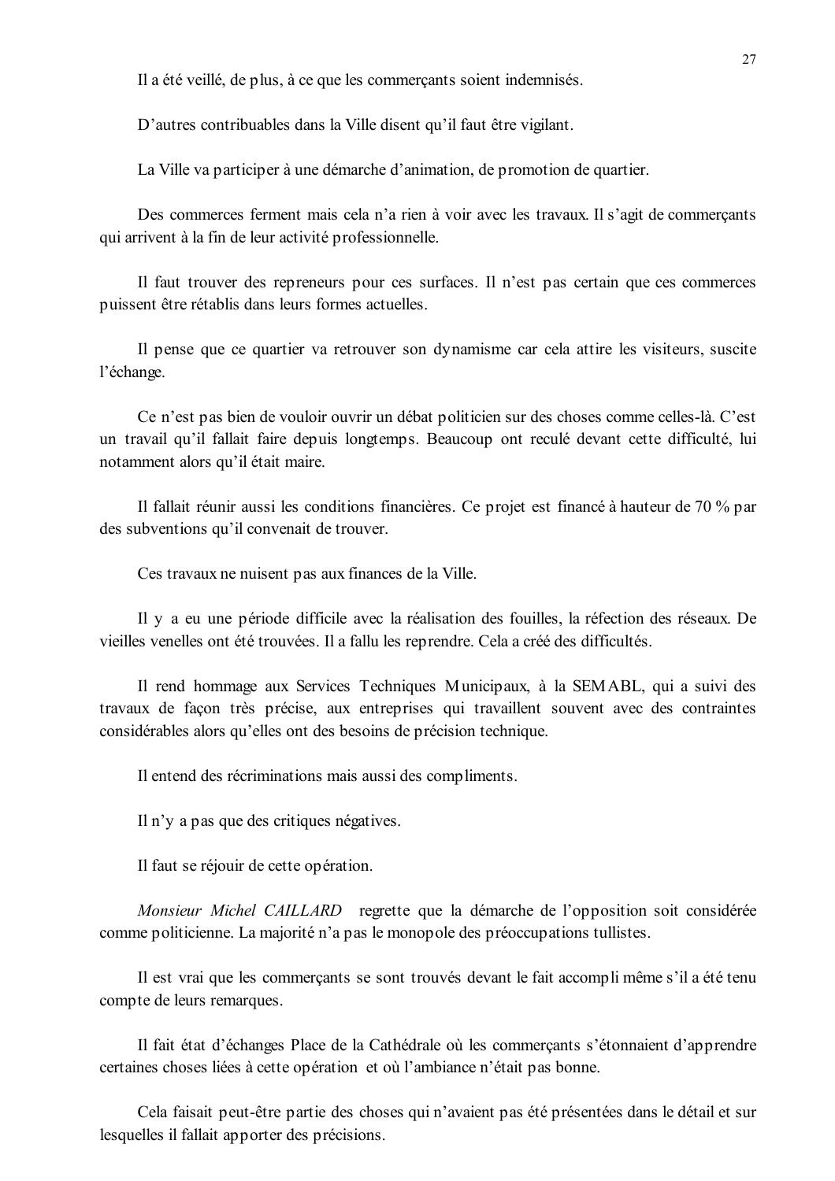Il a été veillé, de plus, à ce que les commerçants soient indemnisés.

D'autres contribuables dans la Ville disent qu'il faut être vigilant.

La Ville va participer à une démarche d'animation, de promotion de quartier.

Des commerces ferment mais cela n'a rien à voir avec les travaux. Il s'agit de commerçants qui arrivent à la fin de leur activité professionnelle.

Il faut trouver des repreneurs pour ces surfaces. Il n'est pas certain que ces commerces puissent être rétablis dans leurs formes actuelles.

Il pense que ce quartier va retrouver son dynamisme car cela attire les visiteurs, suscite l'échange.

Ce n'est pas bien de vouloir ouvrir un débat politicien sur des choses comme celles-là. C'est un travail qu'il fallait faire depuis longtemps. Beaucoup ont reculé devant cette difficulté, lui notamment alors qu'il était maire.

Il fallait réunir aussi les conditions financières. Ce projet est financé à hauteur de 70 % par des subventions qu'il convenait de trouver.

Ces travaux ne nuisent pas aux finances de la Ville.

Il y a eu une période difficile avec la réalisation des fouilles, la réfection des réseaux. De vieilles venelles ont été trouvées. Il a fallu les reprendre. Cela a créé des difficultés.

Il rend hommage aux Services Techniques Municipaux, à la SEMABL, qui a suivi des travaux de façon très précise, aux entreprises qui travaillent souvent avec des contraintes considérables alors qu'elles ont des besoins de précision technique.

Il entend des récriminations mais aussi des compliments.

Il n'y a pas que des critiques négatives.

Il faut se réjouir de cette opération.

*Monsieur Michel CAILLARD* regrette que la démarche de l'opposition soit considérée comme politicienne. La majorité n'a pas le monopole des préoccupations tullistes.

Il est vrai que les commerçants se sont trouvés devant le fait accompli même s'il a été tenu compte de leurs remarques.

Il fait état d'échanges Place de la Cathédrale où les commerçants s'étonnaient d'apprendre certaines choses liées à cette opération et où l'ambiance n'était pas bonne.

Cela faisait peut-être partie des choses qui n'avaient pas été présentées dans le détail et sur lesquelles il fallait apporter des précisions.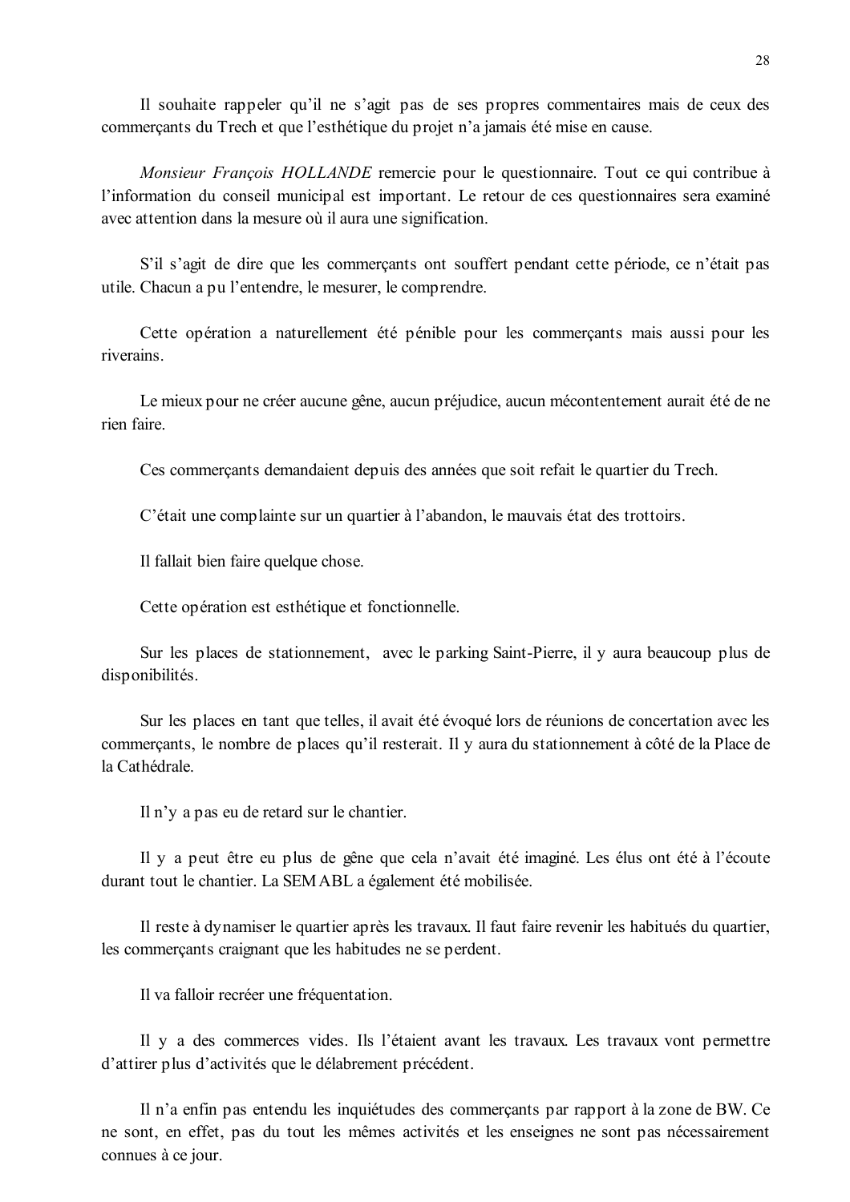Il souhaite rappeler qu'il ne s'agit pas de ses propres commentaires mais de ceux des commerçants du Trech et que l'esthétique du projet n'a jamais été mise en cause.

*Monsieur François HOLLANDE* remercie pour le questionnaire. Tout ce qui contribue à l'information du conseil municipal est important. Le retour de ces questionnaires sera examiné avec attention dans la mesure où il aura une signification.

S'il s'agit de dire que les commerçants ont souffert pendant cette période, ce n'était pas utile. Chacun a pu l'entendre, le mesurer, le comprendre.

Cette opération a naturellement été pénible pour les commerçants mais aussi pour les riverains.

Le mieux pour ne créer aucune gêne, aucun préjudice, aucun mécontentement aurait été de ne rien faire.

Ces commerçants demandaient depuis des années que soit refait le quartier du Trech.

C'était une complainte sur un quartier à l'abandon, le mauvais état des trottoirs.

Il fallait bien faire quelque chose.

Cette opération est esthétique et fonctionnelle.

Sur les places de stationnement, avec le parking Saint-Pierre, il y aura beaucoup plus de disponibilités.

Sur les places en tant que telles, il avait été évoqué lors de réunions de concertation avec les commerçants, le nombre de places qu'il resterait. Il y aura du stationnement à côté de la Place de la Cathédrale.

Il n'y a pas eu de retard sur le chantier.

Il y a peut être eu plus de gêne que cela n'avait été imaginé. Les élus ont été à l'écoute durant tout le chantier. La SEMABL a également été mobilisée.

Il reste à dynamiser le quartier après les travaux. Il faut faire revenir les habitués du quartier, les commerçants craignant que les habitudes ne se perdent.

Il va falloir recréer une fréquentation.

Il y a des commerces vides. Ils l'étaient avant les travaux. Les travaux vont permettre d'attirer plus d'activités que le délabrement précédent.

Il n'a enfin pas entendu les inquiétudes des commerçants par rapport à la zone de BW. Ce ne sont, en effet, pas du tout les mêmes activités et les enseignes ne sont pas nécessairement connues à ce jour.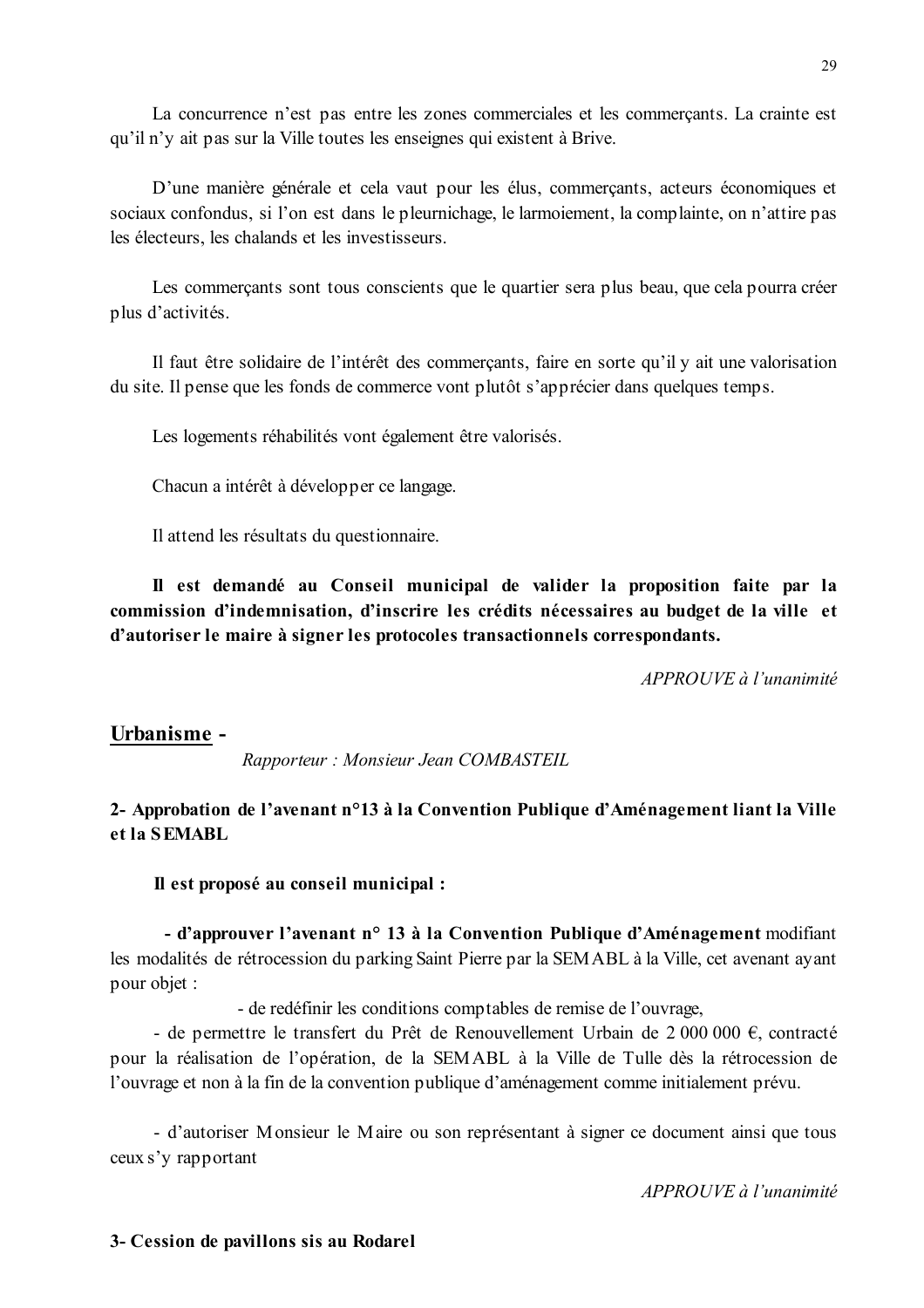La concurrence n'est pas entre les zones commerciales et les commerçants. La crainte est qu'il n'y ait pas sur la Ville toutes les enseignes qui existent à Brive.

D'une manière générale et cela vaut pour les élus, commerçants, acteurs économiques et sociaux confondus, si l'on est dans le pleurnichage, le larmoiement, la complainte, on n'attire pas les électeurs, les chalands et les investisseurs.

Les commerçants sont tous conscients que le quartier sera plus beau, que cela pourra créer plus d'activités.

Il faut être solidaire de l'intérêt des commerçants, faire en sorte qu'il y ait une valorisation du site. Il pense que les fonds de commerce vont plutôt s'apprécier dans quelques temps.

Les logements réhabilités vont également être valorisés.

Chacun a intérêt à développer ce langage.

Il attend les résultats du questionnaire.

**Il est demandé au Conseil municipal de valider la proposition faite par la commission d'indemnisation, d'inscrire les crédits nécessaires au budget de la ville et d'autoriser le maire à signer les protocoles transactionnels correspondants.**

*APPROUVE à l'unanimité*

## Urbanisme -

*Rapporteur : Monsieur Jean COMBASTEIL*

### 2- Approbation de l'avenant n°13 à la Convention Publique d'Aménagement liant la Ville et la SEMABL

**Il est proposé au conseil municipal :**

**- d'approuver l'avenant n° 13 à la Convention Publique d'Aménagement** modifiant les modalités de rétrocession du parking Saint Pierre par la SEMABL à la Ville, cet avenant ayant pour objet :

- de redéfinir les conditions comptables de remise de l'ouvrage,
- de permettre le transfert du Prêt de Renouvellement Urbain de 2 000 000 €, contracté pour la réalisation de l'opération, de la SEMABL à la Ville de Tulle dès la rétrocession de l'ouvrage et non à la fin de la convention publique d'aménagement comme initialement prévu.

- d'autoriser Monsieur le Maire ou son représentant à signer ce document ainsi que tous ceux s'y rapportant

*APPROUVE à l'unanimité*

### 3- Cession de pavillons sis au Rodarel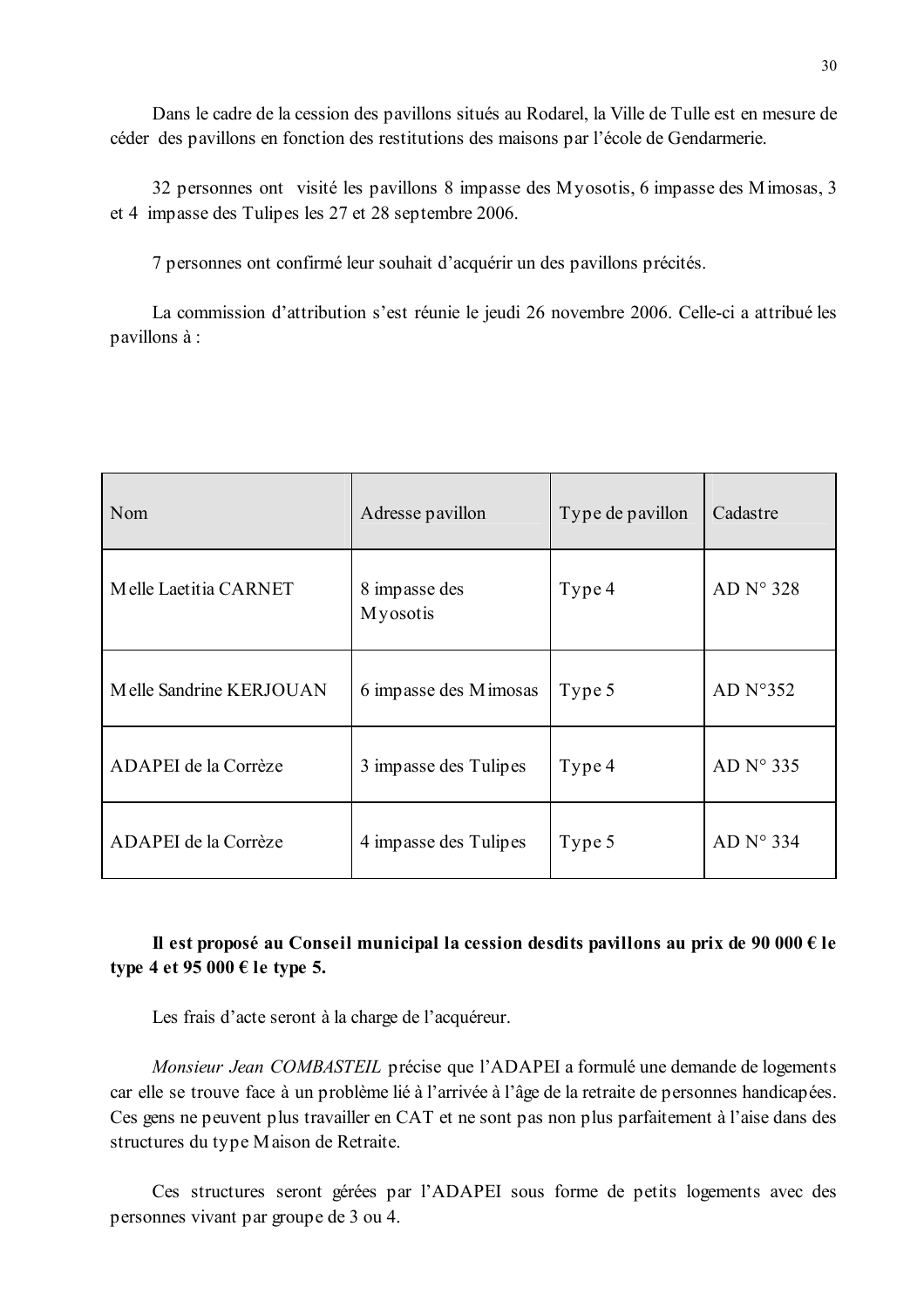Dans le cadre de la cession des pavillons situés au Rodarel, la Ville de Tulle est en mesure de céder des pavillons en fonction des restitutions des maisons par l'école de Gendarmerie.

32 personnes ont visité les pavillons 8 impasse des Myosotis, 6 impasse des Mimosas, 3 et 4 impasse des Tulipes les 27 et 28 septembre 2006.

7 personnes ont confirmé leur souhait d'acquérir un des pavillons précités.

La commission d'attribution s'est réunie le jeudi 26 novembre 2006. Celle-ci a attribué les pavillons à :

| Nom | Adresse pavillon | Type de pavillon | Cadastre |
|---|---|---|---|
| Melle Laetitia CARNET | 8 impasse des Myosotis | Type 4 | AD N° 328 |
| Melle Sandrine KERJOUAN | 6 impasse des Mimosas | Type 5 | AD N°352 |
| ADAPEI de la Corrèze | 3 impasse des Tulipes | Type 4 | AD N° 335 |
| ADAPEI de la Corrèze | 4 impasse des Tulipes | Type 5 | AD N° 334 |

**Il est proposé au Conseil municipal la cession desdits pavillons au prix de 90 000 € le type 4 et 95 000 € le type 5.**

Les frais d'acte seront à la charge de l'acquéreur.

*Monsieur Jean COMBASTEIL* précise que l'ADAPEI a formulé une demande de logements car elle se trouve face à un problème lié à l'arrivée à l'âge de la retraite de personnes handicapées. Ces gens ne peuvent plus travailler en CAT et ne sont pas non plus parfaitement à l'aise dans des structures du type Maison de Retraite.

Ces structures seront gérées par l'ADAPEI sous forme de petits logements avec des personnes vivant par groupe de 3 ou 4.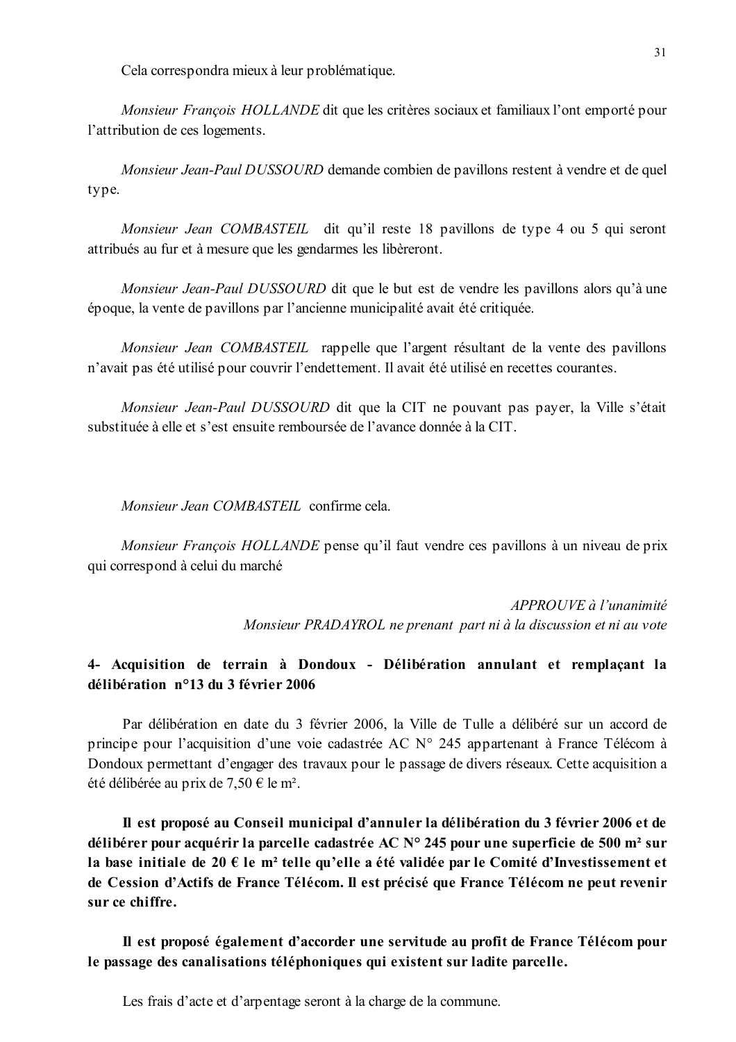Cela correspondra mieux à leur problématique.

*Monsieur François HOLLANDE* dit que les critères sociaux et familiaux l'ont emporté pour l'attribution de ces logements.

*Monsieur Jean-Paul DUSSOURD* demande combien de pavillons restent à vendre et de quel type.

*Monsieur Jean COMBASTEIL* dit qu'il reste 18 pavillons de type 4 ou 5 qui seront attribués au fur et à mesure que les gendarmes les libèreront.

*Monsieur Jean-Paul DUSSOURD* dit que le but est de vendre les pavillons alors qu'à une époque, la vente de pavillons par l'ancienne municipalité avait été critiquée.

*Monsieur Jean COMBASTEIL* rappelle que l'argent résultant de la vente des pavillons n'avait pas été utilisé pour couvrir l'endettement. Il avait été utilisé en recettes courantes.

*Monsieur Jean-Paul DUSSOURD* dit que la CIT ne pouvant pas payer, la Ville s'était substituée à elle et s'est ensuite remboursée de l'avance donnée à la CIT.

*Monsieur Jean COMBASTEIL* confirme cela.

*Monsieur François HOLLANDE* pense qu'il faut vendre ces pavillons à un niveau de prix qui correspond à celui du marché

*APPROUVE à l'unanimité*
*Monsieur PRADAYROL ne prenant part ni à la discussion et ni au vote*

### 4- Acquisition de terrain à Dondoux - Délibération annulant et remplaçant la délibération n°13 du 3 février 2006

Par délibération en date du 3 février 2006, la Ville de Tulle a délibéré sur un accord de principe pour l'acquisition d'une voie cadastrée AC N° 245 appartenant à France Télécom à Dondoux permettant d'engager des travaux pour le passage de divers réseaux. Cette acquisition a été délibérée au prix de 7,50 € le m².

**Il est proposé au Conseil municipal d'annuler la délibération du 3 février 2006 et de délibérer pour acquérir la parcelle cadastrée AC N° 245 pour une superficie de 500 m² sur la base initiale de 20 € le m² telle qu'elle a été validée par le Comité d'Investissement et de Cession d'Actifs de France Télécom. Il est précisé que France Télécom ne peut revenir sur ce chiffre.**

**Il est proposé également d'accorder une servitude au profit de France Télécom pour le passage des canalisations téléphoniques qui existent sur ladite parcelle.**

Les frais d'acte et d'arpentage seront à la charge de la commune.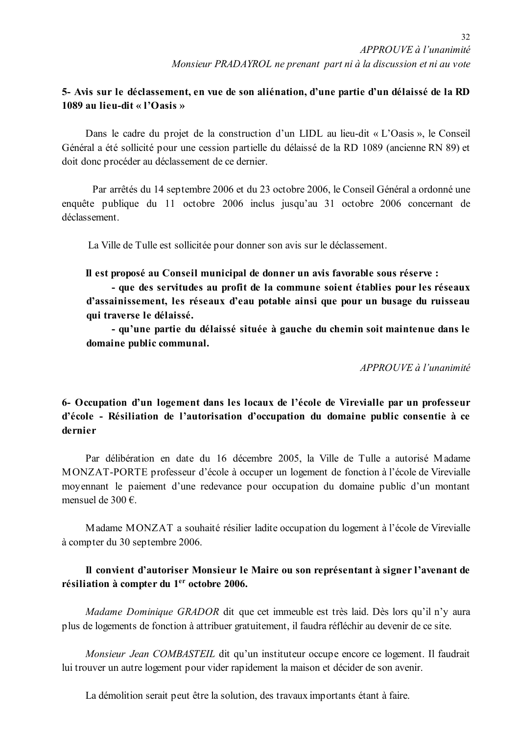*APPROUVE à l'unanimité*

*Monsieur PRADAYROL ne prenant part ni à la discussion et ni au vote*

**5- Avis sur le déclassement, en vue de son aliénation, d'une partie d'un délaissé de la RD 1089 au lieu-dit « l'Oasis »**

Dans le cadre du projet de la construction d'un LIDL au lieu-dit « L'Oasis », le Conseil Général a été sollicité pour une cession partielle du délaissé de la RD 1089 (ancienne RN 89) et doit donc procéder au déclassement de ce dernier.

Par arrêtés du 14 septembre 2006 et du 23 octobre 2006, le Conseil Général a ordonné une enquête publique du 11 octobre 2006 inclus jusqu'au 31 octobre 2006 concernant de déclassement.

La Ville de Tulle est sollicitée pour donner son avis sur le déclassement.

**Il est proposé au Conseil municipal de donner un avis favorable sous réserve :**

**- que des servitudes au profit de la commune soient établies pour les réseaux d'assainissement, les réseaux d'eau potable ainsi que pour un busage du ruisseau qui traverse le délaissé.**

**- qu'une partie du délaissé située à gauche du chemin soit maintenue dans le domaine public communal.**

*APPROUVE à l'unanimité*

**6- Occupation d'un logement dans les locaux de l'école de Virevialle par un professeur d'école - Résiliation de l'autorisation d'occupation du domaine public consentie à ce dernier**

Par délibération en date du 16 décembre 2005, la Ville de Tulle a autorisé Madame MONZAT-PORTE professeur d'école à occuper un logement de fonction à l'école de Virevialle moyennant le paiement d'une redevance pour occupation du domaine public d'un montant mensuel de 300 €.

Madame MONZAT a souhaité résilier ladite occupation du logement à l'école de Virevialle à compter du 30 septembre 2006.

**Il convient d'autoriser Monsieur le Maire ou son représentant à signer l'avenant de résiliation à compter du 1er octobre 2006.**

*Madame Dominique GRADOR* dit que cet immeuble est très laid. Dès lors qu'il n'y aura plus de logements de fonction à attribuer gratuitement, il faudra réfléchir au devenir de ce site.

*Monsieur Jean COMBASTEIL* dit qu'un instituteur occupe encore ce logement. Il faudrait lui trouver un autre logement pour vider rapidement la maison et décider de son avenir.

La démolition serait peut être la solution, des travaux importants étant à faire.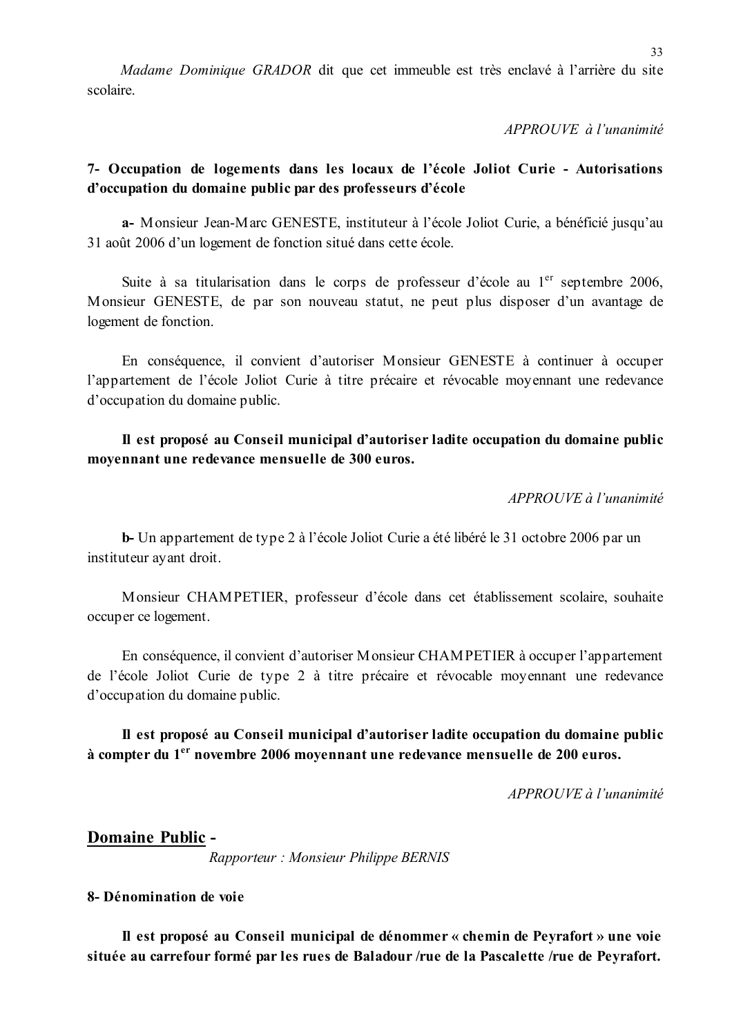*Madame Dominique GRADOR* dit que cet immeuble est très enclavé à l'arrière du site scolaire.

*APPROUVE à l'unanimité*

**7- Occupation de logements dans les locaux de l'école Joliot Curie - Autorisations d'occupation du domaine public par des professeurs d'école**

**a-** Monsieur Jean-Marc GENESTE, instituteur à l'école Joliot Curie, a bénéficié jusqu'au 31 août 2006 d'un logement de fonction situé dans cette école.

Suite à sa titularisation dans le corps de professeur d'école au 1er septembre 2006, Monsieur GENESTE, de par son nouveau statut, ne peut plus disposer d'un avantage de logement de fonction.

En conséquence, il convient d'autoriser Monsieur GENESTE à continuer à occuper l'appartement de l'école Joliot Curie à titre précaire et révocable moyennant une redevance d'occupation du domaine public.

**Il est proposé au Conseil municipal d'autoriser ladite occupation du domaine public moyennant une redevance mensuelle de 300 euros.**

*APPROUVE à l'unanimité*

**b-** Un appartement de type 2 à l'école Joliot Curie a été libéré le 31 octobre 2006 par un instituteur ayant droit.

Monsieur CHAMPETIER, professeur d'école dans cet établissement scolaire, souhaite occuper ce logement.

En conséquence, il convient d'autoriser Monsieur CHAMPETIER à occuper l'appartement de l'école Joliot Curie de type 2 à titre précaire et révocable moyennant une redevance d'occupation du domaine public.

**Il est proposé au Conseil municipal d'autoriser ladite occupation du domaine public à compter du 1er novembre 2006 moyennant une redevance mensuelle de 200 euros.**

*APPROUVE à l'unanimité*

## Domaine Public -

*Rapporteur : Monsieur Philippe BERNIS*

**8- Dénomination de voie**

**Il est proposé au Conseil municipal de dénommer « chemin de Peyrafort » une voie située au carrefour formé par les rues de Baladour /rue de la Pascalette /rue de Peyrafort.**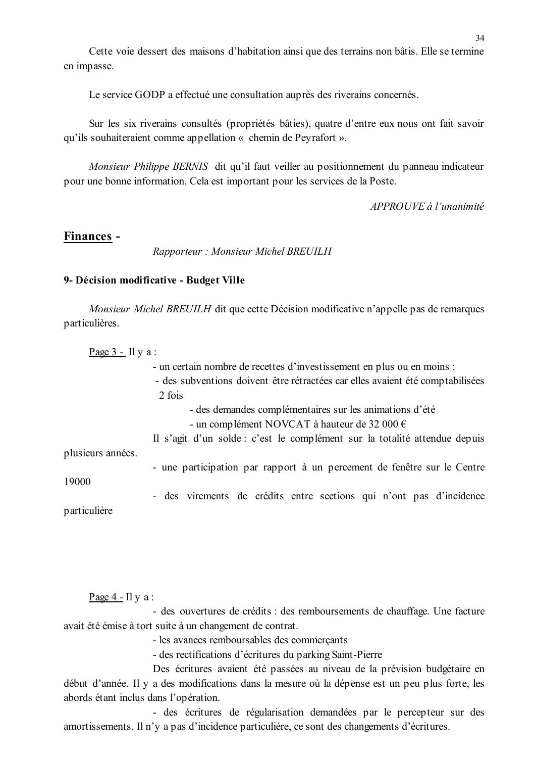Cette voie dessert des maisons d'habitation ainsi que des terrains non bâtis. Elle se termine en impasse.

Le service GODP a effectué une consultation auprès des riverains concernés.

Sur les six riverains consultés (propriétés bâties), quatre d'entre eux nous ont fait savoir qu'ils souhaiteraient comme appellation « chemin de Peyrafort ».

*Monsieur Philippe BERNIS* dit qu'il faut veiller au positionnement du panneau indicateur pour une bonne information. Cela est important pour les services de la Poste.

*APPROUVE à l'unanimité*

## <u>Finances</u> -

*Rapporteur : Monsieur Michel BREUILH*

### 9- Décision modificative - Budget Ville

*Monsieur Michel BREUILH* dit que cette Décision modificative n'appelle pas de remarques particulières.

<u>Page 3 -</u> Il y a :

- un certain nombre de recettes d'investissement en plus ou en moins :
- des subventions doivent être rétractées car elles avaient été comptabilisées 2 fois
  - des demandes complémentaires sur les animations d'été
  - un complément NOVCAT à hauteur de 32 000 €

Il s'agit d'un solde : c'est le complément sur la totalité attendue depuis plusieurs années.

- une participation par rapport à un percement de fenêtre sur le Centre 19000
- des virements de crédits entre sections qui n'ont pas d'incidence particulière

<u>Page 4 -</u> Il y a :

- des ouvertures de crédits : des remboursements de chauffage. Une facture avait été émise à tort suite à un changement de contrat.
- les avances remboursables des commerçants
- des rectifications d'écritures du parking Saint-Pierre

Des écritures avaient été passées au niveau de la prévision budgétaire en début d'année. Il y a des modifications dans la mesure où la dépense est un peu plus forte, les abords étant inclus dans l'opération.

- des écritures de régularisation demandées par le percepteur sur des amortissements. Il n'y a pas d'incidence particulière, ce sont des changements d'écritures.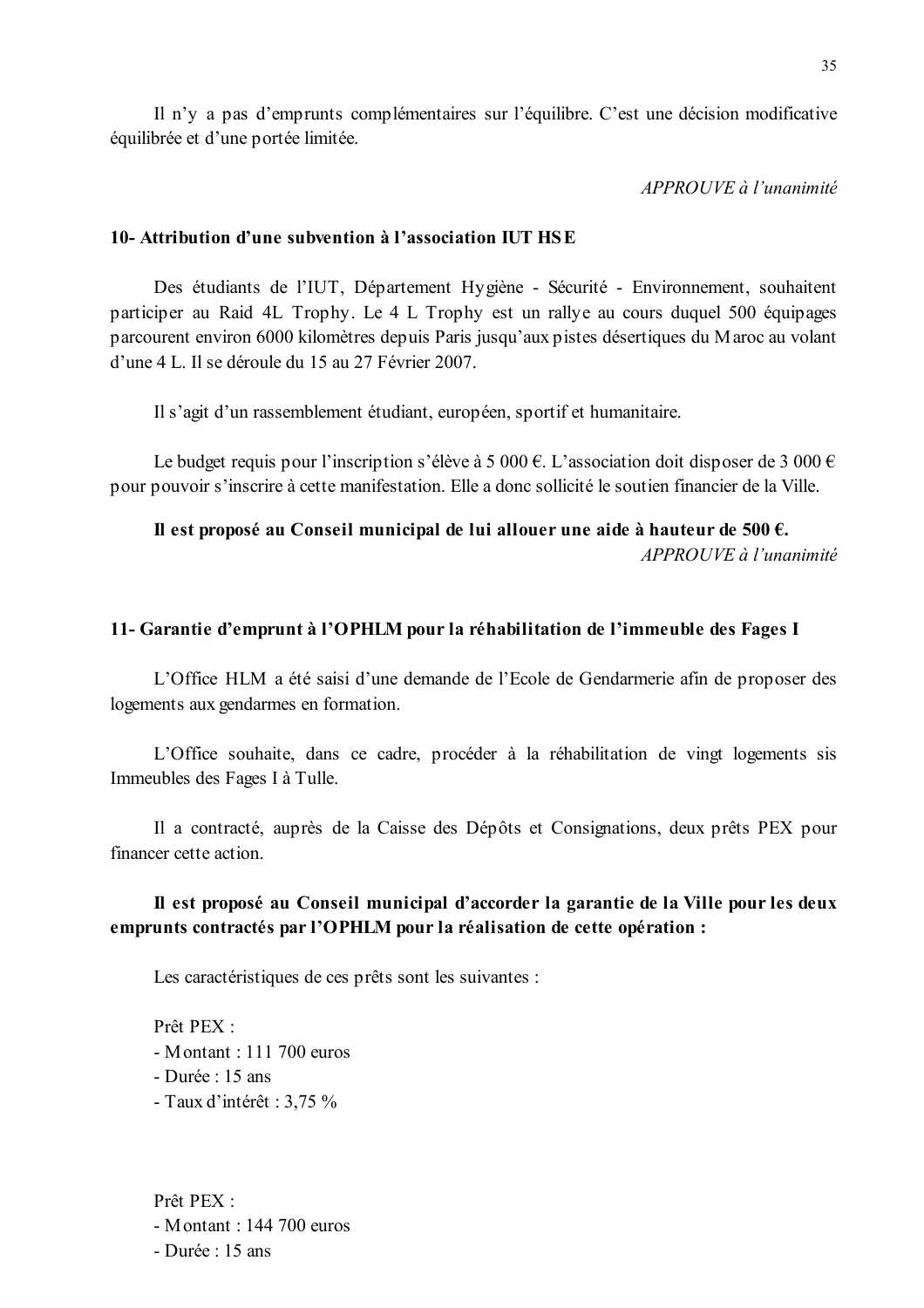Il n'y a pas d'emprunts complémentaires sur l'équilibre. C'est une décision modificative équilibrée et d'une portée limitée.

*APPROUVE à l'unanimité*

### 10- Attribution d'une subvention à l'association IUT HSE

Des étudiants de l'IUT, Département Hygiène - Sécurité - Environnement, souhaitent participer au Raid 4L Trophy. Le 4 L Trophy est un rallye au cours duquel 500 équipages parcourent environ 6000 kilomètres depuis Paris jusqu'aux pistes désertiques du Maroc au volant d'une 4 L. Il se déroule du 15 au 27 Février 2007.

Il s'agit d'un rassemblement étudiant, européen, sportif et humanitaire.

Le budget requis pour l'inscription s'élève à 5 000 €. L'association doit disposer de 3 000 € pour pouvoir s'inscrire à cette manifestation. Elle a donc sollicité le soutien financier de la Ville.

**Il est proposé au Conseil municipal de lui allouer une aide à hauteur de 500 €.**

*APPROUVE à l'unanimité*

### 11- Garantie d'emprunt à l'OPHLM pour la réhabilitation de l'immeuble des Fages I

L'Office HLM a été saisi d'une demande de l'Ecole de Gendarmerie afin de proposer des logements aux gendarmes en formation.

L'Office souhaite, dans ce cadre, procéder à la réhabilitation de vingt logements sis Immeubles des Fages I à Tulle.

Il a contracté, auprès de la Caisse des Dépôts et Consignations, deux prêts PEX pour financer cette action.

**Il est proposé au Conseil municipal d'accorder la garantie de la Ville pour les deux emprunts contractés par l'OPHLM pour la réalisation de cette opération :**

Les caractéristiques de ces prêts sont les suivantes :

Prêt PEX :
- Montant : 111 700 euros
- Durée : 15 ans
- Taux d'intérêt : 3,75 %

Prêt PEX :
- Montant : 144 700 euros
- Durée : 15 ans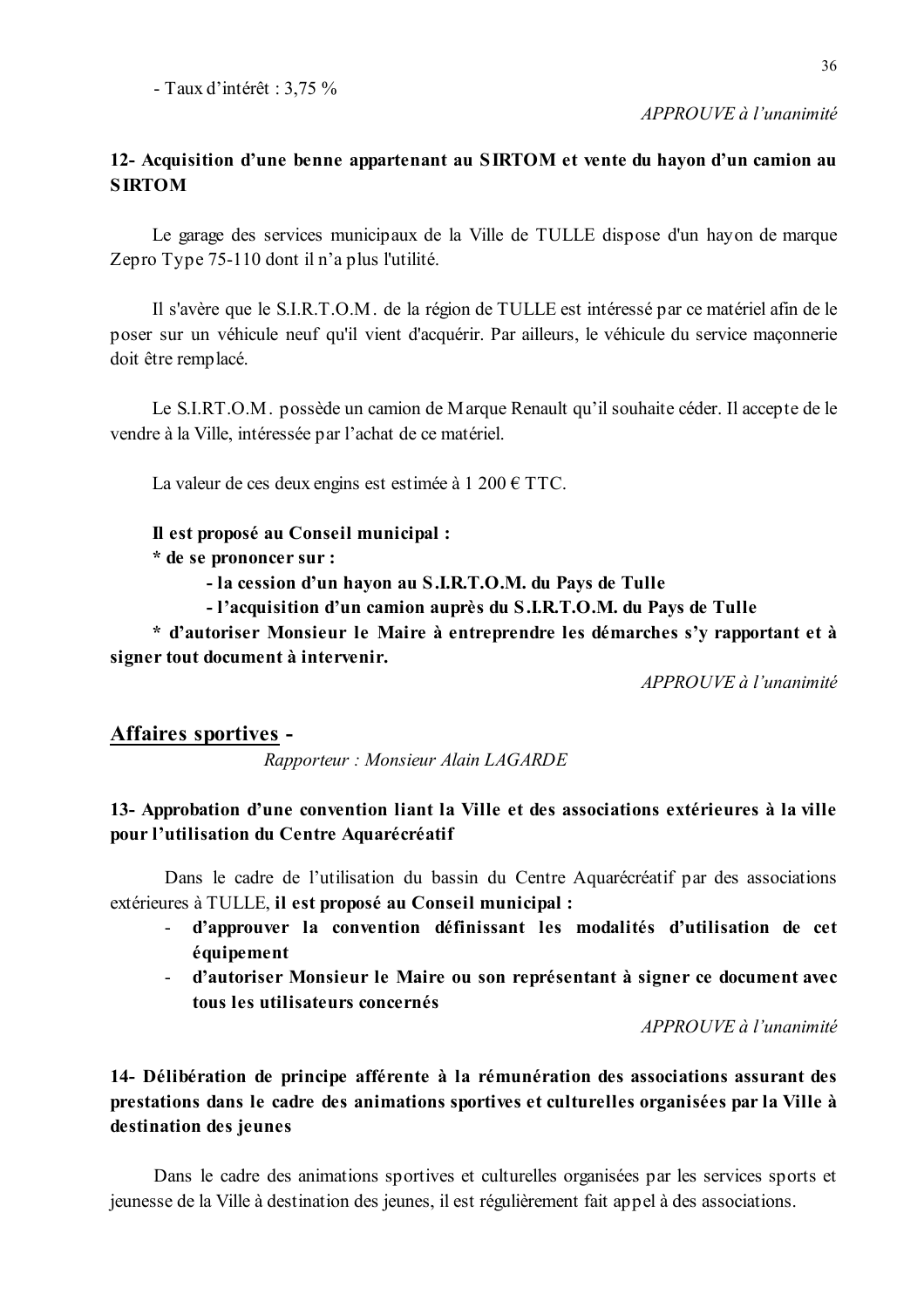- Taux d'intérêt : 3,75 %

*APPROUVE à l'unanimité*

**12- Acquisition d'une benne appartenant au SIRTOM et vente du hayon d'un camion au SIRTOM**

Le garage des services municipaux de la Ville de TULLE dispose d'un hayon de marque Zepro Type 75-110 dont il n'a plus l'utilité.

Il s'avère que le S.I.R.T.O.M. de la région de TULLE est intéressé par ce matériel afin de le poser sur un véhicule neuf qu'il vient d'acquérir. Par ailleurs, le véhicule du service maçonnerie doit être remplacé.

Le S.I.RT.O.M. possède un camion de Marque Renault qu'il souhaite céder. Il accepte de le vendre à la Ville, intéressée par l'achat de ce matériel.

La valeur de ces deux engins est estimée à 1 200 € TTC.

**Il est proposé au Conseil municipal :**

**\* de se prononcer sur :**

**- la cession d'un hayon au S.I.R.T.O.M. du Pays de Tulle**

**- l'acquisition d'un camion auprès du S.I.R.T.O.M. du Pays de Tulle**

**\* d'autoriser Monsieur le Maire à entreprendre les démarches s'y rapportant et à signer tout document à intervenir.**

*APPROUVE à l'unanimité*

## Affaires sportives -

*Rapporteur : Monsieur Alain LAGARDE*

**13- Approbation d'une convention liant la Ville et des associations extérieures à la ville pour l'utilisation du Centre Aquarécréatif**

Dans le cadre de l'utilisation du bassin du Centre Aquarécréatif par des associations extérieures à TULLE, **il est proposé au Conseil municipal :**

- **d'approuver la convention définissant les modalités d'utilisation de cet équipement**
- **d'autoriser Monsieur le Maire ou son représentant à signer ce document avec tous les utilisateurs concernés**

*APPROUVE à l'unanimité*

**14- Délibération de principe afférente à la rémunération des associations assurant des prestations dans le cadre des animations sportives et culturelles organisées par la Ville à destination des jeunes**

Dans le cadre des animations sportives et culturelles organisées par les services sports et jeunesse de la Ville à destination des jeunes, il est régulièrement fait appel à des associations.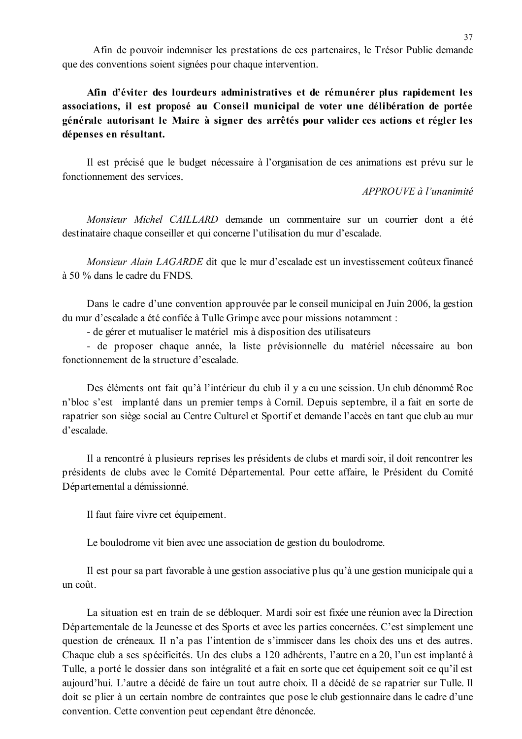Afin de pouvoir indemniser les prestations de ces partenaires, le Trésor Public demande que des conventions soient signées pour chaque intervention.

**Afin d'éviter des lourdeurs administratives et de rémunérer plus rapidement les associations, il est proposé au Conseil municipal de voter une délibération de portée générale autorisant le Maire à signer des arrêtés pour valider ces actions et régler les dépenses en résultant.**

Il est précisé que le budget nécessaire à l'organisation de ces animations est prévu sur le fonctionnement des services.

*APPROUVE à l'unanimité*

*Monsieur Michel CAILLARD* demande un commentaire sur un courrier dont a été destinataire chaque conseiller et qui concerne l'utilisation du mur d'escalade.

*Monsieur Alain LAGARDE* dit que le mur d'escalade est un investissement coûteux financé à 50 % dans le cadre du FNDS.

Dans le cadre d'une convention approuvée par le conseil municipal en Juin 2006, la gestion du mur d'escalade a été confiée à Tulle Grimpe avec pour missions notamment :

- de gérer et mutualiser le matériel mis à disposition des utilisateurs
- de proposer chaque année, la liste prévisionnelle du matériel nécessaire au bon fonctionnement de la structure d'escalade.

Des éléments ont fait qu'à l'intérieur du club il y a eu une scission. Un club dénommé Roc n'bloc s'est implanté dans un premier temps à Cornil. Depuis septembre, il a fait en sorte de rapatrier son siège social au Centre Culturel et Sportif et demande l'accès en tant que club au mur d'escalade.

Il a rencontré à plusieurs reprises les présidents de clubs et mardi soir, il doit rencontrer les présidents de clubs avec le Comité Départemental. Pour cette affaire, le Président du Comité Départemental a démissionné.

Il faut faire vivre cet équipement.

Le boulodrome vit bien avec une association de gestion du boulodrome.

Il est pour sa part favorable à une gestion associative plus qu'à une gestion municipale qui a un coût.

La situation est en train de se débloquer. Mardi soir est fixée une réunion avec la Direction Départementale de la Jeunesse et des Sports et avec les parties concernées. C'est simplement une question de créneaux. Il n'a pas l'intention de s'immiscer dans les choix des uns et des autres. Chaque club a ses spécificités. Un des clubs a 120 adhérents, l'autre en a 20, l'un est implanté à Tulle, a porté le dossier dans son intégralité et a fait en sorte que cet équipement soit ce qu'il est aujourd'hui. L'autre a décidé de faire un tout autre choix. Il a décidé de se rapatrier sur Tulle. Il doit se plier à un certain nombre de contraintes que pose le club gestionnaire dans le cadre d'une convention. Cette convention peut cependant être dénoncée.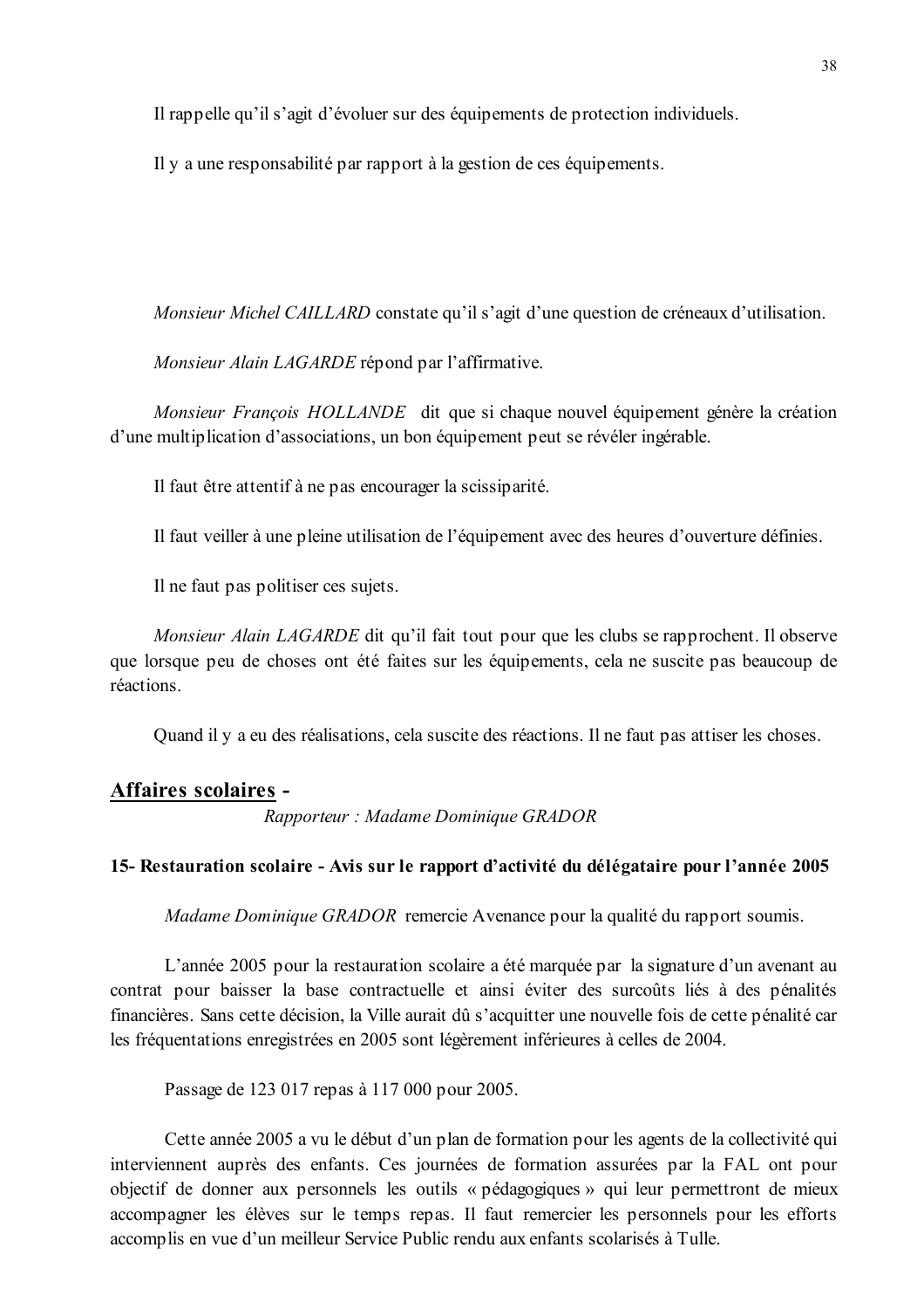Il rappelle qu'il s'agit d'évoluer sur des équipements de protection individuels.

Il y a une responsabilité par rapport à la gestion de ces équipements.

*Monsieur Michel CAILLARD* constate qu'il s'agit d'une question de créneaux d'utilisation.

*Monsieur Alain LAGARDE* répond par l'affirmative.

*Monsieur François HOLLANDE* dit que si chaque nouvel équipement génère la création d'une multiplication d'associations, un bon équipement peut se révéler ingérable.

Il faut être attentif à ne pas encourager la scissiparité.

Il faut veiller à une pleine utilisation de l'équipement avec des heures d'ouverture définies.

Il ne faut pas politiser ces sujets.

*Monsieur Alain LAGARDE* dit qu'il fait tout pour que les clubs se rapprochent. Il observe que lorsque peu de choses ont été faites sur les équipements, cela ne suscite pas beaucoup de réactions.

Quand il y a eu des réalisations, cela suscite des réactions. Il ne faut pas attiser les choses.

## Affaires scolaires -

*Rapporteur : Madame Dominique GRADOR*

### 15- Restauration scolaire - Avis sur le rapport d'activité du délégataire pour l'année 2005

*Madame Dominique GRADOR* remercie Avenance pour la qualité du rapport soumis.

L'année 2005 pour la restauration scolaire a été marquée par la signature d'un avenant au contrat pour baisser la base contractuelle et ainsi éviter des surcoûts liés à des pénalités financières. Sans cette décision, la Ville aurait dû s'acquitter une nouvelle fois de cette pénalité car les fréquentations enregistrées en 2005 sont légèrement inférieures à celles de 2004.

Passage de 123 017 repas à 117 000 pour 2005.

Cette année 2005 a vu le début d'un plan de formation pour les agents de la collectivité qui interviennent auprès des enfants. Ces journées de formation assurées par la FAL ont pour objectif de donner aux personnels les outils « pédagogiques » qui leur permettront de mieux accompagner les élèves sur le temps repas. Il faut remercier les personnels pour les efforts accomplis en vue d'un meilleur Service Public rendu aux enfants scolarisés à Tulle.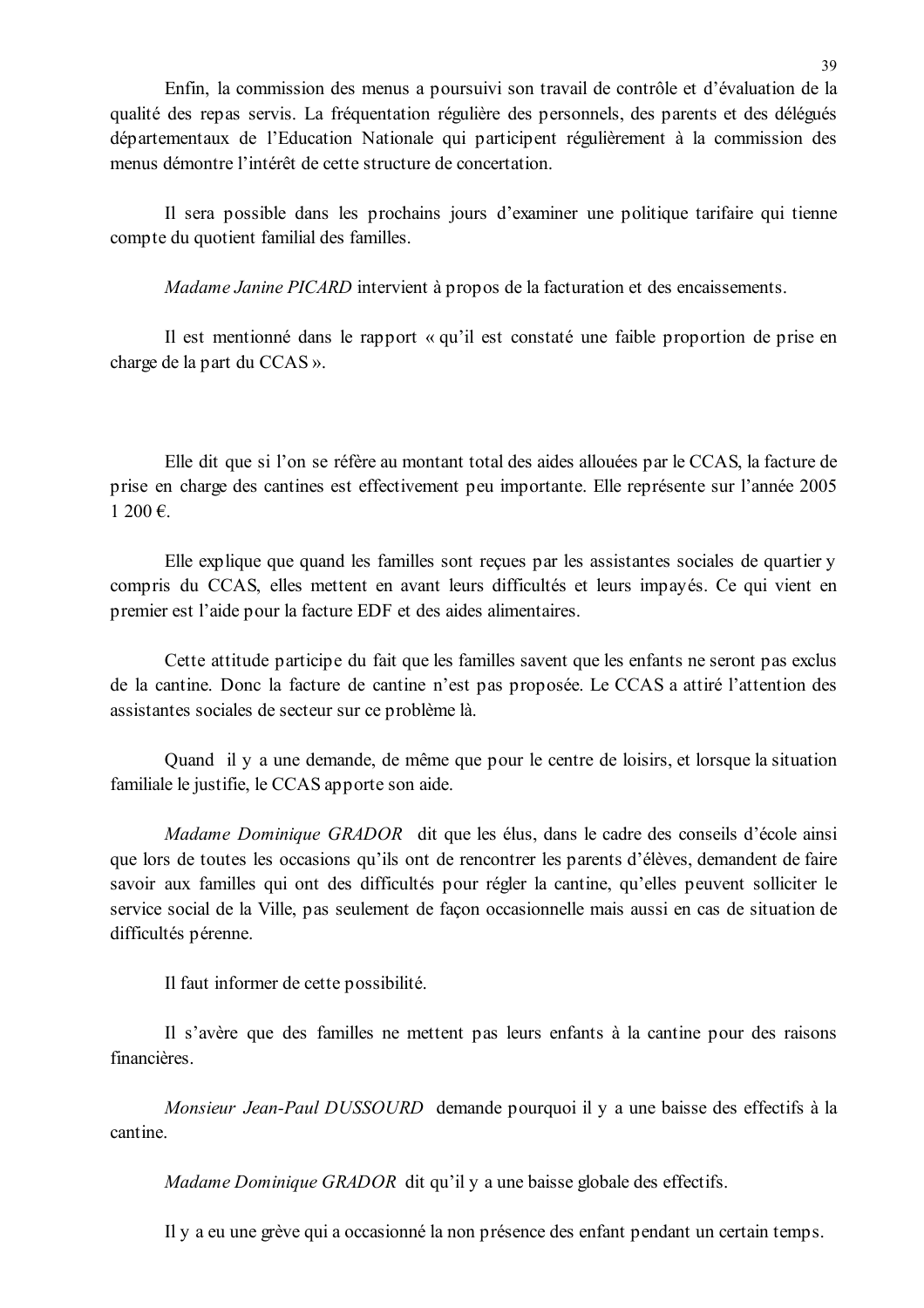Enfin, la commission des menus a poursuivi son travail de contrôle et d'évaluation de la qualité des repas servis. La fréquentation régulière des personnels, des parents et des délégués départementaux de l'Education Nationale qui participent régulièrement à la commission des menus démontre l'intérêt de cette structure de concertation.

Il sera possible dans les prochains jours d'examiner une politique tarifaire qui tienne compte du quotient familial des familles.

*Madame Janine PICARD* intervient à propos de la facturation et des encaissements.

Il est mentionné dans le rapport « qu'il est constaté une faible proportion de prise en charge de la part du CCAS ».

Elle dit que si l'on se réfère au montant total des aides allouées par le CCAS, la facture de prise en charge des cantines est effectivement peu importante. Elle représente sur l'année 2005 1 200 €.

Elle explique que quand les familles sont reçues par les assistantes sociales de quartier y compris du CCAS, elles mettent en avant leurs difficultés et leurs impayés. Ce qui vient en premier est l'aide pour la facture EDF et des aides alimentaires.

Cette attitude participe du fait que les familles savent que les enfants ne seront pas exclus de la cantine. Donc la facture de cantine n'est pas proposée. Le CCAS a attiré l'attention des assistantes sociales de secteur sur ce problème là.

Quand il y a une demande, de même que pour le centre de loisirs, et lorsque la situation familiale le justifie, le CCAS apporte son aide.

*Madame Dominique GRADOR* dit que les élus, dans le cadre des conseils d'école ainsi que lors de toutes les occasions qu'ils ont de rencontrer les parents d'élèves, demandent de faire savoir aux familles qui ont des difficultés pour régler la cantine, qu'elles peuvent solliciter le service social de la Ville, pas seulement de façon occasionnelle mais aussi en cas de situation de difficultés pérenne.

Il faut informer de cette possibilité.

Il s'avère que des familles ne mettent pas leurs enfants à la cantine pour des raisons financières.

*Monsieur Jean-Paul DUSSOURD* demande pourquoi il y a une baisse des effectifs à la cantine.

*Madame Dominique GRADOR* dit qu'il y a une baisse globale des effectifs.

Il y a eu une grève qui a occasionné la non présence des enfant pendant un certain temps.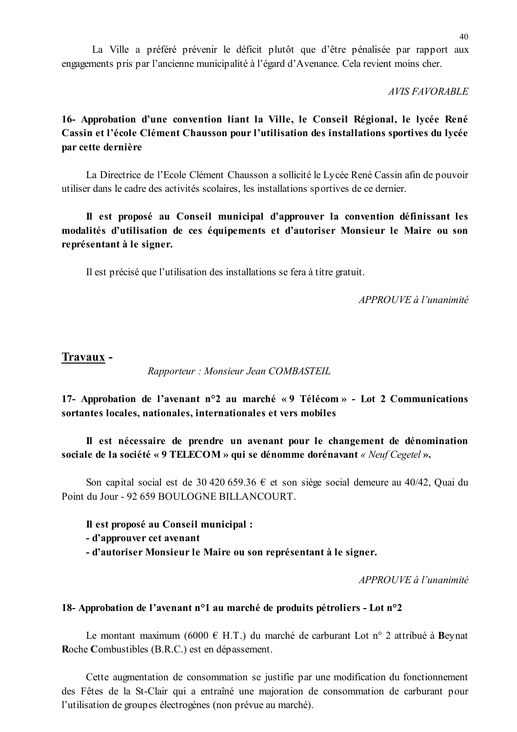La Ville a préféré prévenir le déficit plutôt que d'être pénalisée par rapport aux engagements pris par l'ancienne municipalité à l'égard d'Avenance. Cela revient moins cher.

*AVIS FAVORABLE*

**16- Approbation d'une convention liant la Ville, le Conseil Régional, le lycée René Cassin et l'école Clément Chausson pour l'utilisation des installations sportives du lycée par cette dernière**

La Directrice de l'Ecole Clément Chausson a sollicité le Lycée René Cassin afin de pouvoir utiliser dans le cadre des activités scolaires, les installations sportives de ce dernier.

**Il est proposé au Conseil municipal d'approuver la convention définissant les modalités d'utilisation de ces équipements et d'autoriser Monsieur le Maire ou son représentant à le signer.**

Il est précisé que l'utilisation des installations se fera à titre gratuit.

*APPROUVE à l'unanimité*

## <u>Travaux</u> -

*Rapporteur : Monsieur Jean COMBASTEIL*

**17- Approbation de l'avenant n°2 au marché « 9 Télécom » - Lot 2 Communications sortantes locales, nationales, internationales et vers mobiles**

**Il est nécessaire de prendre un avenant pour le changement de dénomination sociale de la société « 9 TELECOM » qui se dénomme dorénavant *« Neuf Cegetel* ».**

Son capital social est de 30 420 659.36 € et son siège social demeure au 40/42, Quai du Point du Jour - 92 659 BOULOGNE BILLANCOURT.

**Il est proposé au Conseil municipal :**
**- d'approuver cet avenant**
**- d'autoriser Monsieur le Maire ou son représentant à le signer.**

*APPROUVE à l'unanimité*

**18- Approbation de l'avenant n°1 au marché de produits pétroliers - Lot n°2**

Le montant maximum (6000 € H.T.) du marché de carburant Lot n° 2 attribué à **B**eynat **R**oche **C**ombustibles (B.R.C.) est en dépassement.

Cette augmentation de consommation se justifie par une modification du fonctionnement des Fêtes de la St-Clair qui a entraîné une majoration de consommation de carburant pour l'utilisation de groupes électrogènes (non prévue au marché).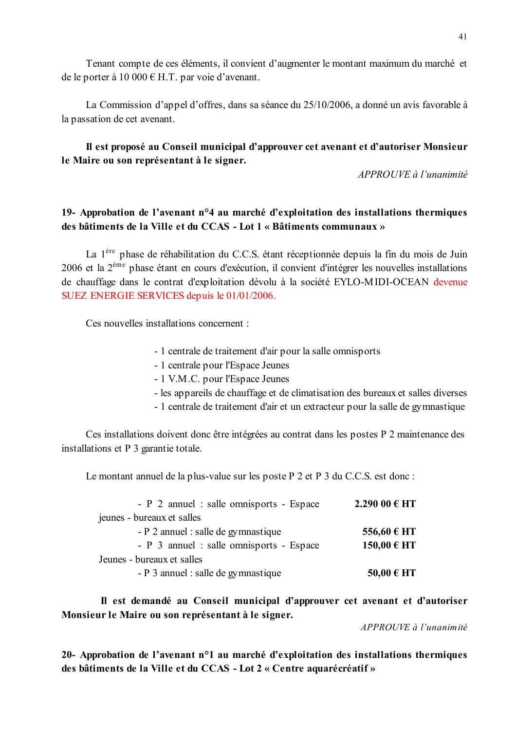Tenant compte de ces éléments, il convient d'augmenter le montant maximum du marché et de le porter à 10 000 € H.T. par voie d'avenant.

La Commission d'appel d'offres, dans sa séance du 25/10/2006, a donné un avis favorable à la passation de cet avenant.

**Il est proposé au Conseil municipal d'approuver cet avenant et d'autoriser Monsieur le Maire ou son représentant à le signer.**

*APPROUVE à l'unanimité*

## 19- Approbation de l'avenant n°4 au marché d'exploitation des installations thermiques des bâtiments de la Ville et du CCAS - Lot 1 « Bâtiments communaux »

La 1ère phase de réhabilitation du C.C.S. étant réceptionnée depuis la fin du mois de Juin 2006 et la 2ème phase étant en cours d'exécution, il convient d'intégrer les nouvelles installations de chauffage dans le contrat d'exploitation dévolu à la société EYLO-MIDI-OCEAN devenue SUEZ ENERGIE SERVICES depuis le 01/01/2006.

Ces nouvelles installations concernent :

- 1 centrale de traitement d'air pour la salle omnisports
- 1 centrale pour l'Espace Jeunes
- 1 V.M.C. pour l'Espace Jeunes
- les appareils de chauffage et de climatisation des bureaux et salles diverses
- 1 centrale de traitement d'air et un extracteur pour la salle de gymnastique

Ces installations doivent donc être intégrées au contrat dans les postes P 2 maintenance des installations et P 3 garantie totale.

Le montant annuel de la plus-value sur les poste P 2 et P 3 du C.C.S. est donc :

| | |
|---|---|
| - P 2 annuel : salle omnisports - Espace jeunes - bureaux et salles | **2.290 00 € HT** |
| - P 2 annuel : salle de gymnastique | **556,60 € HT** |
| - P 3 annuel : salle omnisports - Espace Jeunes - bureaux et salles | **150,00 € HT** |
| - P 3 annuel : salle de gymnastique | **50,00 € HT** |

**Il est demandé au Conseil municipal d'approuver cet avenant et d'autoriser Monsieur le Maire ou son représentant à le signer.**

*APPROUVE à l'unanimité*

## 20- Approbation de l'avenant n°1 au marché d'exploitation des installations thermiques des bâtiments de la Ville et du CCAS - Lot 2 « Centre aquarécréatif »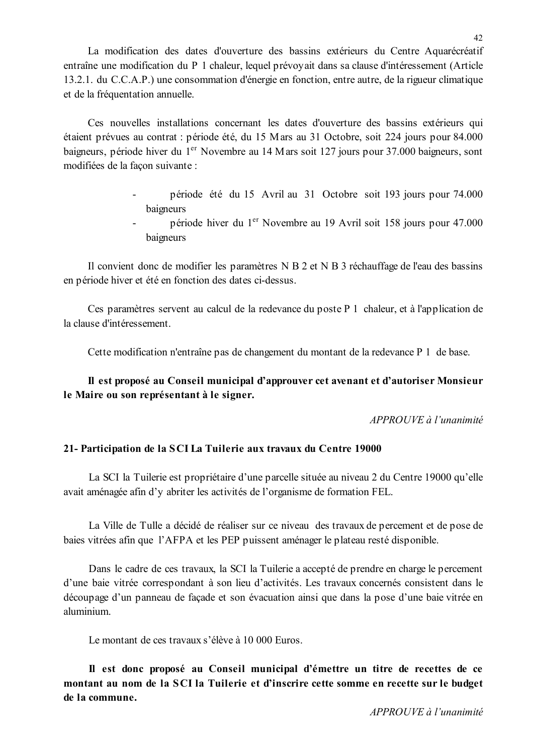La modification des dates d'ouverture des bassins extérieurs du Centre Aquarécréatif entraîne une modification du P 1 chaleur, lequel prévoyait dans sa clause d'intéressement (Article 13.2.1. du C.C.A.P.) une consommation d'énergie en fonction, entre autre, de la rigueur climatique et de la fréquentation annuelle.

Ces nouvelles installations concernant les dates d'ouverture des bassins extérieurs qui étaient prévues au contrat : période été, du 15 Mars au 31 Octobre, soit 224 jours pour 84.000 baigneurs, période hiver du 1er Novembre au 14 Mars soit 127 jours pour 37.000 baigneurs, sont modifiées de la façon suivante :

- période été du 15 Avril au 31 Octobre soit 193 jours pour 74.000 baigneurs
- période hiver du 1er Novembre au 19 Avril soit 158 jours pour 47.000 baigneurs

Il convient donc de modifier les paramètres N B 2 et N B 3 réchauffage de l'eau des bassins en période hiver et été en fonction des dates ci-dessus.

Ces paramètres servent au calcul de la redevance du poste P 1 chaleur, et à l'application de la clause d'intéressement.

Cette modification n'entraîne pas de changement du montant de la redevance P 1 de base.

**Il est proposé au Conseil municipal d'approuver cet avenant et d'autoriser Monsieur le Maire ou son représentant à le signer.**

*APPROUVE à l'unanimité*

**21- Participation de la SCI La Tuilerie aux travaux du Centre 19000**

La SCI la Tuilerie est propriétaire d'une parcelle située au niveau 2 du Centre 19000 qu'elle avait aménagée afin d'y abriter les activités de l'organisme de formation FEL.

La Ville de Tulle a décidé de réaliser sur ce niveau des travaux de percement et de pose de baies vitrées afin que l'AFPA et les PEP puissent aménager le plateau resté disponible.

Dans le cadre de ces travaux, la SCI la Tuilerie a accepté de prendre en charge le percement d'une baie vitrée correspondant à son lieu d'activités. Les travaux concernés consistent dans le découpage d'un panneau de façade et son évacuation ainsi que dans la pose d'une baie vitrée en aluminium.

Le montant de ces travaux s'élève à 10 000 Euros.

**Il est donc proposé au Conseil municipal d'émettre un titre de recettes de ce montant au nom de la SCI la Tuilerie et d'inscrire cette somme en recette sur le budget de la commune.**

*APPROUVE à l'unanimité*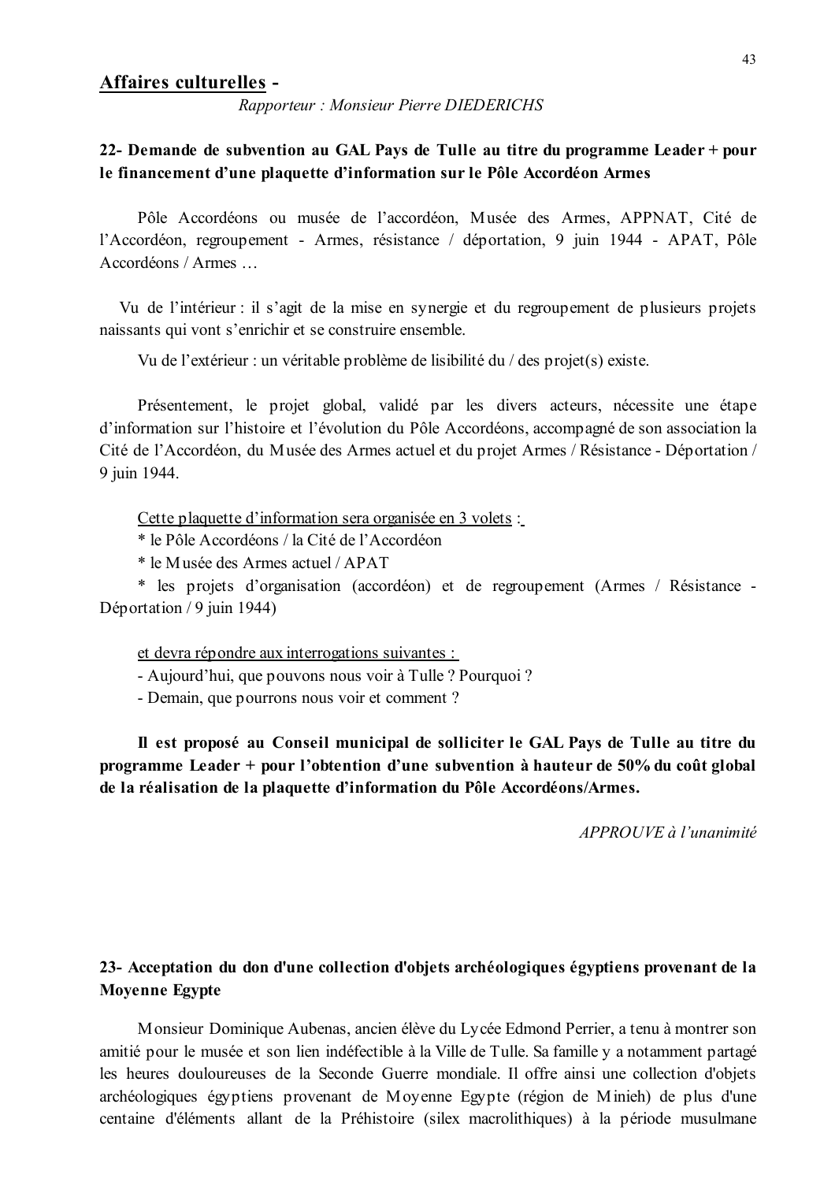## Affaires culturelles -

*Rapporteur : Monsieur Pierre DIEDERICHS*

### 22- Demande de subvention au GAL Pays de Tulle au titre du programme Leader + pour le financement d'une plaquette d'information sur le Pôle Accordéon Armes

Pôle Accordéons ou musée de l'accordéon, Musée des Armes, APPNAT, Cité de l'Accordéon, regroupement - Armes, résistance / déportation, 9 juin 1944 - APAT, Pôle Accordéons / Armes …

Vu de l'intérieur : il s'agit de la mise en synergie et du regroupement de plusieurs projets naissants qui vont s'enrichir et se construire ensemble.

Vu de l'extérieur : un véritable problème de lisibilité du / des projet(s) existe.

Présentement, le projet global, validé par les divers acteurs, nécessite une étape d'information sur l'histoire et l'évolution du Pôle Accordéons, accompagné de son association la Cité de l'Accordéon, du Musée des Armes actuel et du projet Armes / Résistance - Déportation / 9 juin 1944.

Cette plaquette d'information sera organisée en 3 volets :

* le Pôle Accordéons / la Cité de l'Accordéon
* le Musée des Armes actuel / APAT
* les projets d'organisation (accordéon) et de regroupement (Armes / Résistance - Déportation / 9 juin 1944)

et devra répondre aux interrogations suivantes :

- Aujourd'hui, que pouvons nous voir à Tulle ? Pourquoi ?
- Demain, que pourrons nous voir et comment ?

**Il est proposé au Conseil municipal de solliciter le GAL Pays de Tulle au titre du programme Leader + pour l'obtention d'une subvention à hauteur de 50% du coût global de la réalisation de la plaquette d'information du Pôle Accordéons/Armes.**

*APPROUVE à l'unanimité*

### 23- Acceptation du don d'une collection d'objets archéologiques égyptiens provenant de la Moyenne Egypte

Monsieur Dominique Aubenas, ancien élève du Lycée Edmond Perrier, a tenu à montrer son amitié pour le musée et son lien indéfectible à la Ville de Tulle. Sa famille y a notamment partagé les heures douloureuses de la Seconde Guerre mondiale. Il offre ainsi une collection d'objets archéologiques égyptiens provenant de Moyenne Egypte (région de Minieh) de plus d'une centaine d'éléments allant de la Préhistoire (silex macrolithiques) à la période musulmane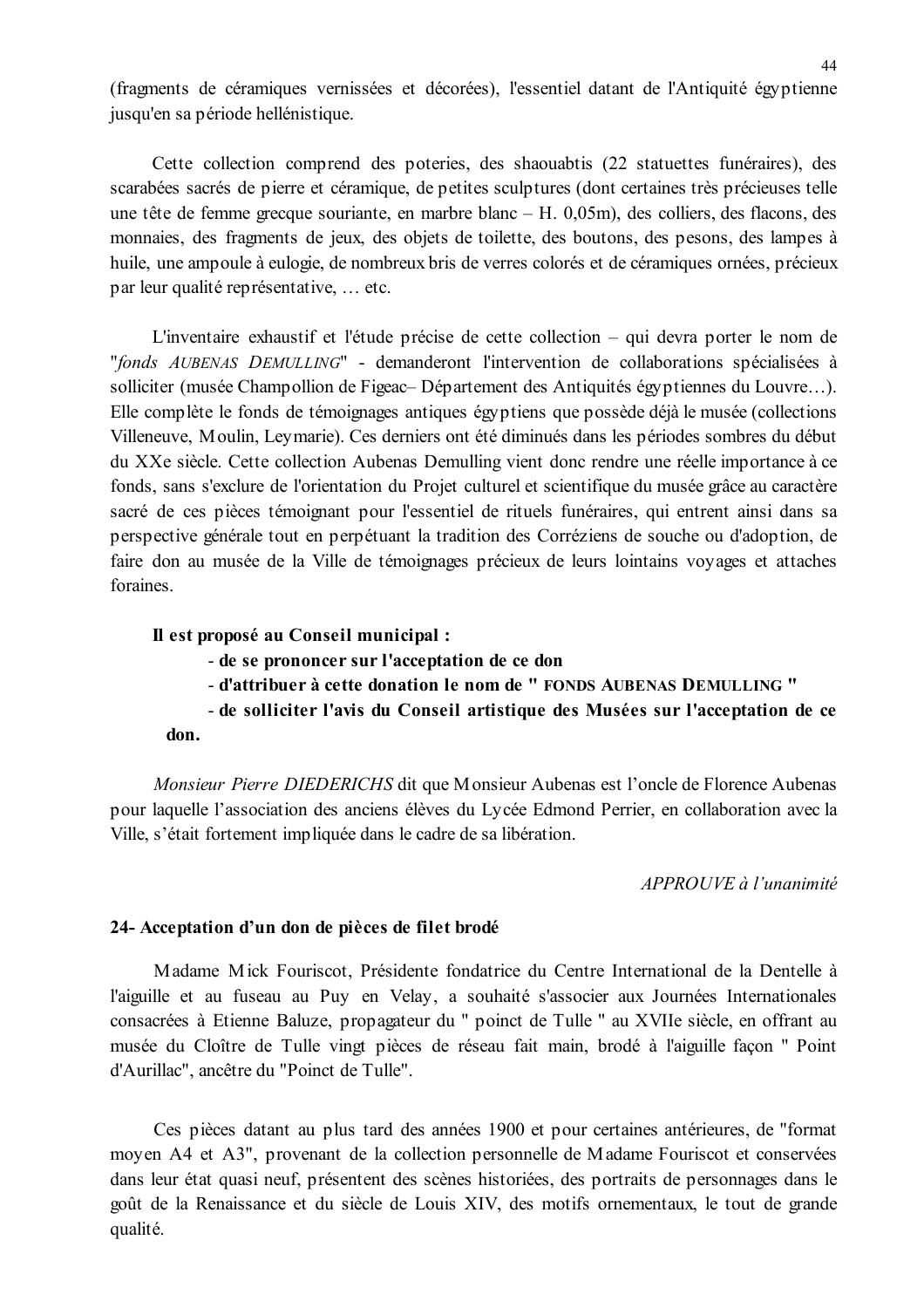(fragments de céramiques vernissées et décorées), l'essentiel datant de l'Antiquité égyptienne jusqu'en sa période hellénistique.

Cette collection comprend des poteries, des shaouabtis (22 statuettes funéraires), des scarabées sacrés de pierre et céramique, de petites sculptures (dont certaines très précieuses telle une tête de femme grecque souriante, en marbre blanc – H. 0,05m), des colliers, des flacons, des monnaies, des fragments de jeux, des objets de toilette, des boutons, des pesons, des lampes à huile, une ampoule à eulogie, de nombreux bris de verres colorés et de céramiques ornées, précieux par leur qualité représentative, … etc.

L'inventaire exhaustif et l'étude précise de cette collection – qui devra porter le nom de "*fonds AUBENAS DEMULLING*" - demanderont l'intervention de collaborations spécialisées à solliciter (musée Champollion de Figeac– Département des Antiquités égyptiennes du Louvre…). Elle complète le fonds de témoignages antiques égyptiens que possède déjà le musée (collections Villeneuve, Moulin, Leymarie). Ces derniers ont été diminués dans les périodes sombres du début du XXe siècle. Cette collection Aubenas Demulling vient donc rendre une réelle importance à ce fonds, sans s'exclure de l'orientation du Projet culturel et scientifique du musée grâce au caractère sacré de ces pièces témoignant pour l'essentiel de rituels funéraires, qui entrent ainsi dans sa perspective générale tout en perpétuant la tradition des Corréziens de souche ou d'adoption, de faire don au musée de la Ville de témoignages précieux de leurs lointains voyages et attaches foraines.

**Il est proposé au Conseil municipal :**

- **de se prononcer sur l'acceptation de ce don**
- **d'attribuer à cette donation le nom de " FONDS AUBENAS DEMULLING "**
- **de solliciter l'avis du Conseil artistique des Musées sur l'acceptation de ce don.**

*Monsieur Pierre DIEDERICHS* dit que Monsieur Aubenas est l'oncle de Florence Aubenas pour laquelle l'association des anciens élèves du Lycée Edmond Perrier, en collaboration avec la Ville, s'était fortement impliquée dans le cadre de sa libération.

*APPROUVE à l'unanimité*

**24- Acceptation d'un don de pièces de filet brodé**

Madame Mick Fouriscot, Présidente fondatrice du Centre International de la Dentelle à l'aiguille et au fuseau au Puy en Velay, a souhaité s'associer aux Journées Internationales consacrées à Etienne Baluze, propagateur du " poinct de Tulle " au XVIIe siècle, en offrant au musée du Cloître de Tulle vingt pièces de réseau fait main, brodé à l'aiguille façon " Point d'Aurillac", ancêtre du "Poinct de Tulle".

Ces pièces datant au plus tard des années 1900 et pour certaines antérieures, de "format moyen A4 et A3", provenant de la collection personnelle de Madame Fouriscot et conservées dans leur état quasi neuf, présentent des scènes historiées, des portraits de personnages dans le goût de la Renaissance et du siècle de Louis XIV, des motifs ornementaux, le tout de grande qualité.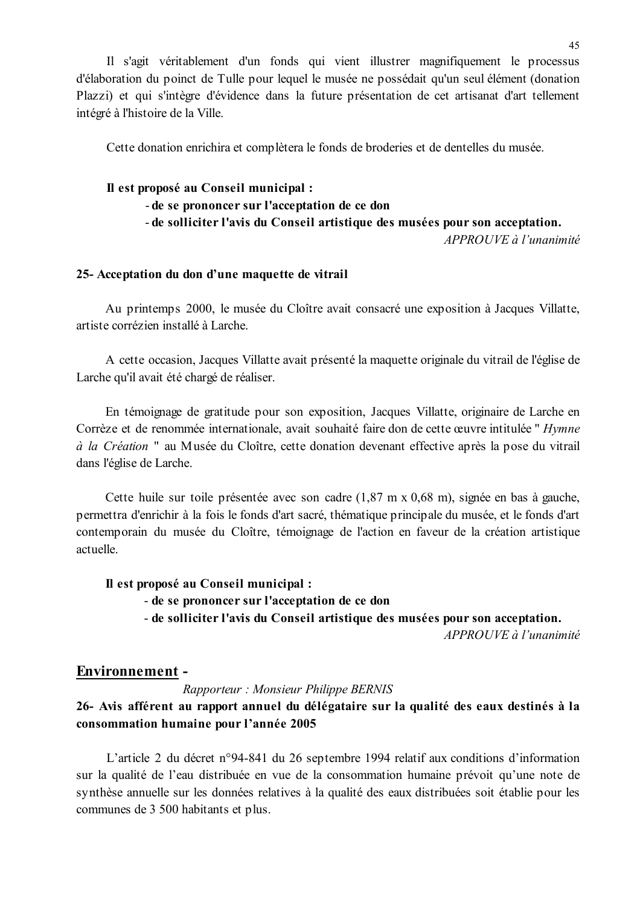Il s'agit véritablement d'un fonds qui vient illustrer magnifiquement le processus d'élaboration du poinct de Tulle pour lequel le musée ne possédait qu'un seul élément (donation Plazzi) et qui s'intègre d'évidence dans la future présentation de cet artisanat d'art tellement intégré à l'histoire de la Ville.

Cette donation enrichira et complètera le fonds de broderies et de dentelles du musée.

**Il est proposé au Conseil municipal :**

- **de se prononcer sur l'acceptation de ce don**
- **de solliciter l'avis du Conseil artistique des musées pour son acceptation.**

*APPROUVE à l'unanimité*

**25- Acceptation du don d'une maquette de vitrail**

Au printemps 2000, le musée du Cloître avait consacré une exposition à Jacques Villatte, artiste corrézien installé à Larche.

A cette occasion, Jacques Villatte avait présenté la maquette originale du vitrail de l'église de Larche qu'il avait été chargé de réaliser.

En témoignage de gratitude pour son exposition, Jacques Villatte, originaire de Larche en Corrèze et de renommée internationale, avait souhaité faire don de cette œuvre intitulée " *Hymne à la Création* " au Musée du Cloître, cette donation devenant effective après la pose du vitrail dans l'église de Larche.

Cette huile sur toile présentée avec son cadre (1,87 m x 0,68 m), signée en bas à gauche, permettra d'enrichir à la fois le fonds d'art sacré, thématique principale du musée, et le fonds d'art contemporain du musée du Cloître, témoignage de l'action en faveur de la création artistique actuelle.

**Il est proposé au Conseil municipal :**

- **de se prononcer sur l'acceptation de ce don**
- **de solliciter l'avis du Conseil artistique des musées pour son acceptation.**

*APPROUVE à l'unanimité*

## Environnement -

*Rapporteur : Monsieur Philippe BERNIS*

**26- Avis afférent au rapport annuel du délégataire sur la qualité des eaux destinés à la consommation humaine pour l'année 2005**

L'article 2 du décret n°94-841 du 26 septembre 1994 relatif aux conditions d'information sur la qualité de l'eau distribuée en vue de la consommation humaine prévoit qu'une note de synthèse annuelle sur les données relatives à la qualité des eaux distribuées soit établie pour les communes de 3 500 habitants et plus.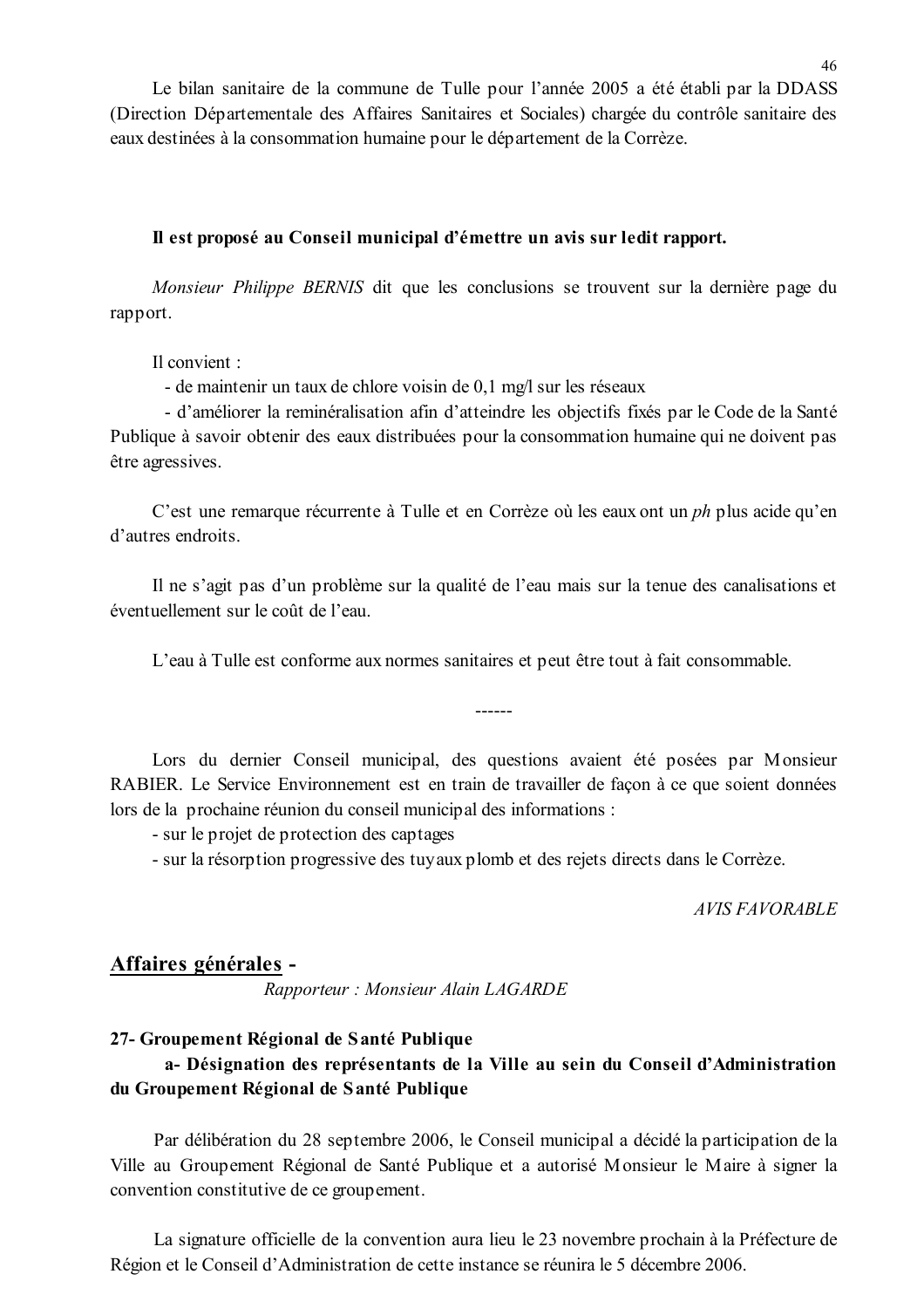Le bilan sanitaire de la commune de Tulle pour l'année 2005 a été établi par la DDASS (Direction Départementale des Affaires Sanitaires et Sociales) chargée du contrôle sanitaire des eaux destinées à la consommation humaine pour le département de la Corrèze.

**Il est proposé au Conseil municipal d'émettre un avis sur ledit rapport.**

*Monsieur Philippe BERNIS* dit que les conclusions se trouvent sur la dernière page du rapport.

Il convient :

- de maintenir un taux de chlore voisin de 0,1 mg/l sur les réseaux
- d'améliorer la reminéralisation afin d'atteindre les objectifs fixés par le Code de la Santé Publique à savoir obtenir des eaux distribuées pour la consommation humaine qui ne doivent pas être agressives.

C'est une remarque récurrente à Tulle et en Corrèze où les eaux ont un *ph* plus acide qu'en d'autres endroits.

Il ne s'agit pas d'un problème sur la qualité de l'eau mais sur la tenue des canalisations et éventuellement sur le coût de l'eau.

L'eau à Tulle est conforme aux normes sanitaires et peut être tout à fait consommable.

------

Lors du dernier Conseil municipal, des questions avaient été posées par Monsieur RABIER. Le Service Environnement est en train de travailler de façon à ce que soient données lors de la prochaine réunion du conseil municipal des informations :

- sur le projet de protection des captages
- sur la résorption progressive des tuyaux plomb et des rejets directs dans le Corrèze.

*AVIS FAVORABLE*

## Affaires générales -

*Rapporteur : Monsieur Alain LAGARDE*

### 27- Groupement Régional de Santé Publique

**a- Désignation des représentants de la Ville au sein du Conseil d'Administration du Groupement Régional de Santé Publique**

Par délibération du 28 septembre 2006, le Conseil municipal a décidé la participation de la Ville au Groupement Régional de Santé Publique et a autorisé Monsieur le Maire à signer la convention constitutive de ce groupement.

La signature officielle de la convention aura lieu le 23 novembre prochain à la Préfecture de Région et le Conseil d'Administration de cette instance se réunira le 5 décembre 2006.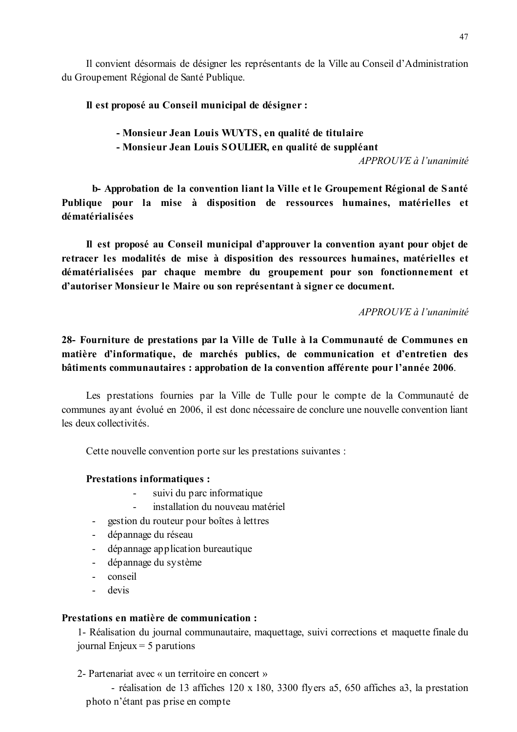Il convient désormais de désigner les représentants de la Ville au Conseil d'Administration du Groupement Régional de Santé Publique.

**Il est proposé au Conseil municipal de désigner :**

> **- Monsieur Jean Louis WUYTS, en qualité de titulaire**
> **- Monsieur Jean Louis SOULIER, en qualité de suppléant**

*APPROUVE à l'unanimité*

**b- Approbation de la convention liant la Ville et le Groupement Régional de Santé Publique pour la mise à disposition de ressources humaines, matérielles et dématérialisées**

**Il est proposé au Conseil municipal d'approuver la convention ayant pour objet de retracer les modalités de mise à disposition des ressources humaines, matérielles et dématérialisées par chaque membre du groupement pour son fonctionnement et d'autoriser Monsieur le Maire ou son représentant à signer ce document.**

*APPROUVE à l'unanimité*

**28- Fourniture de prestations par la Ville de Tulle à la Communauté de Communes en matière d'informatique, de marchés publics, de communication et d'entretien des bâtiments communautaires : approbation de la convention afférente pour l'année 2006.**

Les prestations fournies par la Ville de Tulle pour le compte de la Communauté de communes ayant évolué en 2006, il est donc nécessaire de conclure une nouvelle convention liant les deux collectivités.

Cette nouvelle convention porte sur les prestations suivantes :

**Prestations informatiques :**

- suivi du parc informatique
- installation du nouveau matériel
- gestion du routeur pour boîtes à lettres
- dépannage du réseau
- dépannage application bureautique
- dépannage du système
- conseil
- devis

**Prestations en matière de communication :**

1- Réalisation du journal communautaire, maquettage, suivi corrections et maquette finale du journal Enjeux = 5 parutions

2- Partenariat avec « un territoire en concert »

- réalisation de 13 affiches 120 x 180, 3300 flyers a5, 650 affiches a3, la prestation photo n'étant pas prise en compte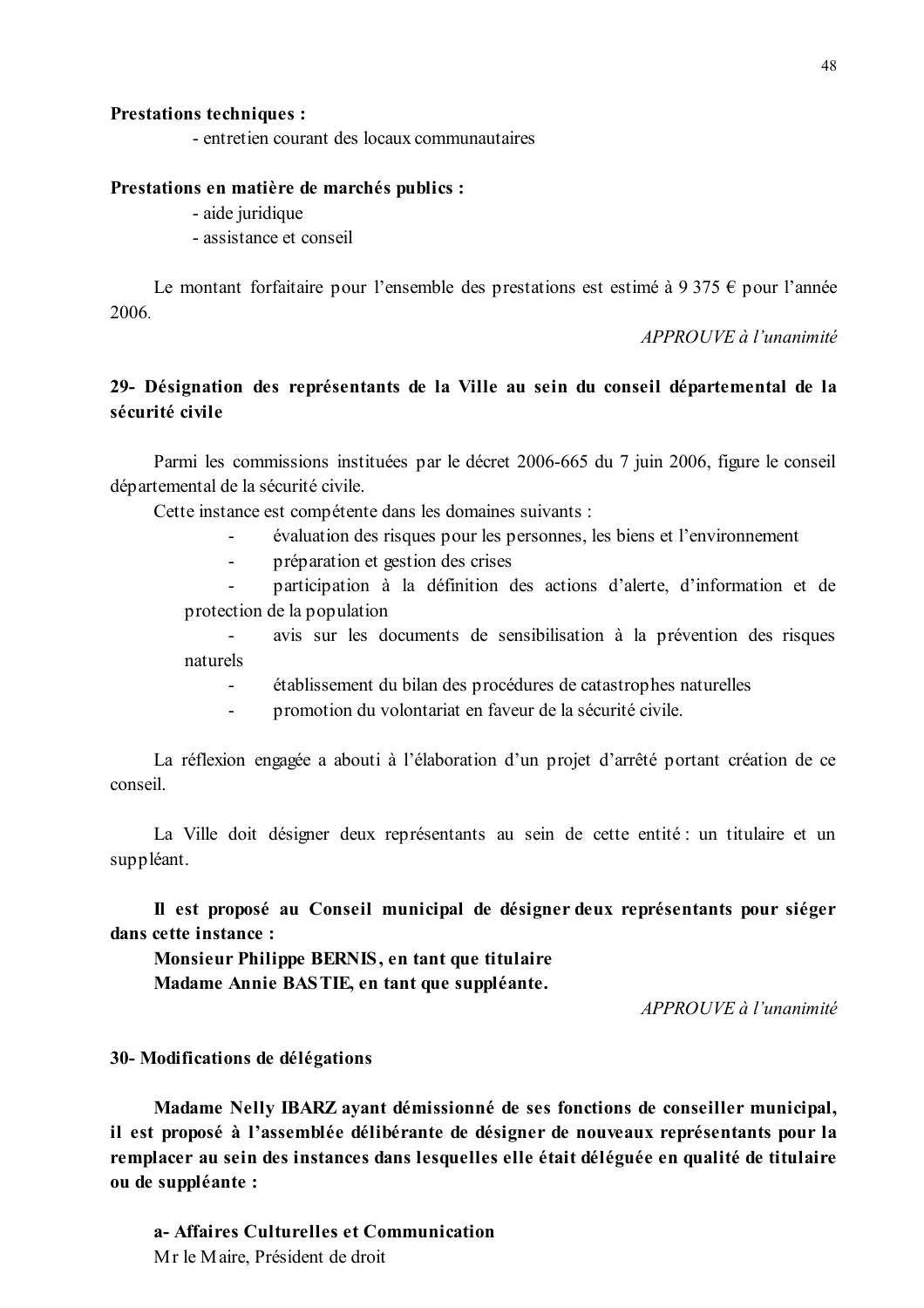**Prestations techniques :**

- entretien courant des locaux communautaires

**Prestations en matière de marchés publics :**

- aide juridique
- assistance et conseil

Le montant forfaitaire pour l'ensemble des prestations est estimé à 9 375 € pour l'année 2006.

*APPROUVE à l'unanimité*

**29- Désignation des représentants de la Ville au sein du conseil départemental de la sécurité civile**

Parmi les commissions instituées par le décret 2006-665 du 7 juin 2006, figure le conseil départemental de la sécurité civile.

Cette instance est compétente dans les domaines suivants :

- évaluation des risques pour les personnes, les biens et l'environnement
- préparation et gestion des crises
- participation à la définition des actions d'alerte, d'information et de protection de la population
- avis sur les documents de sensibilisation à la prévention des risques naturels
- établissement du bilan des procédures de catastrophes naturelles
- promotion du volontariat en faveur de la sécurité civile.

La réflexion engagée a abouti à l'élaboration d'un projet d'arrêté portant création de ce conseil.

La Ville doit désigner deux représentants au sein de cette entité : un titulaire et un suppléant.

**Il est proposé au Conseil municipal de désigner deux représentants pour siéger dans cette instance :**

**Monsieur Philippe BERNIS, en tant que titulaire**

**Madame Annie BASTIE, en tant que suppléante.**

*APPROUVE à l'unanimité*

**30- Modifications de délégations**

**Madame Nelly IBARZ ayant démissionné de ses fonctions de conseiller municipal, il est proposé à l'assemblée délibérante de désigner de nouveaux représentants pour la remplacer au sein des instances dans lesquelles elle était déléguée en qualité de titulaire ou de suppléante :**

**a- Affaires Culturelles et Communication**

Mr le Maire, Président de droit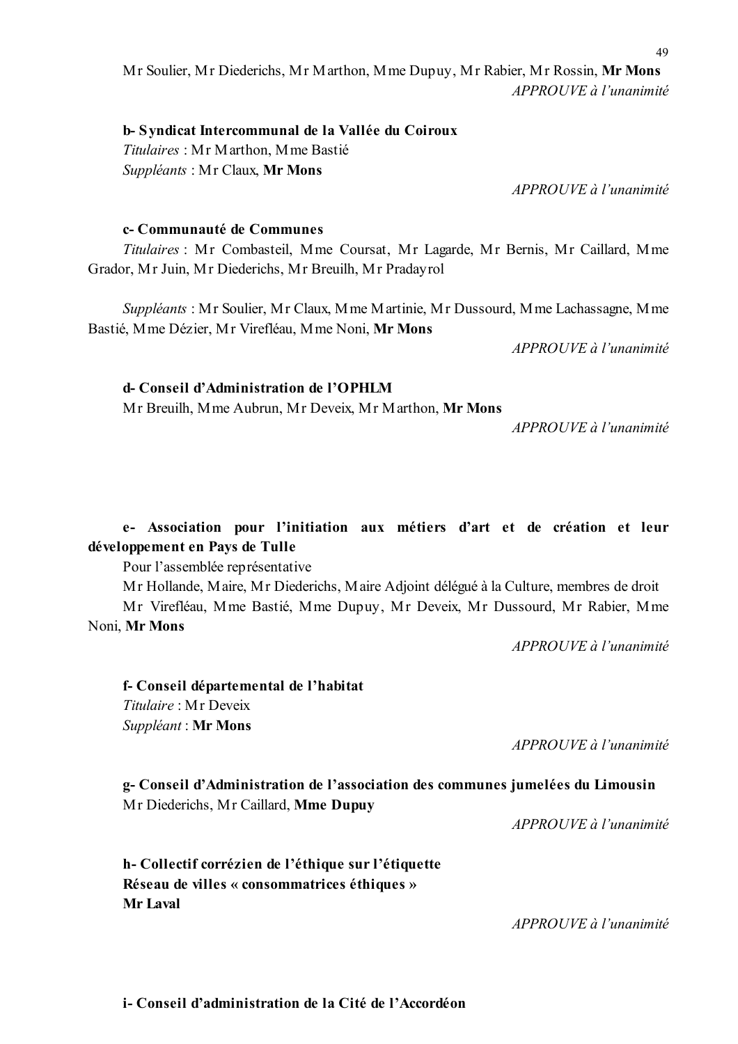Mr Soulier, Mr Diederichs, Mr Marthon, Mme Dupuy, Mr Rabier, Mr Rossin, **Mr Mons**

*APPROUVE à l'unanimité*

**b- Syndicat Intercommunal de la Vallée du Coiroux**

*Titulaires* : Mr Marthon, Mme Bastié

*Suppléants* : Mr Claux, **Mr Mons**

*APPROUVE à l'unanimité*

**c- Communauté de Communes**

*Titulaires* : Mr Combasteil, Mme Coursat, Mr Lagarde, Mr Bernis, Mr Caillard, Mme Grador, Mr Juin, Mr Diederichs, Mr Breuilh, Mr Pradayrol

*Suppléants* : Mr Soulier, Mr Claux, Mme Martinie, Mr Dussourd, Mme Lachassagne, Mme Bastié, Mme Dézier, Mr Virefléau, Mme Noni, **Mr Mons**

*APPROUVE à l'unanimité*

**d- Conseil d'Administration de l'OPHLM**

Mr Breuilh, Mme Aubrun, Mr Deveix, Mr Marthon, **Mr Mons**

*APPROUVE à l'unanimité*

**e- Association pour l'initiation aux métiers d'art et de création et leur développement en Pays de Tulle**

Pour l'assemblée représentative

Mr Hollande, Maire, Mr Diederichs, Maire Adjoint délégué à la Culture, membres de droit

Mr Virefléau, Mme Bastié, Mme Dupuy, Mr Deveix, Mr Dussourd, Mr Rabier, Mme Noni, **Mr Mons**

*APPROUVE à l'unanimité*

**f- Conseil départemental de l'habitat**

*Titulaire* : Mr Deveix

*Suppléant* : **Mr Mons**

*APPROUVE à l'unanimité*

**g- Conseil d'Administration de l'association des communes jumelées du Limousin**

Mr Diederichs, Mr Caillard, **Mme Dupuy**

*APPROUVE à l'unanimité*

**h- Collectif corrézien de l'éthique sur l'étiquette**
**Réseau de villes « consommatrices éthiques »**
**Mr Laval**

*APPROUVE à l'unanimité*

**i- Conseil d'administration de la Cité de l'Accordéon**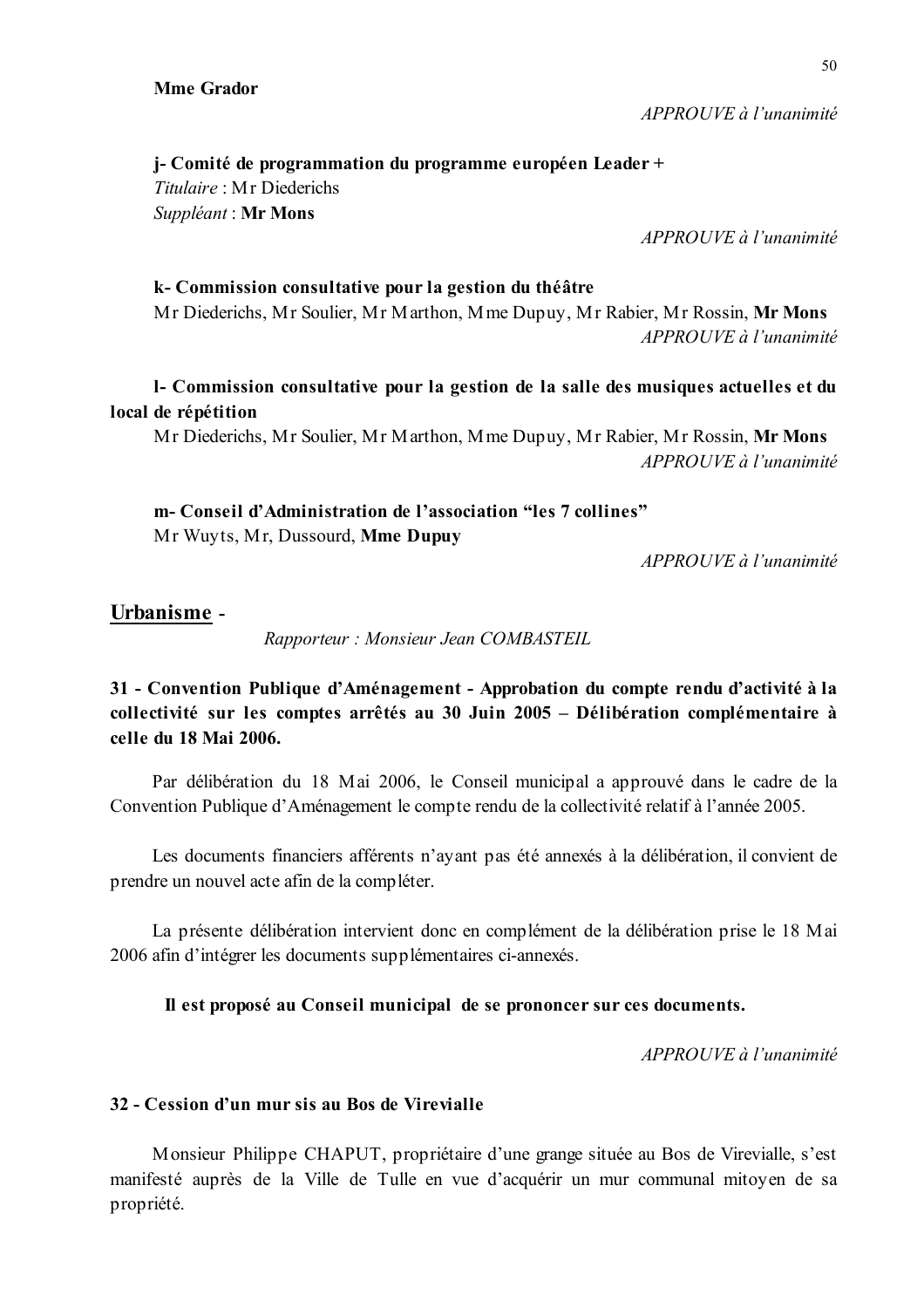**Mme Grador**

*APPROUVE à l'unanimité*

**j- Comité de programmation du programme européen Leader +**
*Titulaire* : Mr Diederichs
*Suppléant* : **Mr Mons**

*APPROUVE à l'unanimité*

**k- Commission consultative pour la gestion du théâtre**
Mr Diederichs, Mr Soulier, Mr Marthon, Mme Dupuy, Mr Rabier, Mr Rossin, **Mr Mons**

*APPROUVE à l'unanimité*

**l- Commission consultative pour la gestion de la salle des musiques actuelles et du local de répétition**
Mr Diederichs, Mr Soulier, Mr Marthon, Mme Dupuy, Mr Rabier, Mr Rossin, **Mr Mons**

*APPROUVE à l'unanimité*

**m- Conseil d'Administration de l'association "les 7 collines"**
Mr Wuyts, Mr, Dussourd, **Mme Dupuy**

*APPROUVE à l'unanimité*

## Urbanisme -

*Rapporteur : Monsieur Jean COMBASTEIL*

**31 - Convention Publique d'Aménagement - Approbation du compte rendu d'activité à la collectivité sur les comptes arrêtés au 30 Juin 2005 – Délibération complémentaire à celle du 18 Mai 2006.**

Par délibération du 18 Mai 2006, le Conseil municipal a approuvé dans le cadre de la Convention Publique d'Aménagement le compte rendu de la collectivité relatif à l'année 2005.

Les documents financiers afférents n'ayant pas été annexés à la délibération, il convient de prendre un nouvel acte afin de la compléter.

La présente délibération intervient donc en complément de la délibération prise le 18 Mai 2006 afin d'intégrer les documents supplémentaires ci-annexés.

**Il est proposé au Conseil municipal de se prononcer sur ces documents.**

*APPROUVE à l'unanimité*

**32 - Cession d'un mur sis au Bos de Virevialle**

Monsieur Philippe CHAPUT, propriétaire d'une grange située au Bos de Virevialle, s'est manifesté auprès de la Ville de Tulle en vue d'acquérir un mur communal mitoyen de sa propriété.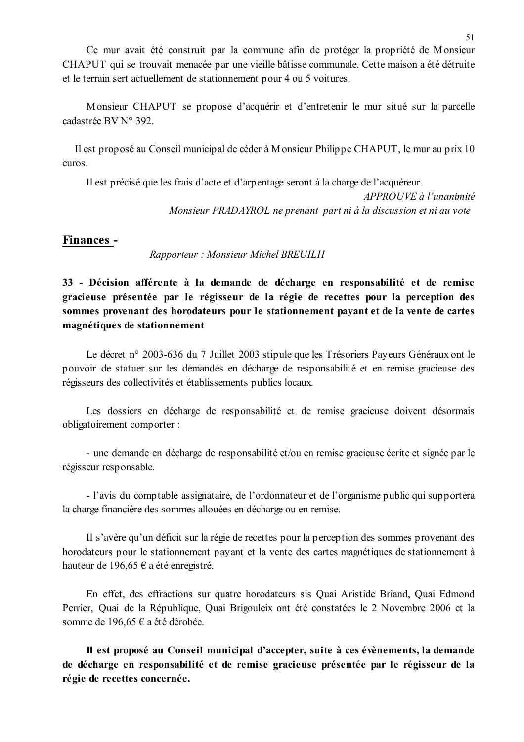Ce mur avait été construit par la commune afin de protéger la propriété de Monsieur CHAPUT qui se trouvait menacée par une vieille bâtisse communale. Cette maison a été détruite et le terrain sert actuellement de stationnement pour 4 ou 5 voitures.

Monsieur CHAPUT se propose d'acquérir et d'entretenir le mur situé sur la parcelle cadastrée BV N° 392.

Il est proposé au Conseil municipal de céder à Monsieur Philippe CHAPUT, le mur au prix 10 euros.

Il est précisé que les frais d'acte et d'arpentage seront à la charge de l'acquéreur.

*APPROUVE à l'unanimité*

*Monsieur PRADAYROL ne prenant part ni à la discussion et ni au vote*

## Finances -

*Rapporteur : Monsieur Michel BREUILH*

### 33 - Décision afférente à la demande de décharge en responsabilité et de remise gracieuse présentée par le régisseur de la régie de recettes pour la perception des sommes provenant des horodateurs pour le stationnement payant et de la vente de cartes magnétiques de stationnement

Le décret n° 2003-636 du 7 Juillet 2003 stipule que les Trésoriers Payeurs Généraux ont le pouvoir de statuer sur les demandes en décharge de responsabilité et en remise gracieuse des régisseurs des collectivités et établissements publics locaux.

Les dossiers en décharge de responsabilité et de remise gracieuse doivent désormais obligatoirement comporter :

- une demande en décharge de responsabilité et/ou en remise gracieuse écrite et signée par le régisseur responsable.

- l'avis du comptable assignataire, de l'ordonnateur et de l'organisme public qui supportera la charge financière des sommes allouées en décharge ou en remise.

Il s'avère qu'un déficit sur la régie de recettes pour la perception des sommes provenant des horodateurs pour le stationnement payant et la vente des cartes magnétiques de stationnement à hauteur de 196,65 € a été enregistré.

En effet, des effractions sur quatre horodateurs sis Quai Aristide Briand, Quai Edmond Perrier, Quai de la République, Quai Brigouleix ont été constatées le 2 Novembre 2006 et la somme de 196,65 € a été dérobée.

**Il est proposé au Conseil municipal d'accepter, suite à ces évènements, la demande de décharge en responsabilité et de remise gracieuse présentée par le régisseur de la régie de recettes concernée.**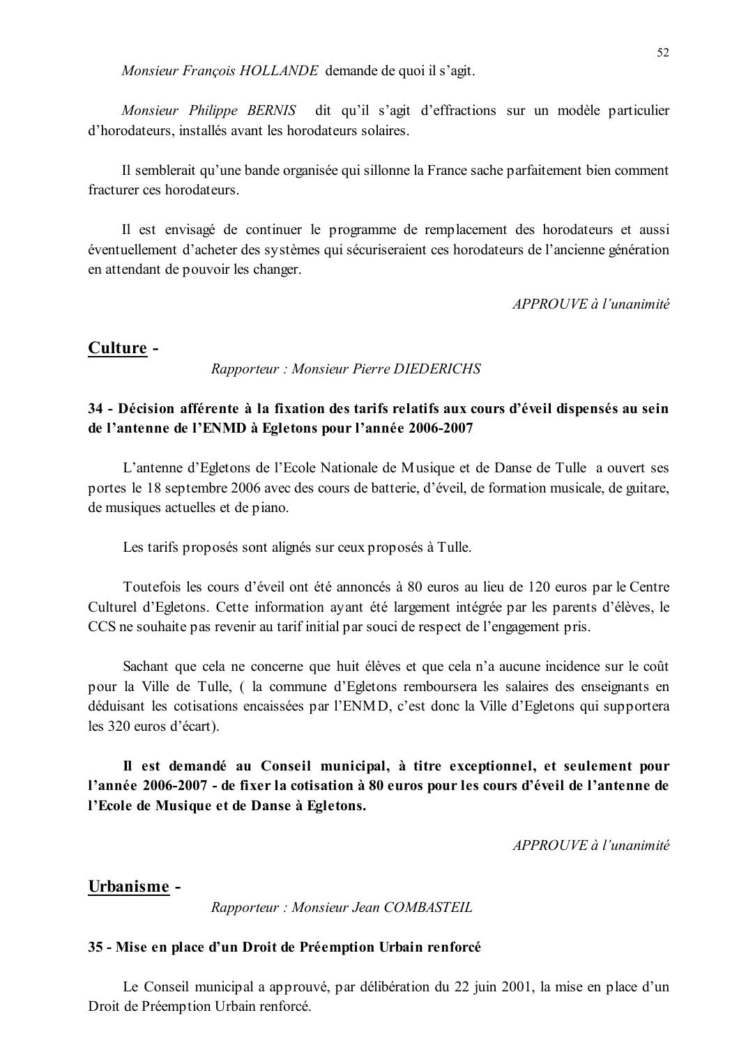*Monsieur François HOLLANDE* demande de quoi il s'agit.

*Monsieur Philippe BERNIS* dit qu'il s'agit d'effractions sur un modèle particulier d'horodateurs, installés avant les horodateurs solaires.

Il semblerait qu'une bande organisée qui sillonne la France sache parfaitement bien comment fracturer ces horodateurs.

Il est envisagé de continuer le programme de remplacement des horodateurs et aussi éventuellement d'acheter des systèmes qui sécuriseraient ces horodateurs de l'ancienne génération en attendant de pouvoir les changer.

*APPROUVE à l'unanimité*

## Culture -

*Rapporteur : Monsieur Pierre DIEDERICHS*

### 34 - Décision afférente à la fixation des tarifs relatifs aux cours d'éveil dispensés au sein de l'antenne de l'ENMD à Egletons pour l'année 2006-2007

L'antenne d'Egletons de l'Ecole Nationale de Musique et de Danse de Tulle a ouvert ses portes le 18 septembre 2006 avec des cours de batterie, d'éveil, de formation musicale, de guitare, de musiques actuelles et de piano.

Les tarifs proposés sont alignés sur ceux proposés à Tulle.

Toutefois les cours d'éveil ont été annoncés à 80 euros au lieu de 120 euros par le Centre Culturel d'Egletons. Cette information ayant été largement intégrée par les parents d'élèves, le CCS ne souhaite pas revenir au tarif initial par souci de respect de l'engagement pris.

Sachant que cela ne concerne que huit élèves et que cela n'a aucune incidence sur le coût pour la Ville de Tulle, ( la commune d'Egletons remboursera les salaires des enseignants en déduisant les cotisations encaissées par l'ENMD, c'est donc la Ville d'Egletons qui supportera les 320 euros d'écart).

**Il est demandé au Conseil municipal, à titre exceptionnel, et seulement pour l'année 2006-2007 - de fixer la cotisation à 80 euros pour les cours d'éveil de l'antenne de l'Ecole de Musique et de Danse à Egletons.**

*APPROUVE à l'unanimité*

## Urbanisme -

*Rapporteur : Monsieur Jean COMBASTEIL*

### 35 - Mise en place d'un Droit de Préemption Urbain renforcé

Le Conseil municipal a approuvé, par délibération du 22 juin 2001, la mise en place d'un Droit de Préemption Urbain renforcé.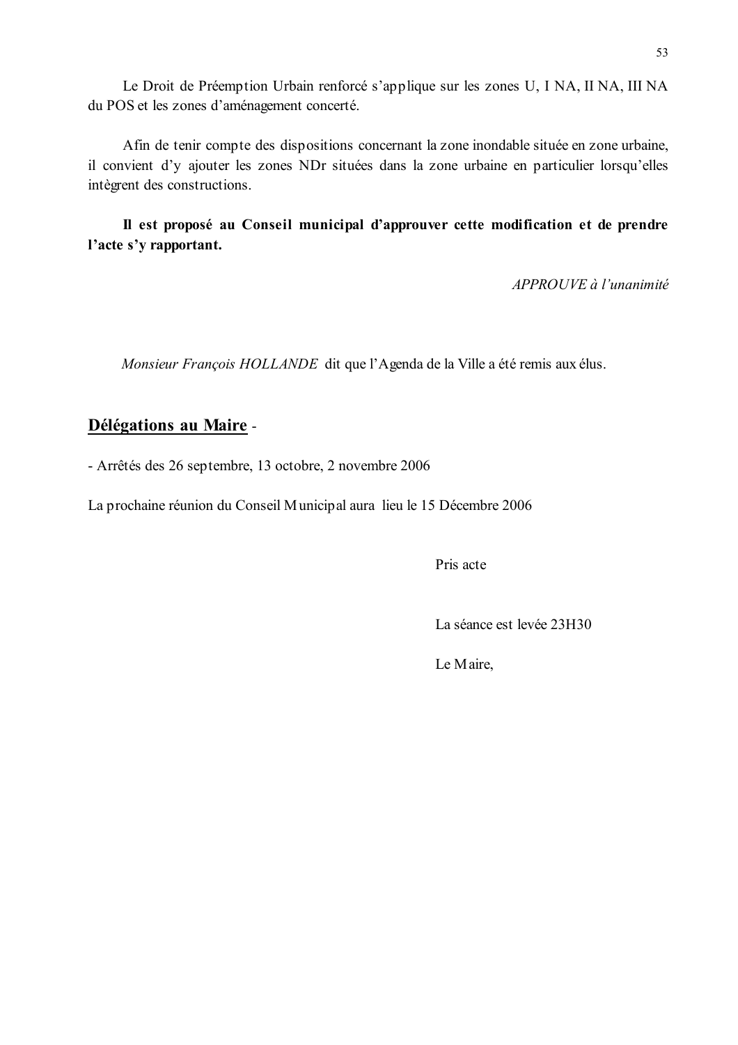Le Droit de Préemption Urbain renforcé s'applique sur les zones U, I NA, II NA, III NA du POS et les zones d'aménagement concerté.

Afin de tenir compte des dispositions concernant la zone inondable située en zone urbaine, il convient d'y ajouter les zones NDr situées dans la zone urbaine en particulier lorsqu'elles intègrent des constructions.

**Il est proposé au Conseil municipal d'approuver cette modification et de prendre l'acte s'y rapportant.**

*APPROUVE à l'unanimité*

*Monsieur François HOLLANDE* dit que l'Agenda de la Ville a été remis aux élus.

## Délégations au Maire -

- Arrêtés des 26 septembre, 13 octobre, 2 novembre 2006

La prochaine réunion du Conseil Municipal aura lieu le 15 Décembre 2006

Pris acte

La séance est levée 23H30

Le Maire,